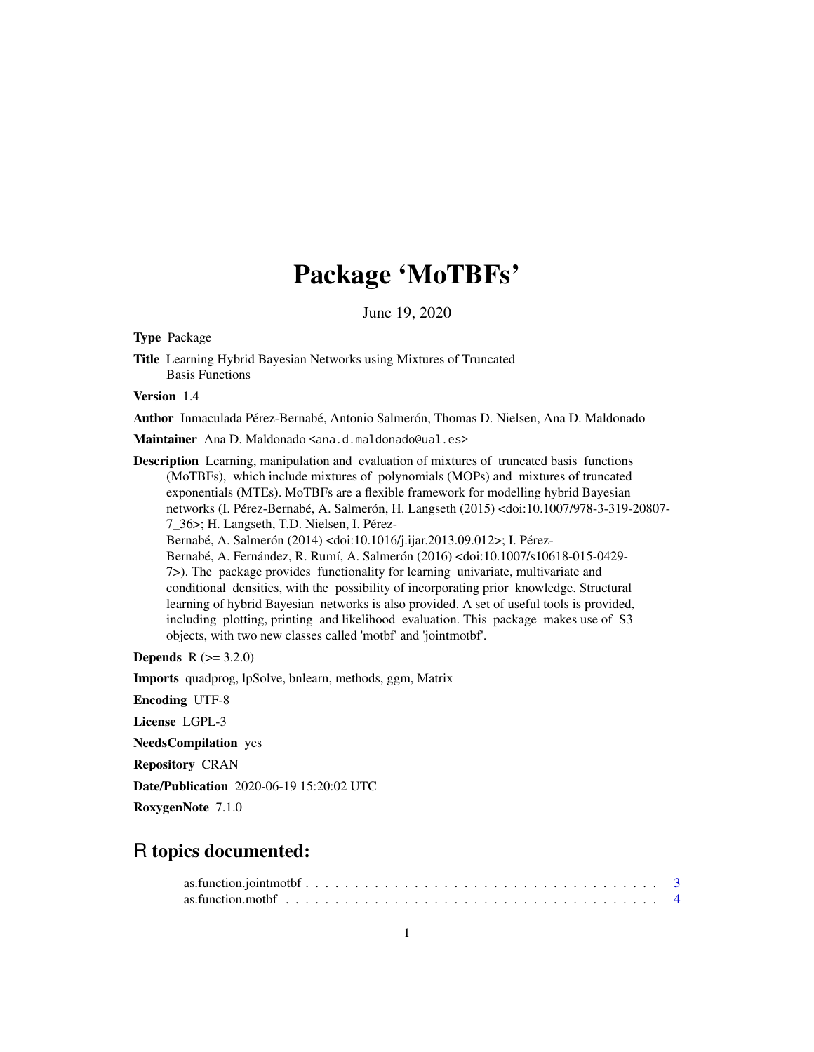# Package 'MoTBFs'

June 19, 2020

**Type** Package

**Title** Learning Hybrid Bayesian Networks using Mixtures of Truncated Basis Functions

**Version** 1.4

**Author** Inmaculada Pérez-Bernabé, Antonio Salmerón, Thomas D. Nielsen, Ana D. Maldonado

**Maintainer** Ana D. Maldonado <ana.d.maldonado@ual.es>

**Description** Learning, manipulation and evaluation of mixtures of truncated basis functions (MoTBFs), which include mixtures of polynomials (MOPs) and mixtures of truncated exponentials (MTEs). MoTBFs are a flexible framework for modelling hybrid Bayesian networks (I. Pérez-Bernabé, A. Salmerón, H. Langseth (2015) <doi:10.1007/978-3-319-20807-7_36>; H. Langseth, T.D. Nielsen, I. Pérez-Bernabé, A. Salmerón (2014) <doi:10.1016/j.ijar.2013.09.012>; I. Pérez-Bernabé, A. Fernández, R. Rumí, A. Salmerón (2016) <doi:10.1007/s10618-015-0429-7>). The package provides functionality for learning univariate, multivariate and conditional densities, with the possibility of incorporating prior knowledge. Structural learning of hybrid Bayesian networks is also provided. A set of useful tools is provided, including plotting, printing and likelihood evaluation. This package makes use of S3 objects, with two new classes called 'motbf' and 'jointmotbf'.

**Depends** R (>= 3.2.0)

**Imports** quadprog, lpSolve, bnlearn, methods, ggm, Matrix

**Encoding** UTF-8

**License** LGPL-3

**NeedsCompilation** yes

**Repository** CRAN

**Date/Publication** 2020-06-19 15:20:02 UTC

**RoxygenNote** 7.1.0

## R topics documented:

as.function.jointmotbf . . . . . . . . . . . . . . . . . . . . . . . . . . . . . . . . . . 3
as.function.motbf . . . . . . . . . . . . . . . . . . . . . . . . . . . . . . . . . . . . 4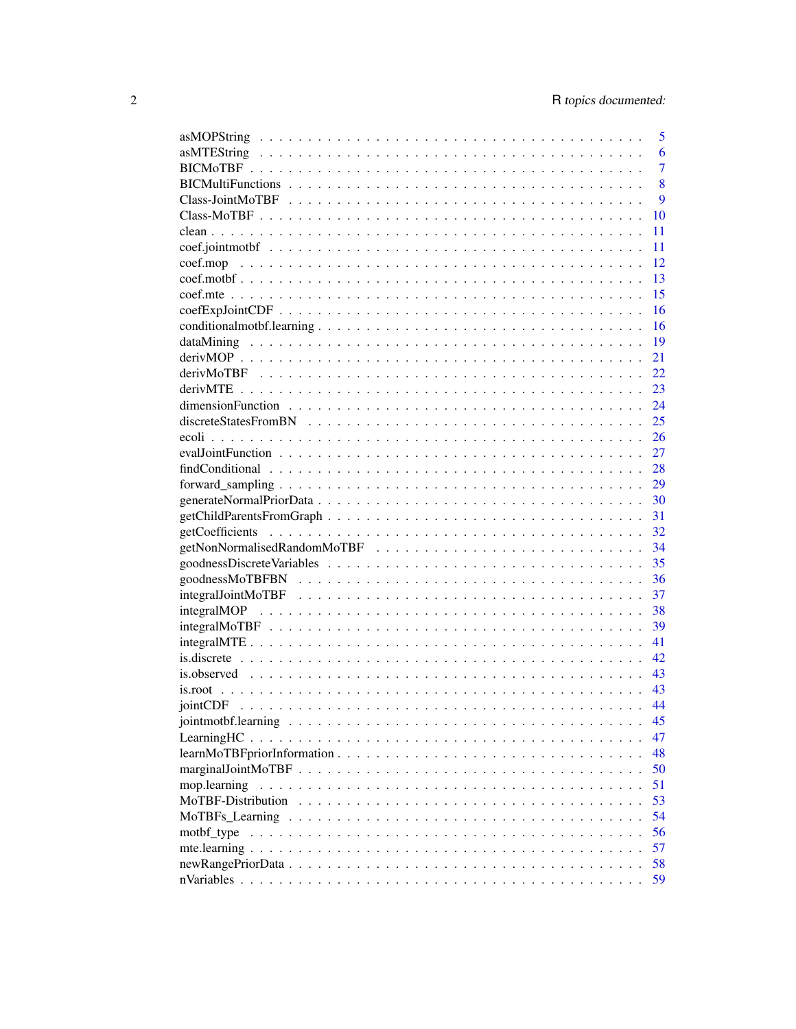| | |
|---|---|
| asMOPString | 5 |
| asMTEString | 6 |
| BICMoTBF | 7 |
| BICMultiFunctions | 8 |
| Class-JointMoTBF | 9 |
| Class-MoTBF | 10 |
| clean | 11 |
| coef.jointmotbf | 11 |
| coef.mop | 12 |
| coef.motbf | 13 |
| coef.mte | 15 |
| coefExpJointCDF | 16 |
| conditionalmotbf.learning | 16 |
| dataMining | 19 |
| derivMOP | 21 |
| derivMoTBF | 22 |
| derivMTE | 23 |
| dimensionFunction | 24 |
| discreteStatesFromBN | 25 |
| ecoli | 26 |
| evalJointFunction | 27 |
| findConditional | 28 |
| forward_sampling | 29 |
| generateNormalPriorData | 30 |
| getChildParentsFromGraph | 31 |
| getCoefficients | 32 |
| getNonNormalisedRandomMoTBF | 34 |
| goodnessDiscreteVariables | 35 |
| goodnessMoTBFBN | 36 |
| integralJointMoTBF | 37 |
| integralMOP | 38 |
| integralMoTBF | 39 |
| integralMTE | 41 |
| is.discrete | 42 |
| is.observed | 43 |
| is.root | 43 |
| jointCDF | 44 |
| jointmotbf.learning | 45 |
| LearningHC | 47 |
| learnMoTBFpriorInformation | 48 |
| marginalJointMoTBF | 50 |
| mop.learning | 51 |
| MoTBF-Distribution | 53 |
| MoTBFs_Learning | 54 |
| motbf_type | 56 |
| mte.learning | 57 |
| newRangePriorData | 58 |
| nVariables | 59 |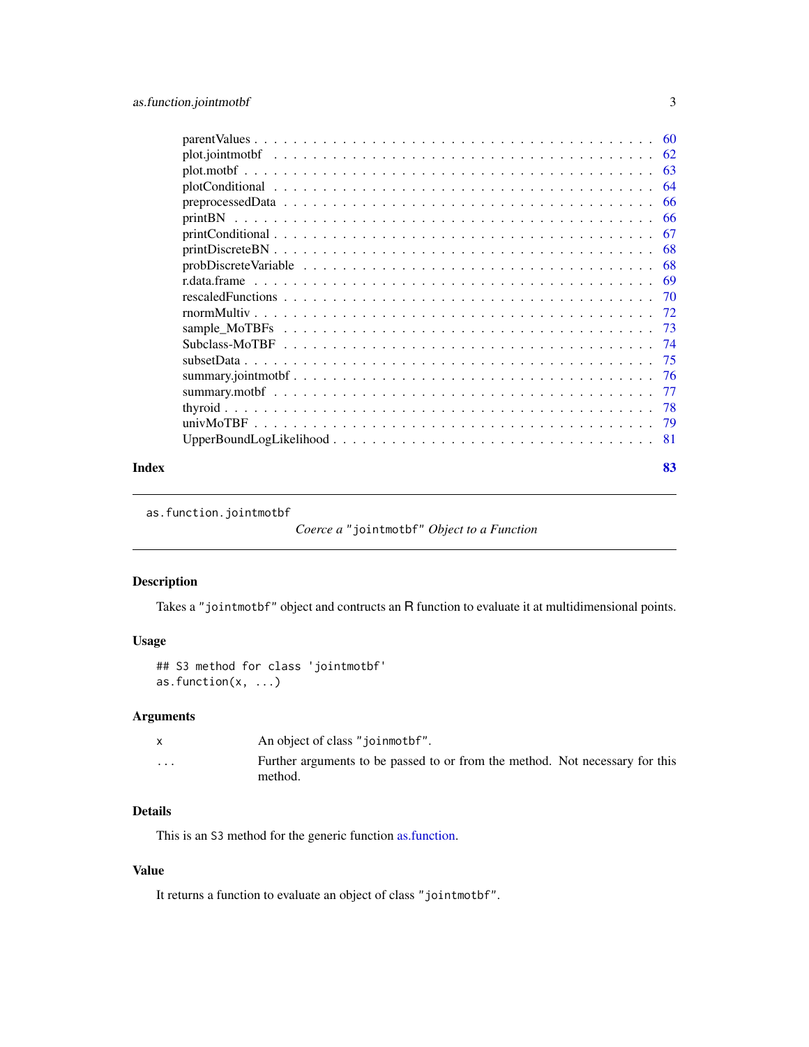parentValues . . . . . . . . . . . . . . . . . . . . . . . . . . . . . . . . . . . . . . . . 60
plot.jointmotbf . . . . . . . . . . . . . . . . . . . . . . . . . . . . . . . . . . . . . . . 62
plot.motbf . . . . . . . . . . . . . . . . . . . . . . . . . . . . . . . . . . . . . . . . . . 63
plotConditional . . . . . . . . . . . . . . . . . . . . . . . . . . . . . . . . . . . . . . . 64
preprocessedData . . . . . . . . . . . . . . . . . . . . . . . . . . . . . . . . . . . . . . 66
printBN . . . . . . . . . . . . . . . . . . . . . . . . . . . . . . . . . . . . . . . . . . . 66
printConditional . . . . . . . . . . . . . . . . . . . . . . . . . . . . . . . . . . . . . . 67
printDiscreteBN . . . . . . . . . . . . . . . . . . . . . . . . . . . . . . . . . . . . . . . 68
probDiscreteVariable . . . . . . . . . . . . . . . . . . . . . . . . . . . . . . . . . . . . 68
r.data.frame . . . . . . . . . . . . . . . . . . . . . . . . . . . . . . . . . . . . . . . . . 69
rescaledFunctions . . . . . . . . . . . . . . . . . . . . . . . . . . . . . . . . . . . . . . 70
rnormMultiv . . . . . . . . . . . . . . . . . . . . . . . . . . . . . . . . . . . . . . . . . 72
sample_MoTBFs . . . . . . . . . . . . . . . . . . . . . . . . . . . . . . . . . . . . . . . 73
Subclass-MoTBF . . . . . . . . . . . . . . . . . . . . . . . . . . . . . . . . . . . . . . . 74
subsetData . . . . . . . . . . . . . . . . . . . . . . . . . . . . . . . . . . . . . . . . . . 75
summary.jointmotbf . . . . . . . . . . . . . . . . . . . . . . . . . . . . . . . . . . . . . 76
summary.motbf . . . . . . . . . . . . . . . . . . . . . . . . . . . . . . . . . . . . . . . . 77
thyroid . . . . . . . . . . . . . . . . . . . . . . . . . . . . . . . . . . . . . . . . . . . . 78
univMoTBF . . . . . . . . . . . . . . . . . . . . . . . . . . . . . . . . . . . . . . . . . . 79
UpperBoundLogLikelihood . . . . . . . . . . . . . . . . . . . . . . . . . . . . . . . . . . 81

**Index** **83**

---

`as.function.jointmotbf` *Coerce a "jointmotbf" Object to a Function*

---

### Description

Takes a `"jointmotbf"` object and contructs an R function to evaluate it at multidimensional points.

### Usage

```
## S3 method for class 'jointmotbf'
as.function(x, ...)
```

### Arguments

| | |
|---|---|
| `x` | An object of class `"joinmotbf"`. |
| `...` | Further arguments to be passed to or from the method. Not necessary for this method. |

### Details

This is an S3 method for the generic function as.function.

### Value

It returns a function to evaluate an object of class `"jointmotbf"`.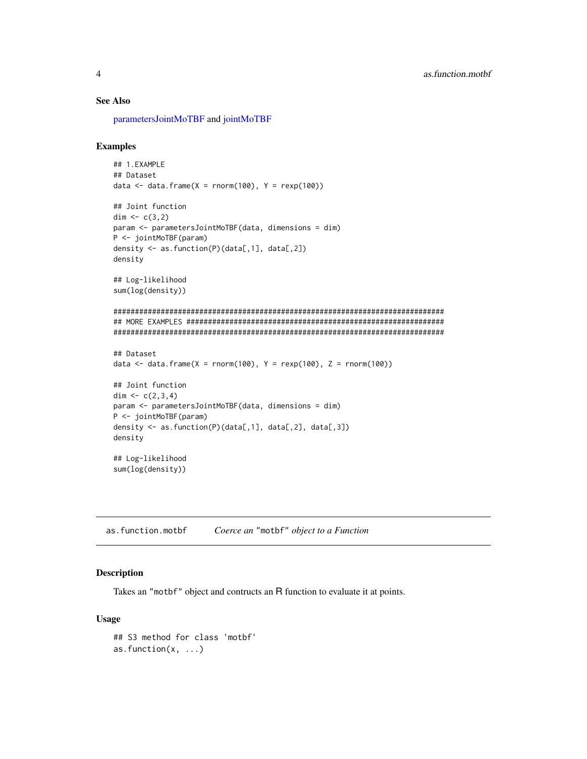### See Also

parametersJointMoTBF and jointMoTBF

### Examples

```
## 1.EXAMPLE
## Dataset
data <- data.frame(X = rnorm(100), Y = rexp(100))

## Joint function
dim <- c(3,2)
param <- parametersJointMoTBF(data, dimensions = dim)
P <- jointMoTBF(param)
density <- as.function(P)(data[,1], data[,2])
density

## Log-likelihood
sum(log(density))

#############################################################################
## MORE EXAMPLES ############################################################
#############################################################################

## Dataset
data <- data.frame(X = rnorm(100), Y = rexp(100), Z = rnorm(100))

## Joint function
dim <- c(2,3,4)
param <- parametersJointMoTBF(data, dimensions = dim)
P <- jointMoTBF(param)
density <- as.function(P)(data[,1], data[,2], data[,3])
density

## Log-likelihood
sum(log(density))
```

---

## as.function.motbf — *Coerce an "motbf" object to a Function*

### Description

Takes an "motbf" object and contructs an R function to evaluate it at points.

### Usage

```
## S3 method for class 'motbf'
as.function(x, ...)
```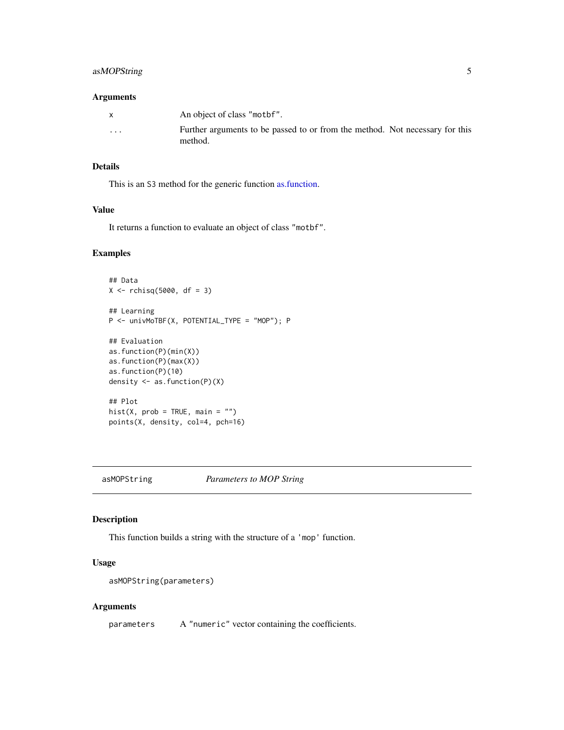### Arguments

| | |
|---|---|
| x | An object of class "motbf". |
| ... | Further arguments to be passed to or from the method. Not necessary for this method. |

### Details

This is an S3 method for the generic function as.function.

### Value

It returns a function to evaluate an object of class "motbf".

### Examples

```
## Data
X <- rchisq(5000, df = 3)

## Learning
P <- univMoTBF(X, POTENTIAL_TYPE = "MOP"); P

## Evaluation
as.function(P)(min(X))
as.function(P)(max(X))
as.function(P)(10)
density <- as.function(P)(X)

## Plot
hist(X, prob = TRUE, main = "")
points(X, density, col=4, pch=16)
```

## asMOPString *Parameters to MOP String*

### Description

This function builds a string with the structure of a 'mop' function.

### Usage

```
asMOPString(parameters)
```

### Arguments

| | |
|---|---|
| parameters | A "numeric" vector containing the coefficients. |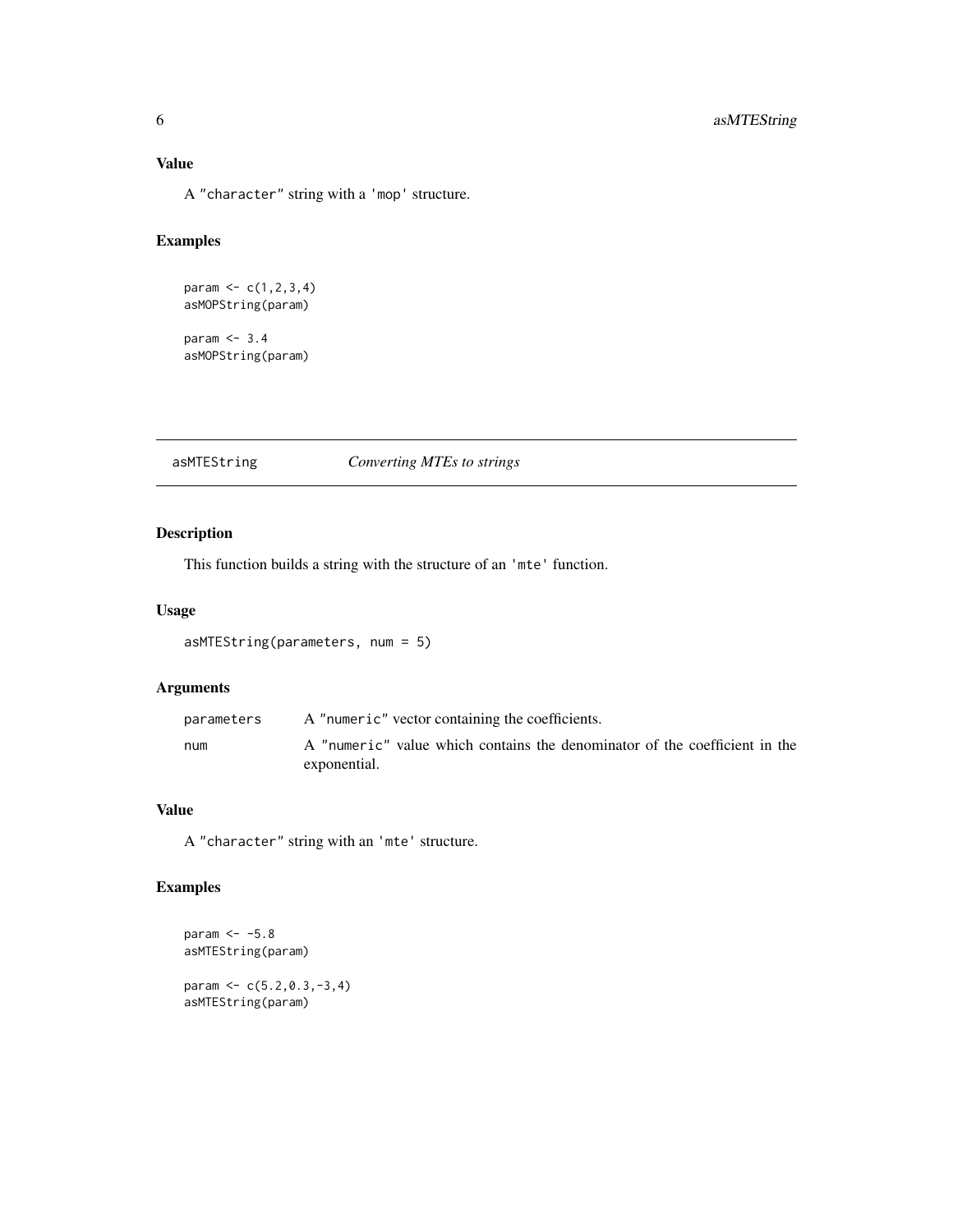## Value

A "character" string with a 'mop' structure.

## Examples

```
param <- c(1,2,3,4)
asMOPString(param)

param <- 3.4
asMOPString(param)
```

# asMTEString *Converting MTEs to strings*

## Description

This function builds a string with the structure of an 'mte' function.

## Usage

```
asMTEString(parameters, num = 5)
```

## Arguments

| | |
|---|---|
| parameters | A "numeric" vector containing the coefficients. |
| num | A "numeric" value which contains the denominator of the coefficient in the exponential. |

## Value

A "character" string with an 'mte' structure.

## Examples

```
param <- -5.8
asMTEString(param)

param <- c(5.2,0.3,-3,4)
asMTEString(param)
```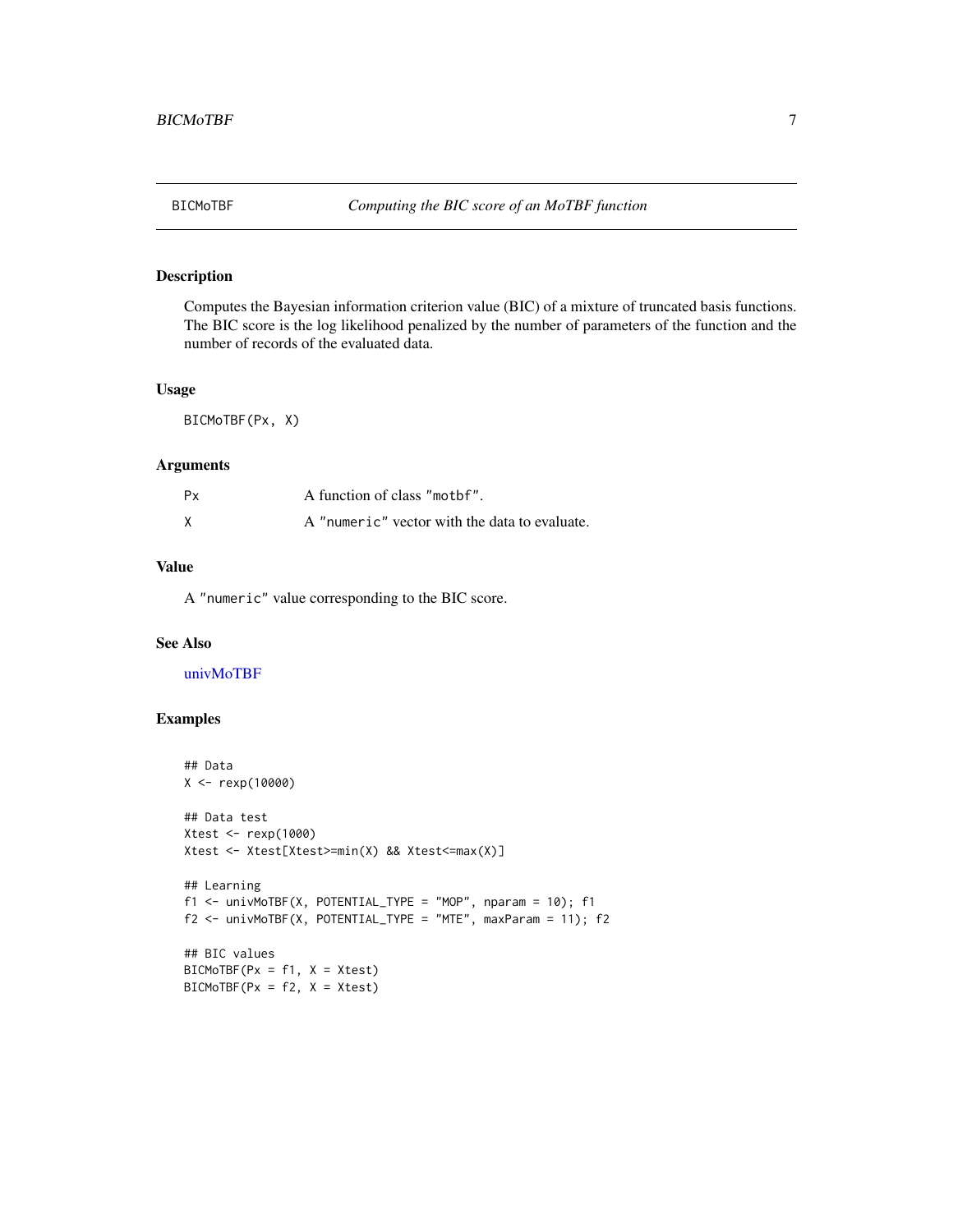# BICMoTBF — *Computing the BIC score of an MoTBF function*

## Description

Computes the Bayesian information criterion value (BIC) of a mixture of truncated basis functions. The BIC score is the log likelihood penalized by the number of parameters of the function and the number of records of the evaluated data.

## Usage

```
BICMoTBF(Px, X)
```

## Arguments

| | |
|---|---|
| Px | A function of class "motbf". |
| X | A "numeric" vector with the data to evaluate. |

## Value

A "numeric" value corresponding to the BIC score.

## See Also

univMoTBF

## Examples

```
## Data
X <- rexp(10000)

## Data test
Xtest <- rexp(1000)
Xtest <- Xtest[Xtest>=min(X) && Xtest<=max(X)]

## Learning
f1 <- univMoTBF(X, POTENTIAL_TYPE = "MOP", nparam = 10); f1
f2 <- univMoTBF(X, POTENTIAL_TYPE = "MTE", maxParam = 11); f2

## BIC values
BICMoTBF(Px = f1, X = Xtest)
BICMoTBF(Px = f2, X = Xtest)
```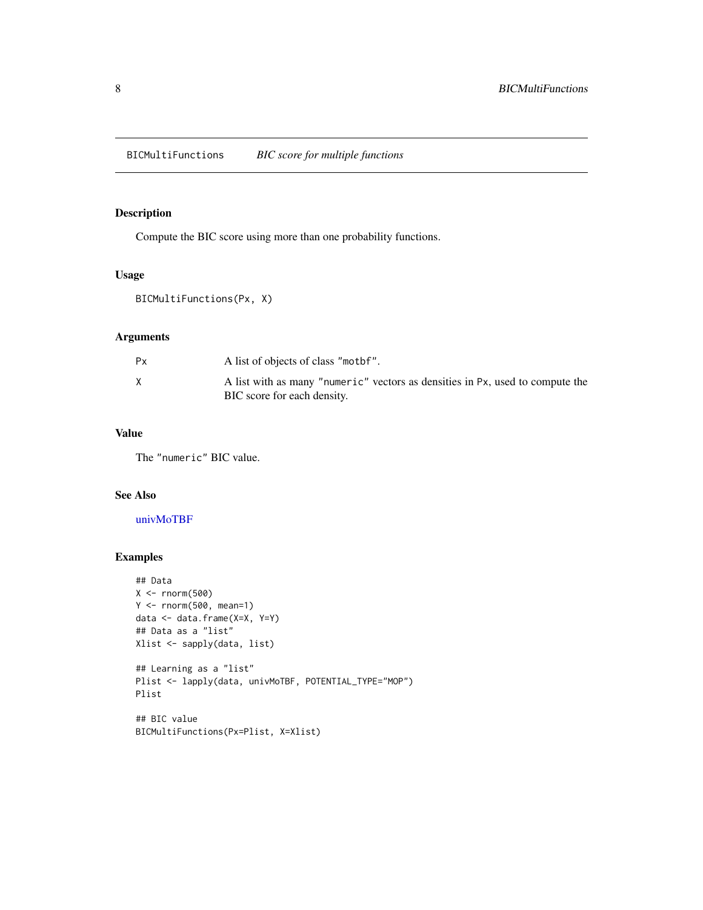# BICMultiFunctions — *BIC score for multiple functions*

## Description

Compute the BIC score using more than one probability functions.

## Usage

```
BICMultiFunctions(Px, X)
```

## Arguments

| | |
|---|---|
| Px | A list of objects of class "motbf". |
| X | A list with as many "numeric" vectors as densities in Px, used to compute the BIC score for each density. |

## Value

The "numeric" BIC value.

## See Also

univMoTBF

## Examples

```
## Data
X <- rnorm(500)
Y <- rnorm(500, mean=1)
data <- data.frame(X=X, Y=Y)
## Data as a "list"
Xlist <- sapply(data, list)

## Learning as a "list"
Plist <- lapply(data, univMoTBF, POTENTIAL_TYPE="MOP")
Plist

## BIC value
BICMultiFunctions(Px=Plist, X=Xlist)
```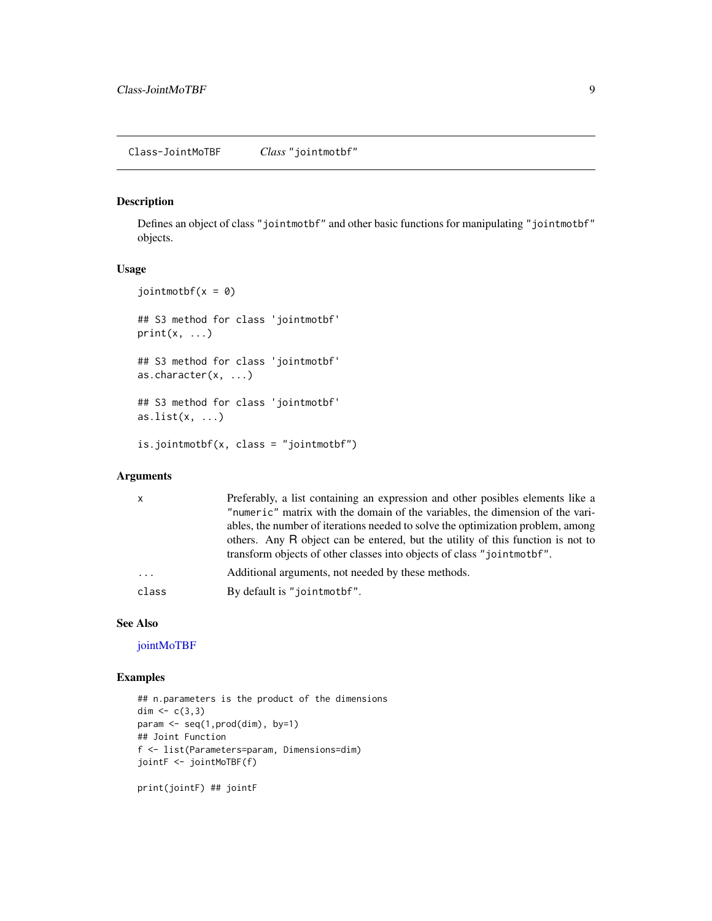Class-JointMoTBF *Class* "jointmotbf"

## Description

Defines an object of class "jointmotbf" and other basic functions for manipulating "jointmotbf" objects.

## Usage

```
jointmotbf(x = 0)

## S3 method for class 'jointmotbf'
print(x, ...)

## S3 method for class 'jointmotbf'
as.character(x, ...)

## S3 method for class 'jointmotbf'
as.list(x, ...)

is.jointmotbf(x, class = "jointmotbf")
```

## Arguments

| | |
|---|---|
| x | Preferably, a list containing an expression and other posibles elements like a "numeric" matrix with the domain of the variables, the dimension of the variables, the number of iterations needed to solve the optimization problem, among others. Any R object can be entered, but the utility of this function is not to transform objects of other classes into objects of class "jointmotbf". |
| ... | Additional arguments, not needed by these methods. |
| class | By default is "jointmotbf". |

## See Also

jointMoTBF

## Examples

```
## n.parameters is the product of the dimensions
dim <- c(3,3)
param <- seq(1,prod(dim), by=1)
## Joint Function
f <- list(Parameters=param, Dimensions=dim)
jointF <- jointMoTBF(f)

print(jointF) ## jointF
```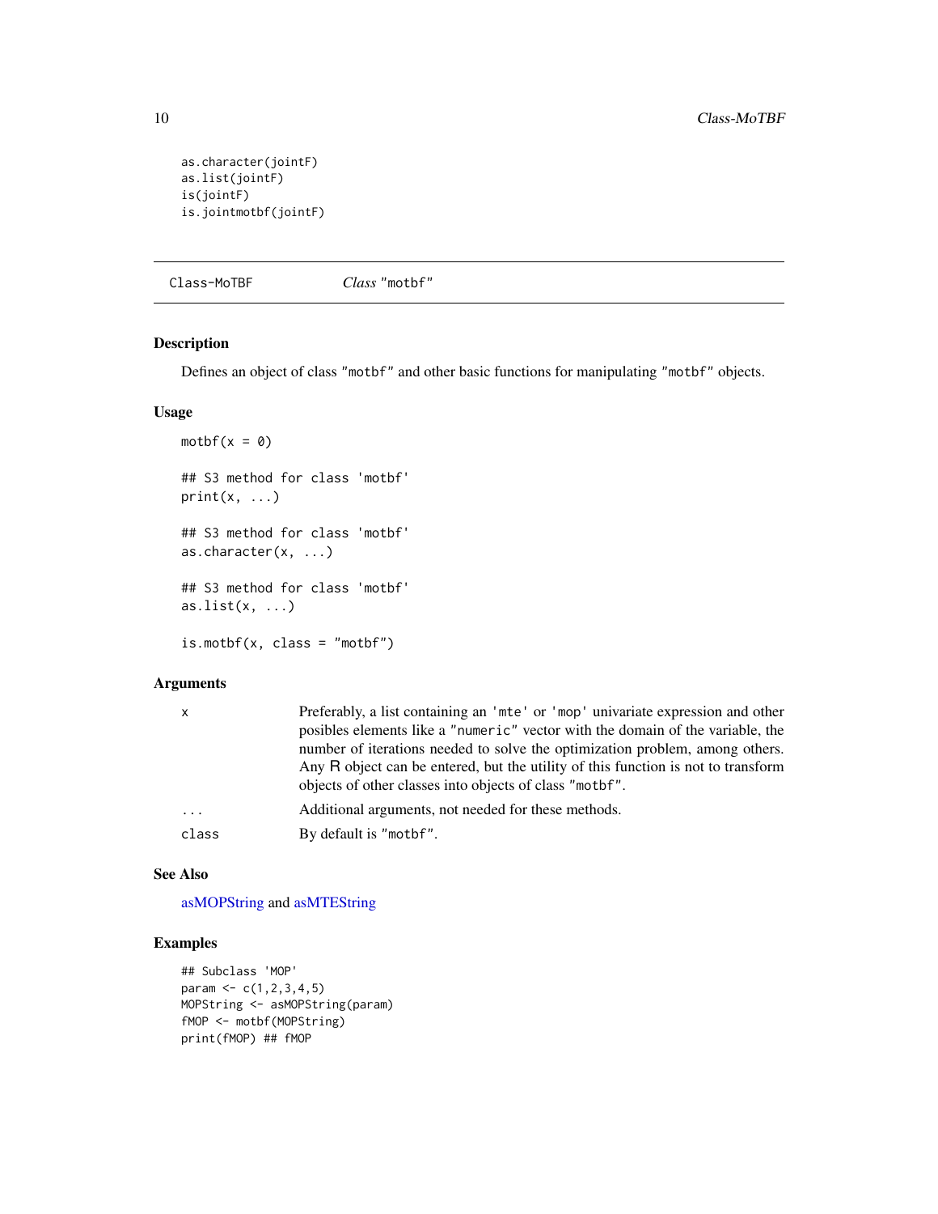```
as.character(jointF)
as.list(jointF)
is(jointF)
is.jointmotbf(jointF)
```

## Class-MoTBF — *Class* "motbf"

### Description

Defines an object of class "motbf" and other basic functions for manipulating "motbf" objects.

### Usage

```
motbf(x = 0)

## S3 method for class 'motbf'
print(x, ...)

## S3 method for class 'motbf'
as.character(x, ...)

## S3 method for class 'motbf'
as.list(x, ...)

is.motbf(x, class = "motbf")
```

### Arguments

| | |
|---|---|
| x | Preferably, a list containing an 'mte' or 'mop' univariate expression and other posibles elements like a "numeric" vector with the domain of the variable, the number of iterations needed to solve the optimization problem, among others. Any R object can be entered, but the utility of this function is not to transform objects of other classes into objects of class "motbf". |
| ... | Additional arguments, not needed for these methods. |
| class | By default is "motbf". |

### See Also

asMOPString and asMTEString

### Examples

```
## Subclass 'MOP'
param <- c(1,2,3,4,5)
MOPString <- asMOPString(param)
fMOP <- motbf(MOPString)
print(fMOP) ## fMOP
```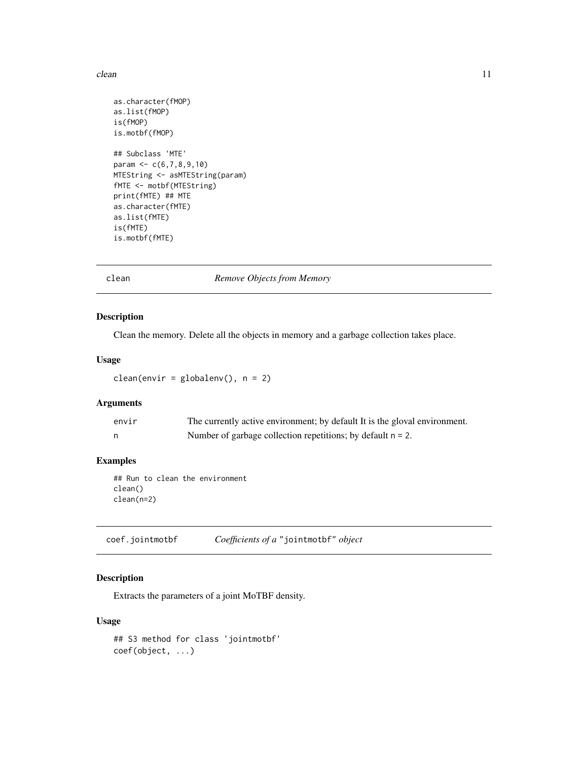```
as.character(fMOP)
as.list(fMOP)
is(fMOP)
is.motbf(fMOP)

## Subclass 'MTE'
param <- c(6,7,8,9,10)
MTEString <- asMTEString(param)
fMTE <- motbf(MTEString)
print(fMTE) ## MTE
as.character(fMTE)
as.list(fMTE)
is(fMTE)
is.motbf(fMTE)
```

## clean — *Remove Objects from Memory*

### Description

Clean the memory. Delete all the objects in memory and a garbage collection takes place.

### Usage

```
clean(envir = globalenv(), n = 2)
```

### Arguments

| | |
|---|---|
| envir | The currently active environment; by default It is the gloval environment. |
| n | Number of garbage collection repetitions; by default n = 2. |

### Examples

```
## Run to clean the environment
clean()
clean(n=2)
```

## coef.jointmotbf — *Coefficients of a "jointmotbf" object*

### Description

Extracts the parameters of a joint MoTBF density.

### Usage

```
## S3 method for class 'jointmotbf'
coef(object, ...)
```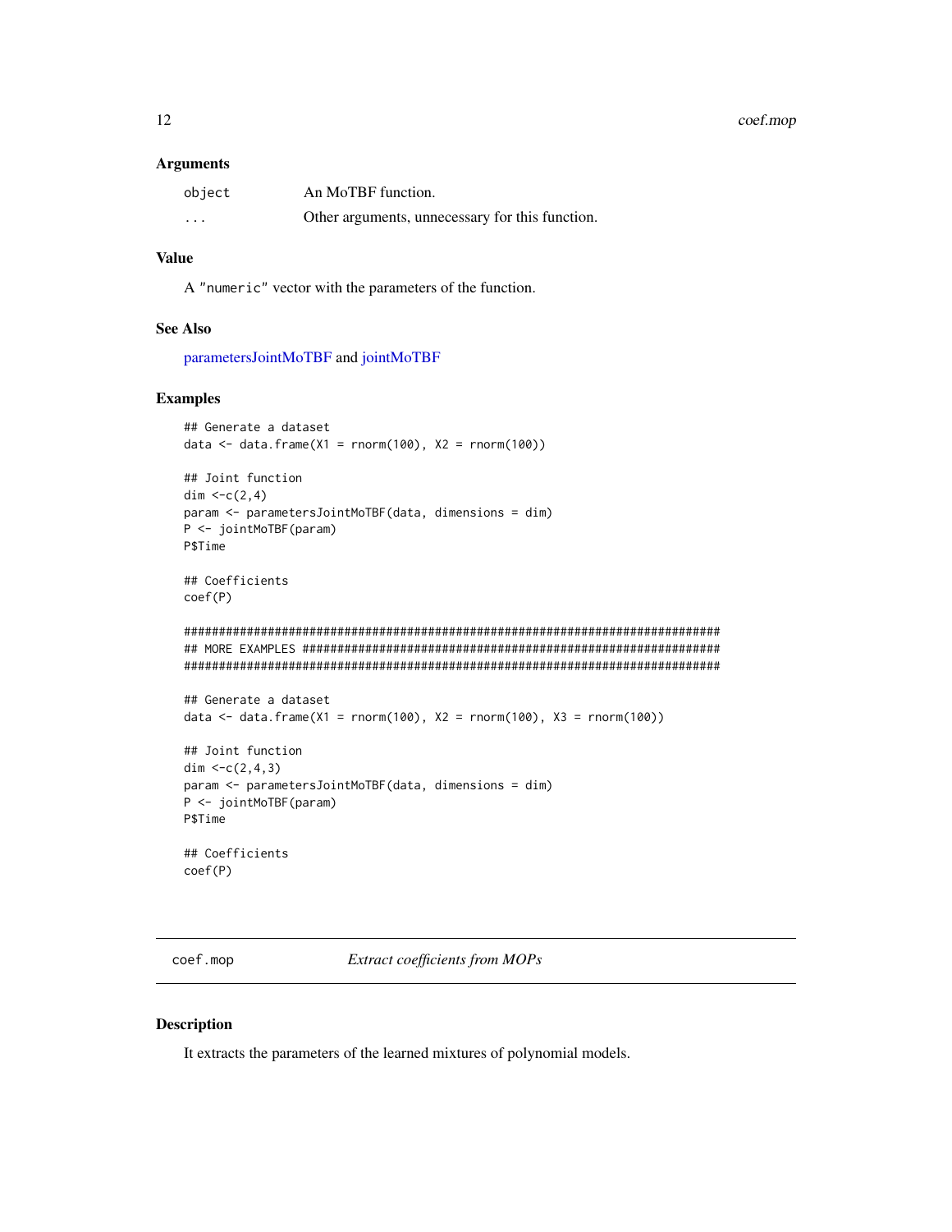### Arguments

| | |
|---|---|
| `object` | An MoTBF function. |
| `...` | Other arguments, unnecessary for this function. |

### Value

A "numeric" vector with the parameters of the function.

### See Also

parametersJointMoTBF and jointMoTBF

### Examples

```
## Generate a dataset
data <- data.frame(X1 = rnorm(100), X2 = rnorm(100))

## Joint function
dim <-c(2,4)
param <- parametersJointMoTBF(data, dimensions = dim)
P <- jointMoTBF(param)
P$Time

## Coefficients
coef(P)

###############################################################################
## MORE EXAMPLES ##############################################################
###############################################################################

## Generate a dataset
data <- data.frame(X1 = rnorm(100), X2 = rnorm(100), X3 = rnorm(100))

## Joint function
dim <-c(2,4,3)
param <- parametersJointMoTBF(data, dimensions = dim)
P <- jointMoTBF(param)
P$Time

## Coefficients
coef(P)
```

---

## coef.mop — *Extract coefficients from MOPs*

### Description

It extracts the parameters of the learned mixtures of polynomial models.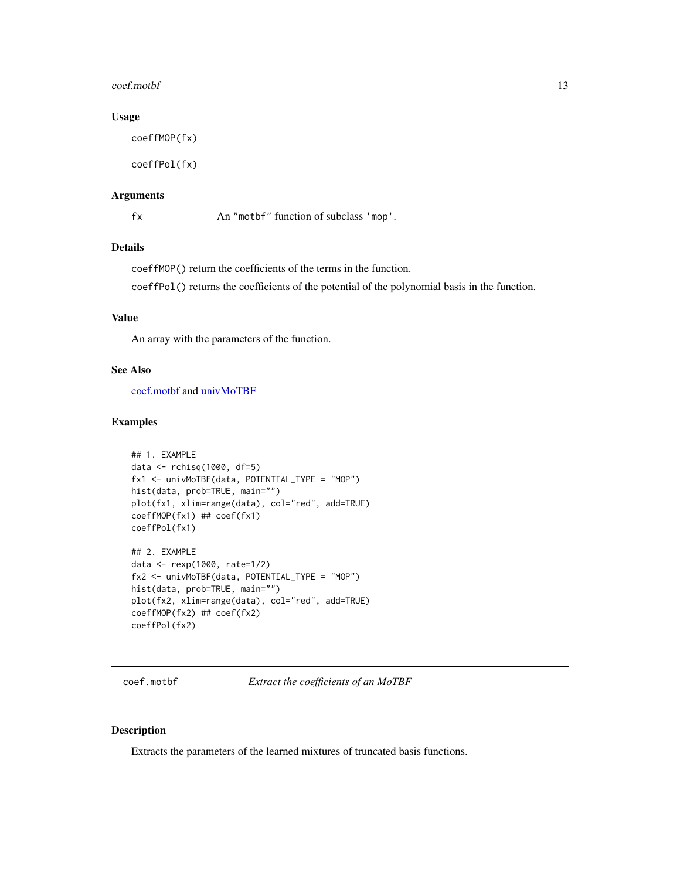### Usage

```
coeffMOP(fx)

coeffPol(fx)
```

### Arguments

`fx` An "motbf" function of subclass 'mop'.

### Details

`coeffMOP()` return the coefficients of the terms in the function.

`coeffPol()` returns the coefficients of the potential of the polynomial basis in the function.

### Value

An array with the parameters of the function.

### See Also

coef.motbf and univMoTBF

### Examples

```
## 1. EXAMPLE
data <- rchisq(1000, df=5)
fx1 <- univMoTBF(data, POTENTIAL_TYPE = "MOP")
hist(data, prob=TRUE, main="")
plot(fx1, xlim=range(data), col="red", add=TRUE)
coeffMOP(fx1) ## coef(fx1)
coeffPol(fx1)

## 2. EXAMPLE
data <- rexp(1000, rate=1/2)
fx2 <- univMoTBF(data, POTENTIAL_TYPE = "MOP")
hist(data, prob=TRUE, main="")
plot(fx2, xlim=range(data), col="red", add=TRUE)
coeffMOP(fx2) ## coef(fx2)
coeffPol(fx2)
```

---

## coef.motbf *Extract the coefficients of an MoTBF*

### Description

Extracts the parameters of the learned mixtures of truncated basis functions.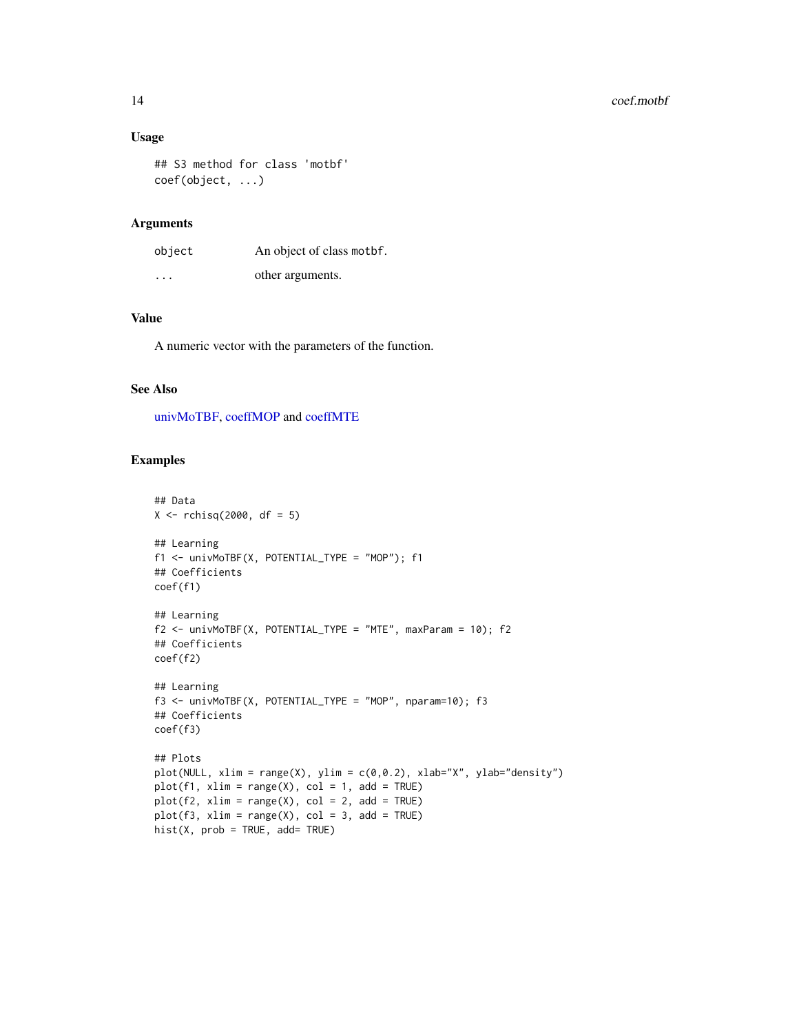## Usage

```
## S3 method for class 'motbf'
coef(object, ...)
```

## Arguments

| | |
|---|---|
| object | An object of class motbf. |
| ... | other arguments. |

## Value

A numeric vector with the parameters of the function.

## See Also

univMoTBF, coeffMOP and coeffMTE

## Examples

```
## Data
X <- rchisq(2000, df = 5)

## Learning
f1 <- univMoTBF(X, POTENTIAL_TYPE = "MOP"); f1
## Coefficients
coef(f1)

## Learning
f2 <- univMoTBF(X, POTENTIAL_TYPE = "MTE", maxParam = 10); f2
## Coefficients
coef(f2)

## Learning
f3 <- univMoTBF(X, POTENTIAL_TYPE = "MOP", nparam=10); f3
## Coefficients
coef(f3)

## Plots
plot(NULL, xlim = range(X), ylim = c(0,0.2), xlab="X", ylab="density")
plot(f1, xlim = range(X), col = 1, add = TRUE)
plot(f2, xlim = range(X), col = 2, add = TRUE)
plot(f3, xlim = range(X), col = 3, add = TRUE)
hist(X, prob = TRUE, add= TRUE)
```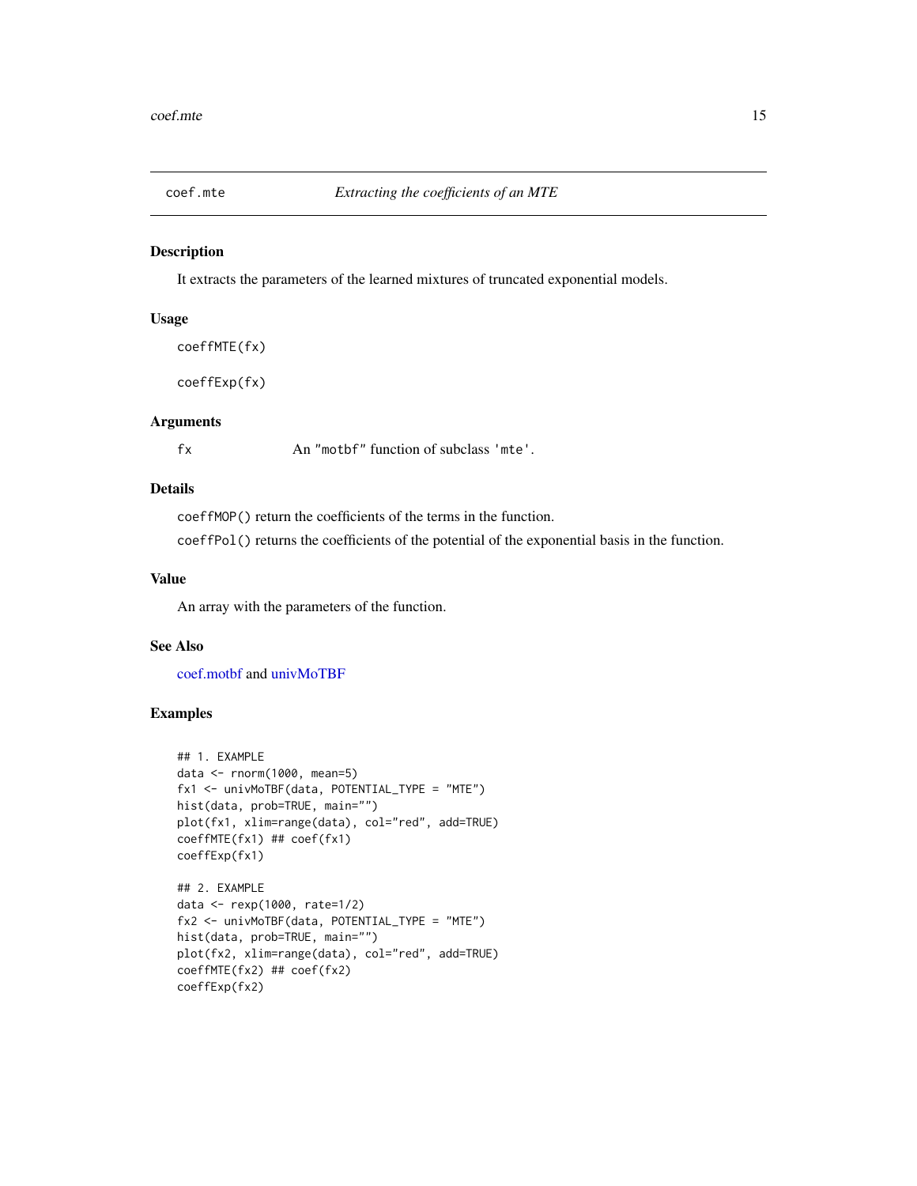# coef.mte — *Extracting the coefficients of an MTE*

## Description

It extracts the parameters of the learned mixtures of truncated exponential models.

## Usage

```
coeffMTE(fx)

coeffExp(fx)
```

## Arguments

| | |
|---|---|
| `fx` | An "motbf" function of subclass 'mte'. |

## Details

`coeffMOP()` return the coefficients of the terms in the function.

`coeffPol()` returns the coefficients of the potential of the exponential basis in the function.

## Value

An array with the parameters of the function.

## See Also

coef.motbf and univMoTBF

## Examples

```
## 1. EXAMPLE
data <- rnorm(1000, mean=5)
fx1 <- univMoTBF(data, POTENTIAL_TYPE = "MTE")
hist(data, prob=TRUE, main="")
plot(fx1, xlim=range(data), col="red", add=TRUE)
coeffMTE(fx1) ## coef(fx1)
coeffExp(fx1)

## 2. EXAMPLE
data <- rexp(1000, rate=1/2)
fx2 <- univMoTBF(data, POTENTIAL_TYPE = "MTE")
hist(data, prob=TRUE, main="")
plot(fx2, xlim=range(data), col="red", add=TRUE)
coeffMTE(fx2) ## coef(fx2)
coeffExp(fx2)
```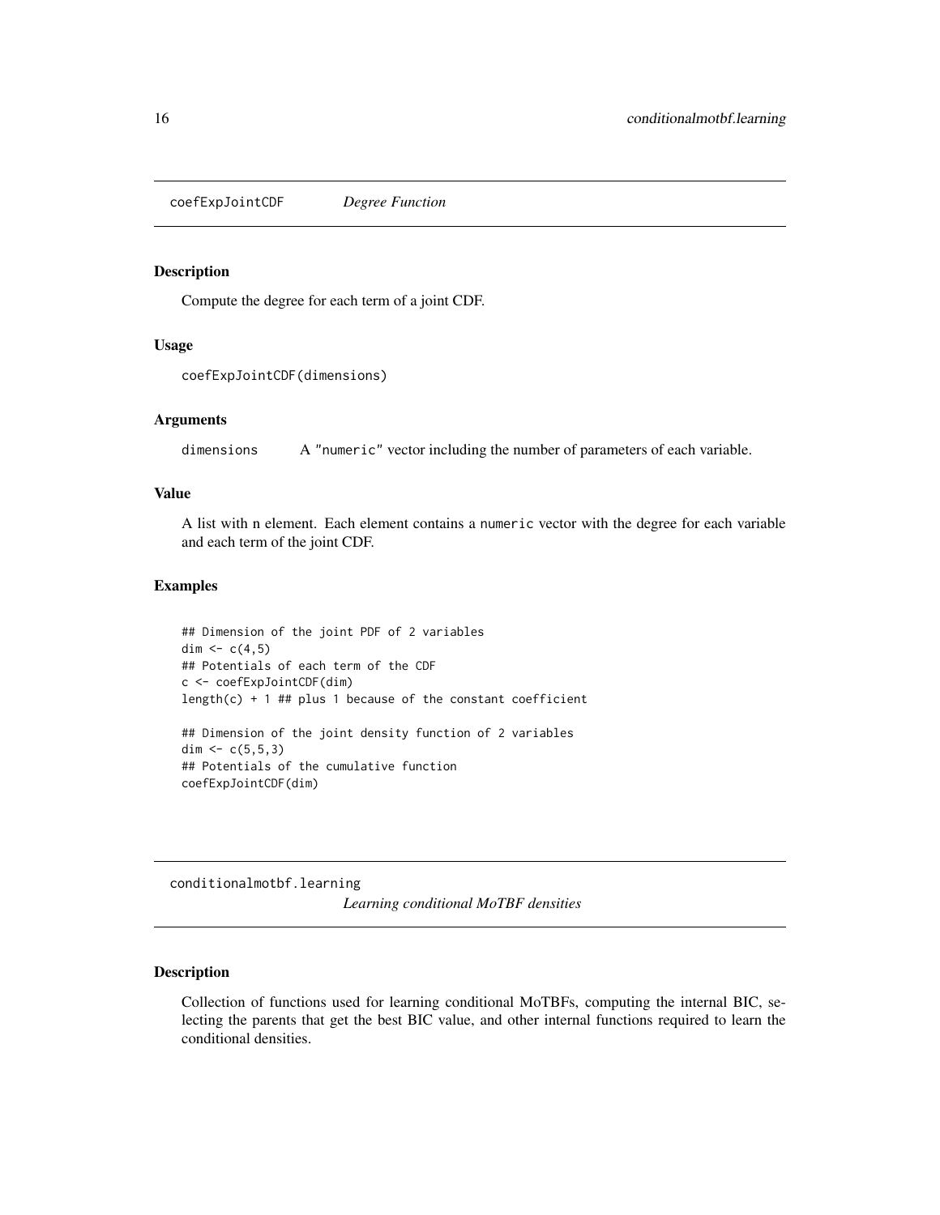## coefExpJointCDF *Degree Function*

### Description

Compute the degree for each term of a joint CDF.

### Usage

```
coefExpJointCDF(dimensions)
```

### Arguments

| | |
|---|---|
| dimensions | A "numeric" vector including the number of parameters of each variable. |

### Value

A list with n element. Each element contains a numeric vector with the degree for each variable and each term of the joint CDF.

### Examples

```
## Dimension of the joint PDF of 2 variables
dim <- c(4,5)
## Potentials of each term of the CDF
c <- coefExpJointCDF(dim)
length(c) + 1 ## plus 1 because of the constant coefficient

## Dimension of the joint density function of 2 variables
dim <- c(5,5,3)
## Potentials of the cumulative function
coefExpJointCDF(dim)
```

## conditionalmotbf.learning *Learning conditional MoTBF densities*

### Description

Collection of functions used for learning conditional MoTBFs, computing the internal BIC, selecting the parents that get the best BIC value, and other internal functions required to learn the conditional densities.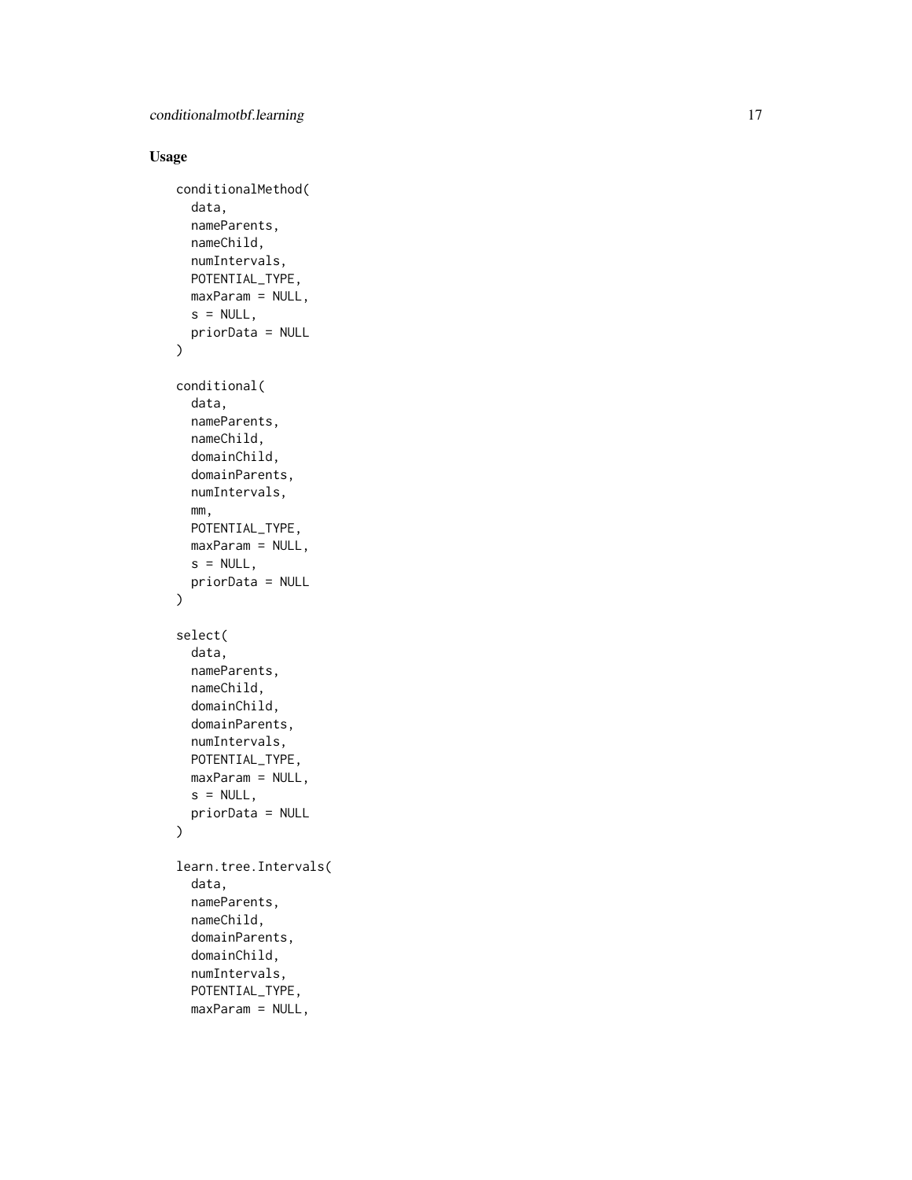### Usage

```
conditionalMethod(
  data,
  nameParents,
  nameChild,
  numIntervals,
  POTENTIAL_TYPE,
  maxParam = NULL,
  s = NULL,
  priorData = NULL
)

conditional(
  data,
  nameParents,
  nameChild,
  domainChild,
  domainParents,
  numIntervals,
  mm,
  POTENTIAL_TYPE,
  maxParam = NULL,
  s = NULL,
  priorData = NULL
)

select(
  data,
  nameParents,
  nameChild,
  domainChild,
  domainParents,
  numIntervals,
  POTENTIAL_TYPE,
  maxParam = NULL,
  s = NULL,
  priorData = NULL
)

learn.tree.Intervals(
  data,
  nameParents,
  nameChild,
  domainParents,
  domainChild,
  numIntervals,
  POTENTIAL_TYPE,
  maxParam = NULL,
```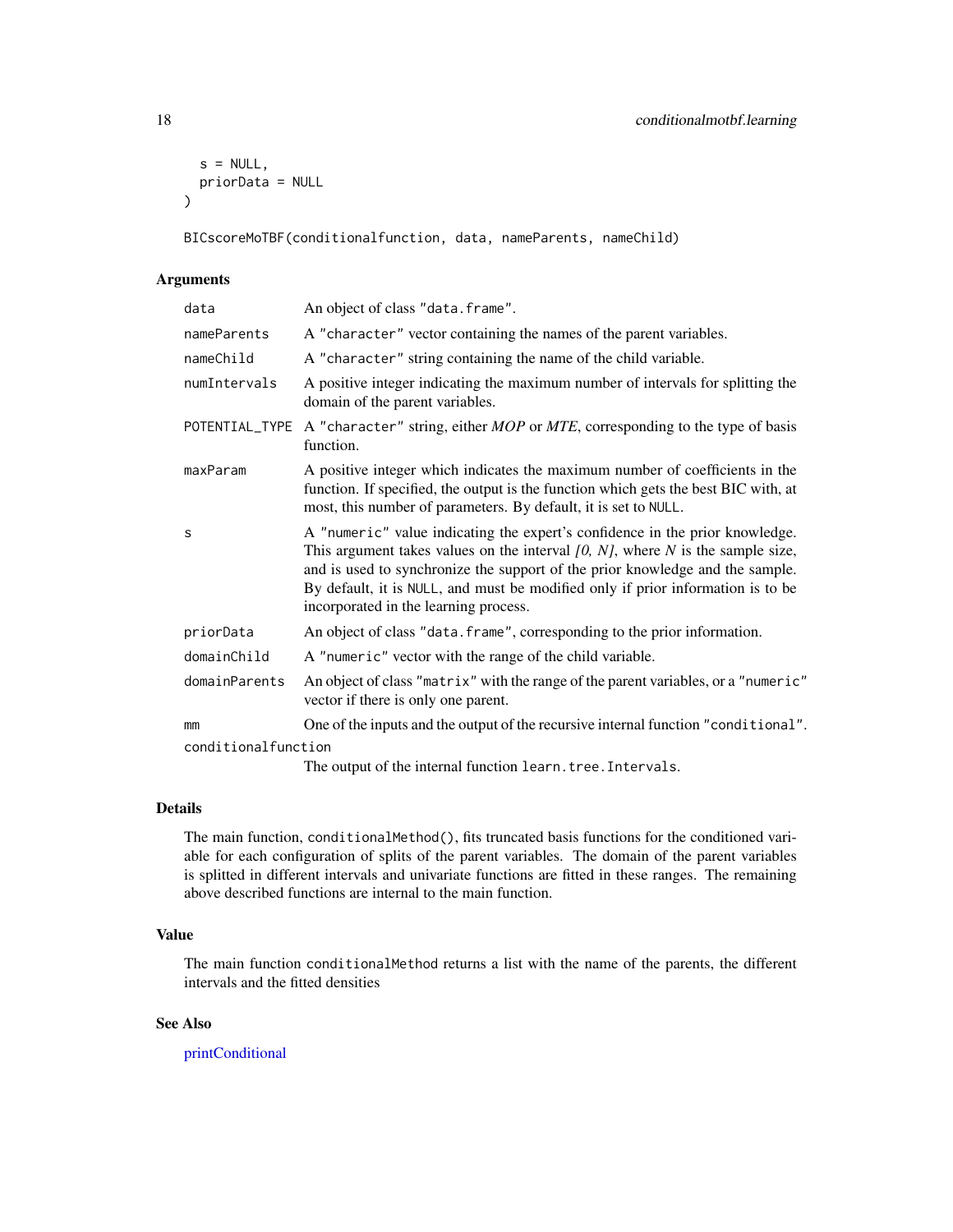```
  s = NULL,
  priorData = NULL
)

BICscoreMoTBF(conditionalfunction, data, nameParents, nameChild)
```

## Arguments

| | |
|---|---|
| data | An object of class "data.frame". |
| nameParents | A "character" vector containing the names of the parent variables. |
| nameChild | A "character" string containing the name of the child variable. |
| numIntervals | A positive integer indicating the maximum number of intervals for splitting the domain of the parent variables. |
| POTENTIAL_TYPE | A "character" string, either *MOP* or *MTE*, corresponding to the type of basis function. |
| maxParam | A positive integer which indicates the maximum number of coefficients in the function. If specified, the output is the function which gets the best BIC with, at most, this number of parameters. By default, it is set to NULL. |
| s | A "numeric" value indicating the expert's confidence in the prior knowledge. This argument takes values on the interval *[0, N]*, where *N* is the sample size, and is used to synchronize the support of the prior knowledge and the sample. By default, it is NULL, and must be modified only if prior information is to be incorporated in the learning process. |
| priorData | An object of class "data.frame", corresponding to the prior information. |
| domainChild | A "numeric" vector with the range of the child variable. |
| domainParents | An object of class "matrix" with the range of the parent variables, or a "numeric" vector if there is only one parent. |
| mm | One of the inputs and the output of the recursive internal function "conditional". |
| conditionalfunction | The output of the internal function learn.tree.Intervals. |

## Details

The main function, conditionalMethod(), fits truncated basis functions for the conditioned variable for each configuration of splits of the parent variables. The domain of the parent variables is splitted in different intervals and univariate functions are fitted in these ranges. The remaining above described functions are internal to the main function.

## Value

The main function conditionalMethod returns a list with the name of the parents, the different intervals and the fitted densities

## See Also

printConditional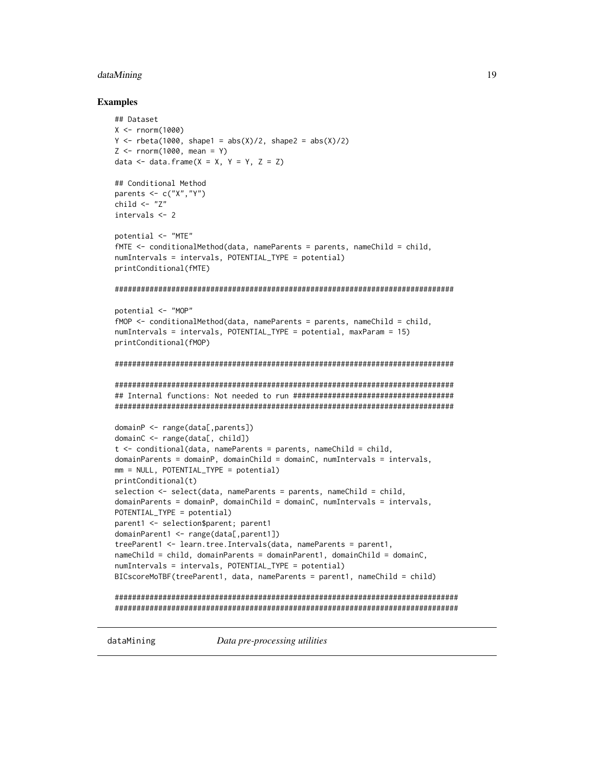### Examples

```
## Dataset
X <- rnorm(1000)
Y <- rbeta(1000, shape1 = abs(X)/2, shape2 = abs(X)/2)
Z <- rnorm(1000, mean = Y)
data <- data.frame(X = X, Y = Y, Z = Z)

## Conditional Method
parents <- c("X","Y")
child <- "Z"
intervals <- 2

potential <- "MTE"
fMTE <- conditionalMethod(data, nameParents = parents, nameChild = child,
numIntervals = intervals, POTENTIAL_TYPE = potential)
printConditional(fMTE)

###############################################################################

potential <- "MOP"
fMOP <- conditionalMethod(data, nameParents = parents, nameChild = child,
numIntervals = intervals, POTENTIAL_TYPE = potential, maxParam = 15)
printConditional(fMOP)

###############################################################################

###############################################################################
## Internal functions: Not needed to run #####################################
###############################################################################

domainP <- range(data[,parents])
domainC <- range(data[, child])
t <- conditional(data, nameParents = parents, nameChild = child,
domainParents = domainP, domainChild = domainC, numIntervals = intervals,
mm = NULL, POTENTIAL_TYPE = potential)
printConditional(t)
selection <- select(data, nameParents = parents, nameChild = child,
domainParents = domainP, domainChild = domainC, numIntervals = intervals,
POTENTIAL_TYPE = potential)
parent1 <- selection$parent; parent1
domainParent1 <- range(data[,parent1])
treeParent1 <- learn.tree.Intervals(data, nameParents = parent1,
nameChild = child, domainParents = domainParent1, domainChild = domainC,
numIntervals = intervals, POTENTIAL_TYPE = potential)
BICscoreMoTBF(treeParent1, data, nameParents = parent1, nameChild = child)

################################################################################
################################################################################
```

---

## dataMining *Data pre-processing utilities*

---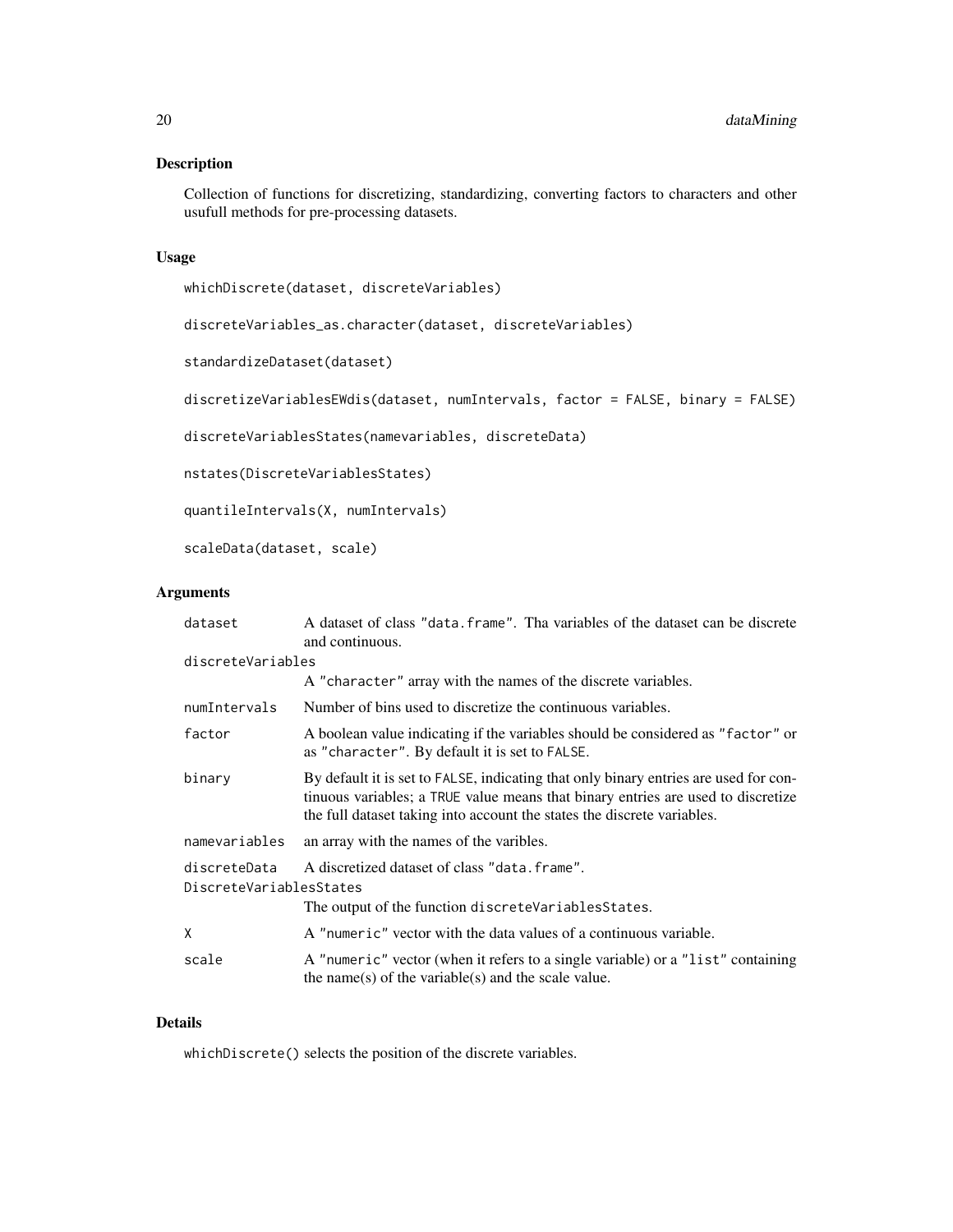## Description

Collection of functions for discretizing, standardizing, converting factors to characters and other usufull methods for pre-processing datasets.

## Usage

```
whichDiscrete(dataset, discreteVariables)

discreteVariables_as.character(dataset, discreteVariables)

standardizeDataset(dataset)

discretizeVariablesEWdis(dataset, numIntervals, factor = FALSE, binary = FALSE)

discreteVariablesStates(namevariables, discreteData)

nstates(DiscreteVariablesStates)

quantileIntervals(X, numIntervals)

scaleData(dataset, scale)
```

## Arguments

| | |
|---|---|
| `dataset` | A dataset of class "data.frame". Tha variables of the dataset can be discrete and continuous. |
| `discreteVariables` | A "character" array with the names of the discrete variables. |
| `numIntervals` | Number of bins used to discretize the continuous variables. |
| `factor` | A boolean value indicating if the variables should be considered as "factor" or as "character". By default it is set to FALSE. |
| `binary` | By default it is set to FALSE, indicating that only binary entries are used for continuous variables; a TRUE value means that binary entries are used to discretize the full dataset taking into account the states the discrete variables. |
| `namevariables` | an array with the names of the varibles. |
| `discreteData` | A discretized dataset of class "data.frame". |
| `DiscreteVariablesStates` | The output of the function `discreteVariablesStates`. |
| `X` | A "numeric" vector with the data values of a continuous variable. |
| `scale` | A "numeric" vector (when it refers to a single variable) or a "list" containing the name(s) of the variable(s) and the scale value. |

## Details

`whichDiscrete()` selects the position of the discrete variables.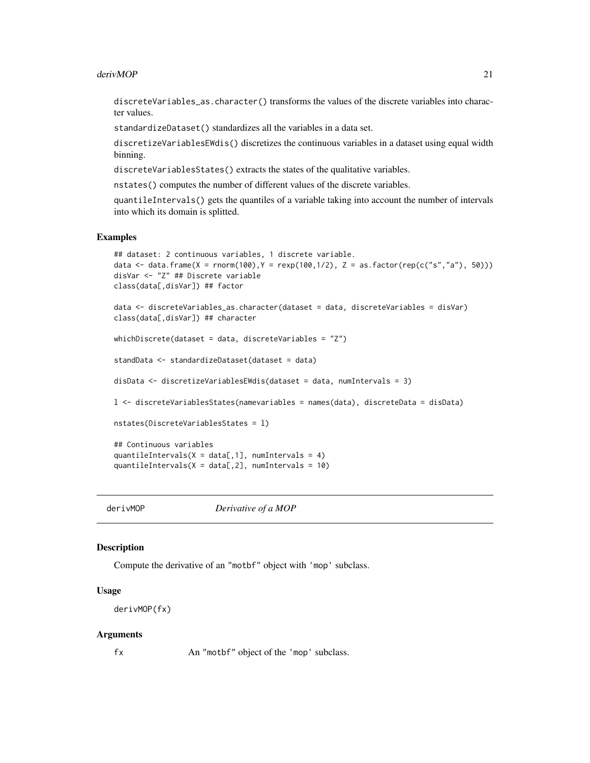discreteVariables_as.character() transforms the values of the discrete variables into character values.

standardizeDataset() standardizes all the variables in a data set.

discretizeVariablesEWdis() discretizes the continuous variables in a dataset using equal width binning.

discreteVariablesStates() extracts the states of the qualitative variables.

nstates() computes the number of different values of the discrete variables.

quantileIntervals() gets the quantiles of a variable taking into account the number of intervals into which its domain is splitted.

### Examples

```
## dataset: 2 continuous variables, 1 discrete variable.
data <- data.frame(X = rnorm(100),Y = rexp(100,1/2), Z = as.factor(rep(c("s","a"), 50)))
disVar <- "Z" ## Discrete variable
class(data[,disVar]) ## factor

data <- discreteVariables_as.character(dataset = data, discreteVariables = disVar)
class(data[,disVar]) ## character

whichDiscrete(dataset = data, discreteVariables = "Z")

standData <- standardizeDataset(dataset = data)

disData <- discretizeVariablesEWdis(dataset = data, numIntervals = 3)

l <- discreteVariablesStates(namevariables = names(data), discreteData = disData)

nstates(DiscreteVariablesStates = l)

## Continuous variables
quantileIntervals(X = data[,1], numIntervals = 4)
quantileIntervals(X = data[,2], numIntervals = 10)
```

---

## derivMOP — *Derivative of a MOP*

### Description

Compute the derivative of an "motbf" object with 'mop' subclass.

### Usage

```
derivMOP(fx)
```

### Arguments

| | |
|---|---|
| fx | An "motbf" object of the 'mop' subclass. |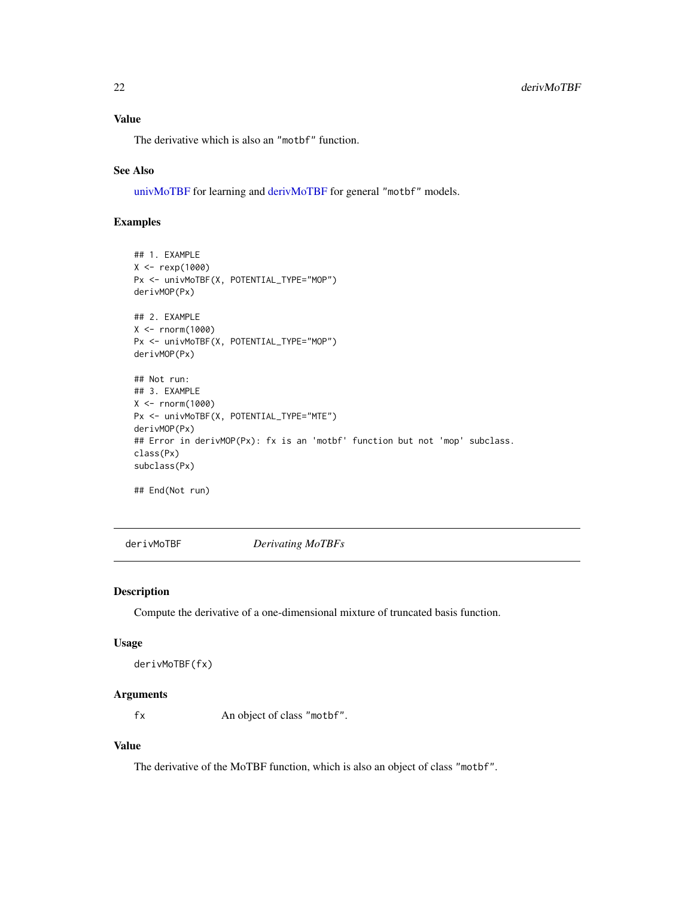### Value

The derivative which is also an "motbf" function.

### See Also

univMoTBF for learning and derivMoTBF for general "motbf" models.

### Examples

```
## 1. EXAMPLE
X <- rexp(1000)
Px <- univMoTBF(X, POTENTIAL_TYPE="MOP")
derivMOP(Px)

## 2. EXAMPLE
X <- rnorm(1000)
Px <- univMoTBF(X, POTENTIAL_TYPE="MOP")
derivMOP(Px)

## Not run:
## 3. EXAMPLE
X <- rnorm(1000)
Px <- univMoTBF(X, POTENTIAL_TYPE="MTE")
derivMOP(Px)
## Error in derivMOP(Px): fx is an 'motbf' function but not 'mop' subclass.
class(Px)
subclass(Px)

## End(Not run)
```

---

## derivMoTBF — *Derivating MoTBFs*

### Description

Compute the derivative of a one-dimensional mixture of truncated basis function.

### Usage

```
derivMoTBF(fx)
```

### Arguments

| | |
|---|---|
| fx | An object of class "motbf". |

### Value

The derivative of the MoTBF function, which is also an object of class "motbf".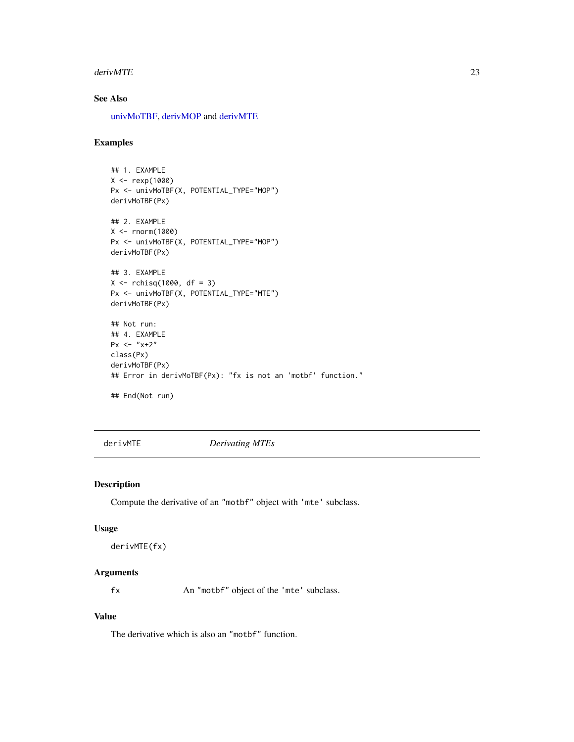### See Also

univMoTBF, derivMOP and derivMTE

### Examples

```
## 1. EXAMPLE
X <- rexp(1000)
Px <- univMoTBF(X, POTENTIAL_TYPE="MOP")
derivMoTBF(Px)

## 2. EXAMPLE
X <- rnorm(1000)
Px <- univMoTBF(X, POTENTIAL_TYPE="MOP")
derivMoTBF(Px)

## 3. EXAMPLE
X <- rchisq(1000, df = 3)
Px <- univMoTBF(X, POTENTIAL_TYPE="MTE")
derivMoTBF(Px)

## Not run:
## 4. EXAMPLE
Px <- "x+2"
class(Px)
derivMoTBF(Px)
## Error in derivMoTBF(Px): "fx is not an 'motbf' function."

## End(Not run)
```

---

## derivMTE *Derivating MTEs*

### Description

Compute the derivative of an "motbf" object with 'mte' subclass.

### Usage

```
derivMTE(fx)
```

### Arguments

| | |
|---|---|
| fx | An "motbf" object of the 'mte' subclass. |

### Value

The derivative which is also an "motbf" function.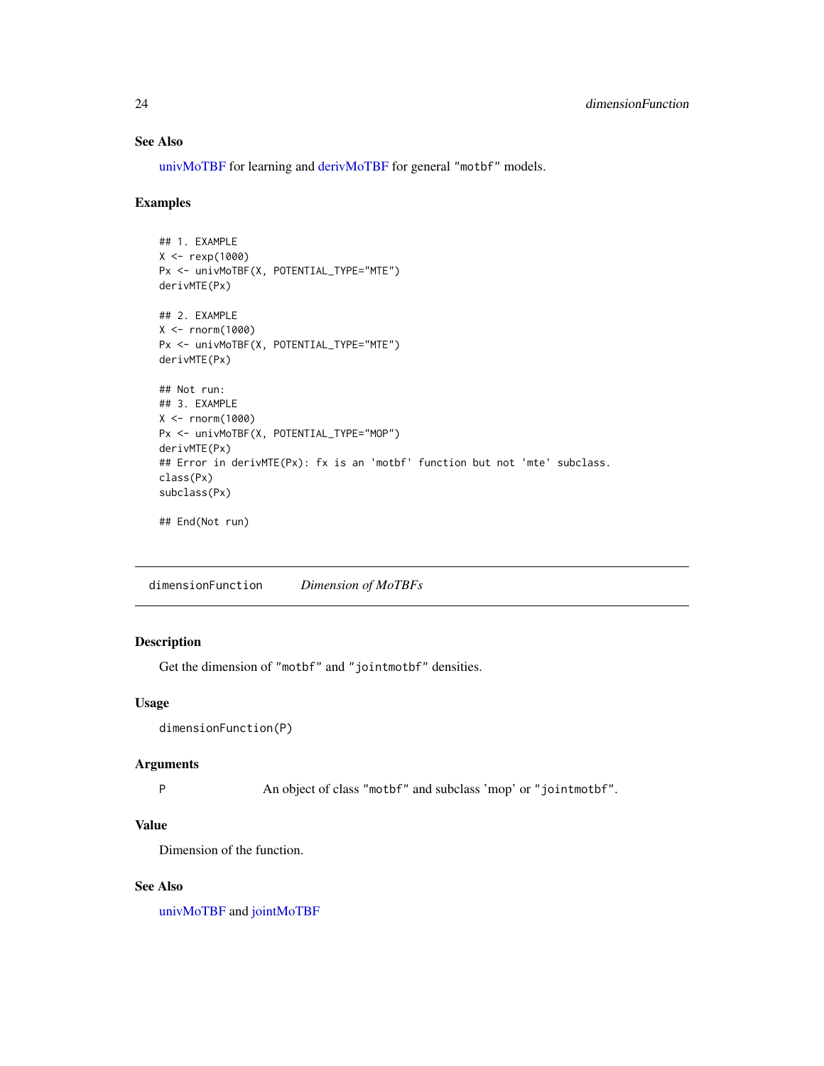### See Also

univMoTBF for learning and derivMoTBF for general "motbf" models.

### Examples

```
## 1. EXAMPLE
X <- rexp(1000)
Px <- univMoTBF(X, POTENTIAL_TYPE="MTE")
derivMTE(Px)

## 2. EXAMPLE
X <- rnorm(1000)
Px <- univMoTBF(X, POTENTIAL_TYPE="MTE")
derivMTE(Px)

## Not run:
## 3. EXAMPLE
X <- rnorm(1000)
Px <- univMoTBF(X, POTENTIAL_TYPE="MOP")
derivMTE(Px)
## Error in derivMTE(Px): fx is an 'motbf' function but not 'mte' subclass.
class(Px)
subclass(Px)

## End(Not run)
```

---

## dimensionFunction — *Dimension of MoTBFs*

### Description

Get the dimension of "motbf" and "jointmotbf" densities.

### Usage

```
dimensionFunction(P)
```

### Arguments

| | |
|---|---|
| P | An object of class "motbf" and subclass 'mop' or "jointmotbf". |

### Value

Dimension of the function.

### See Also

univMoTBF and jointMoTBF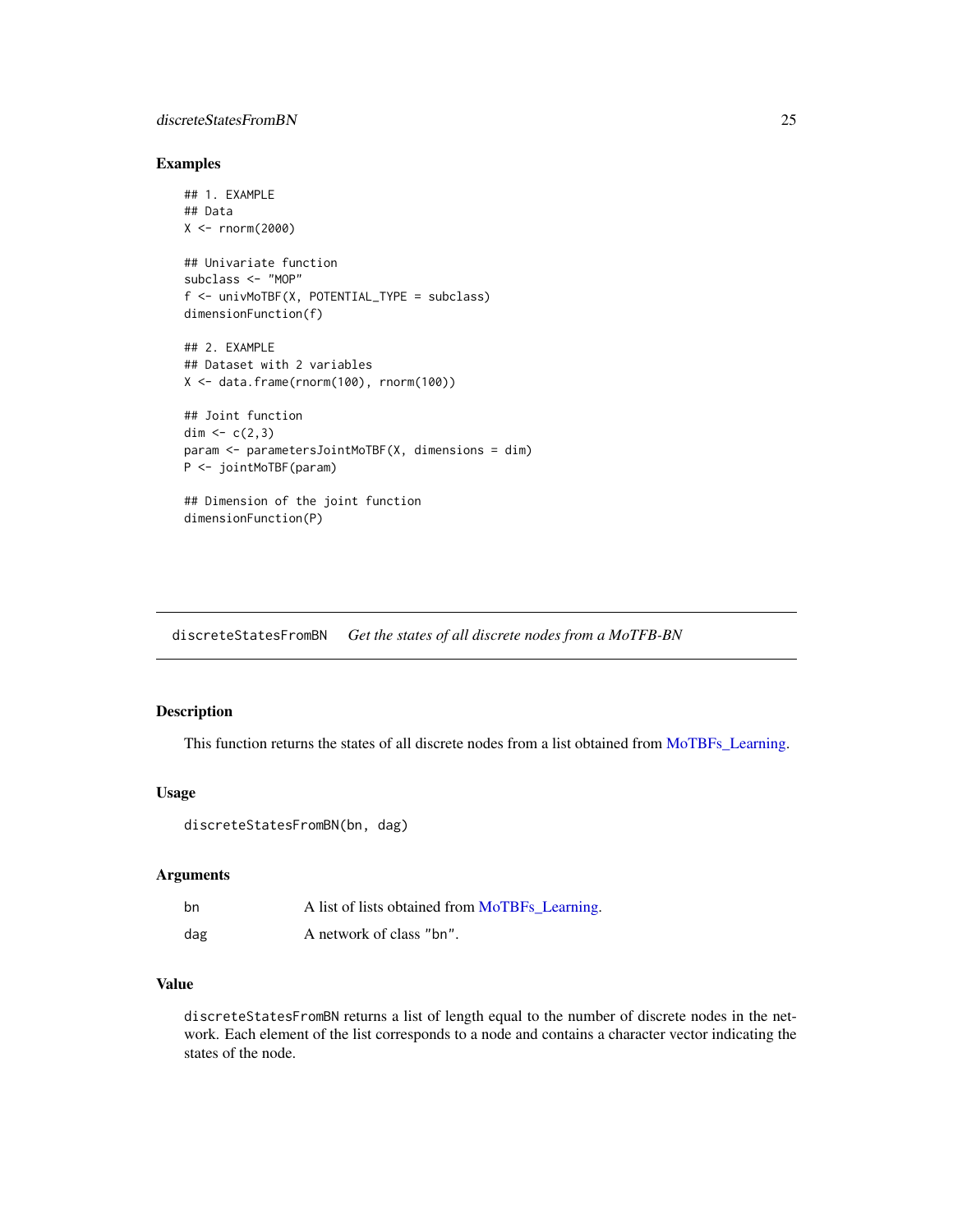## Examples

```
## 1. EXAMPLE
## Data
X <- rnorm(2000)

## Univariate function
subclass <- "MOP"
f <- univMoTBF(X, POTENTIAL_TYPE = subclass)
dimensionFunction(f)

## 2. EXAMPLE
## Dataset with 2 variables
X <- data.frame(rnorm(100), rnorm(100))

## Joint function
dim <- c(2,3)
param <- parametersJointMoTBF(X, dimensions = dim)
P <- jointMoTBF(param)

## Dimension of the joint function
dimensionFunction(P)
```

---

# discreteStatesFromBN *Get the states of all discrete nodes from a MoTFB-BN*

---

## Description

This function returns the states of all discrete nodes from a list obtained from MoTBFs_Learning.

## Usage

```
discreteStatesFromBN(bn, dag)
```

## Arguments

| | |
|---|---|
| bn | A list of lists obtained from MoTBFs_Learning. |
| dag | A network of class "bn". |

## Value

discreteStatesFromBN returns a list of length equal to the number of discrete nodes in the network. Each element of the list corresponds to a node and contains a character vector indicating the states of the node.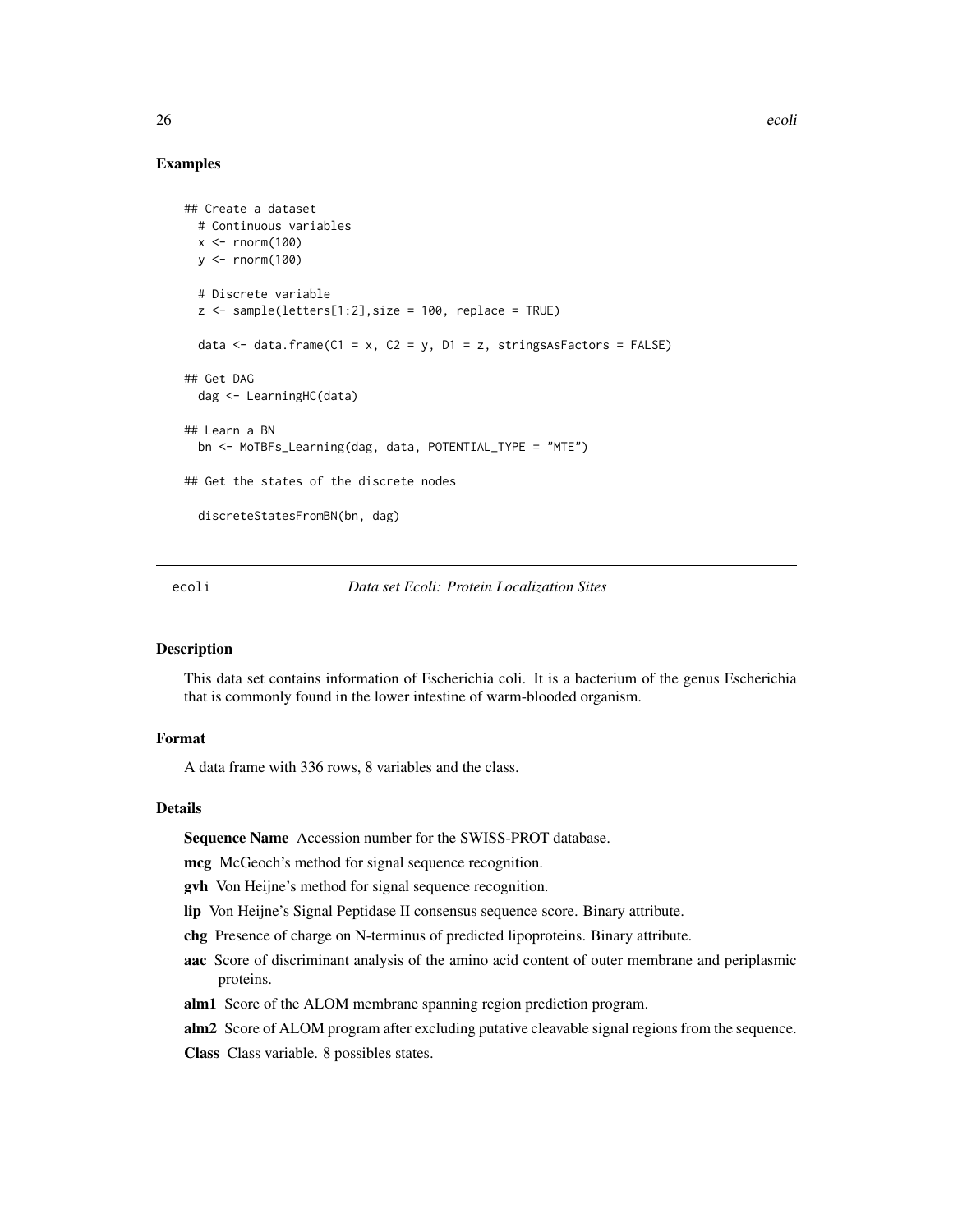### Examples

```
## Create a dataset
  # Continuous variables
  x <- rnorm(100)
  y <- rnorm(100)

  # Discrete variable
  z <- sample(letters[1:2],size = 100, replace = TRUE)

  data <- data.frame(C1 = x, C2 = y, D1 = z, stringsAsFactors = FALSE)

## Get DAG
  dag <- LearningHC(data)

## Learn a BN
  bn <- MoTBFs_Learning(dag, data, POTENTIAL_TYPE = "MTE")

## Get the states of the discrete nodes

  discreteStatesFromBN(bn, dag)
```

---

## ecoli *Data set Ecoli: Protein Localization Sites*

### Description

This data set contains information of Escherichia coli. It is a bacterium of the genus Escherichia that is commonly found in the lower intestine of warm-blooded organism.

### Format

A data frame with 336 rows, 8 variables and the class.

### Details

**Sequence Name** Accession number for the SWISS-PROT database.

**mcg** McGeoch's method for signal sequence recognition.

**gvh** Von Heijne's method for signal sequence recognition.

**lip** Von Heijne's Signal Peptidase II consensus sequence score. Binary attribute.

**chg** Presence of charge on N-terminus of predicted lipoproteins. Binary attribute.

**aac** Score of discriminant analysis of the amino acid content of outer membrane and periplasmic proteins.

**alm1** Score of the ALOM membrane spanning region prediction program.

**alm2** Score of ALOM program after excluding putative cleavable signal regions from the sequence.

**Class** Class variable. 8 possibles states.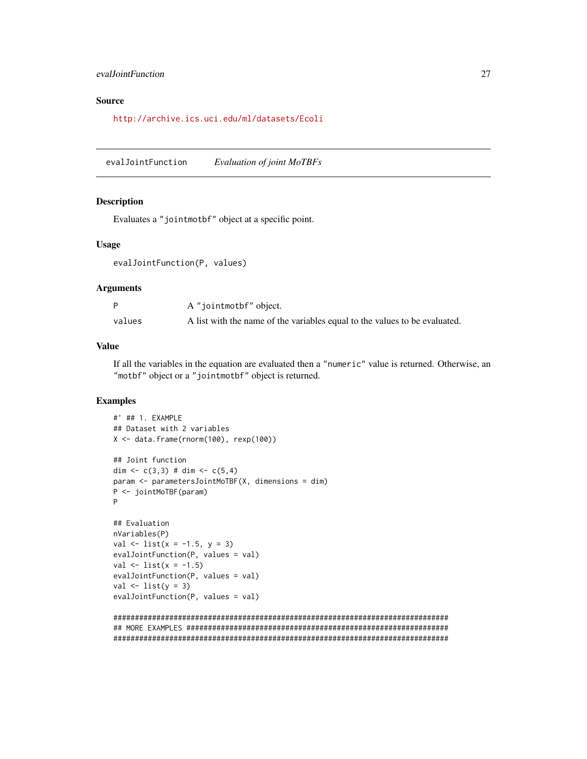## Source

http://archive.ics.uci.edu/ml/datasets/Ecoli

---

# evalJointFunction *Evaluation of joint MoTBFs*

---

## Description

Evaluates a "jointmotbf" object at a specific point.

## Usage

```
evalJointFunction(P, values)
```

## Arguments

| | |
|---|---|
| P | A "jointmotbf" object. |
| values | A list with the name of the variables equal to the values to be evaluated. |

## Value

If all the variables in the equation are evaluated then a "numeric" value is returned. Otherwise, an "motbf" object or a "jointmotbf" object is returned.

## Examples

```
#' ## 1. EXAMPLE
## Dataset with 2 variables
X <- data.frame(rnorm(100), rexp(100))

## Joint function
dim <- c(3,3) # dim <- c(5,4)
param <- parametersJointMoTBF(X, dimensions = dim)
P <- jointMoTBF(param)
P

## Evaluation
nVariables(P)
val <- list(x = -1.5, y = 3)
evalJointFunction(P, values = val)
val <- list(x = -1.5)
evalJointFunction(P, values = val)
val <- list(y = 3)
evalJointFunction(P, values = val)

###############################################################################
## MORE EXAMPLES ##############################################################
###############################################################################
```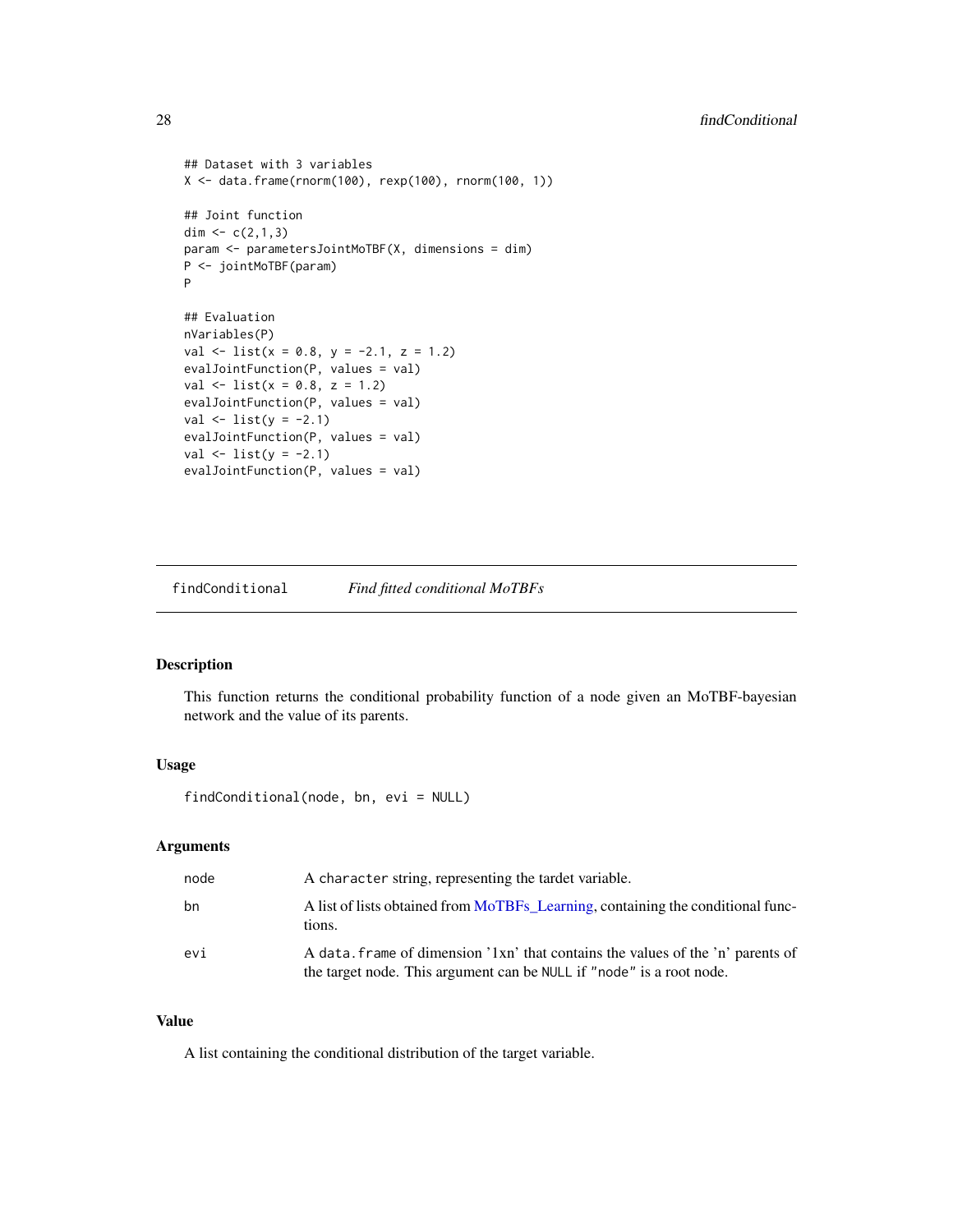```
## Dataset with 3 variables
X <- data.frame(rnorm(100), rexp(100), rnorm(100, 1))

## Joint function
dim <- c(2,1,3)
param <- parametersJointMoTBF(X, dimensions = dim)
P <- jointMoTBF(param)
P

## Evaluation
nVariables(P)
val <- list(x = 0.8, y = -2.1, z = 1.2)
evalJointFunction(P, values = val)
val <- list(x = 0.8, z = 1.2)
evalJointFunction(P, values = val)
val <- list(y = -2.1)
evalJointFunction(P, values = val)
val <- list(y = -2.1)
evalJointFunction(P, values = val)
```

## findConditional — *Find fitted conditional MoTBFs*

### Description

This function returns the conditional probability function of a node given an MoTBF-bayesian network and the value of its parents.

### Usage

```
findConditional(node, bn, evi = NULL)
```

### Arguments

| | |
|---|---|
| node | A `character` string, representing the tardet variable. |
| bn | A list of lists obtained from MoTBFs_Learning, containing the conditional functions. |
| evi | A `data.frame` of dimension '1xn' that contains the values of the 'n' parents of the target node. This argument can be `NULL` if `"node"` is a root node. |

### Value

A list containing the conditional distribution of the target variable.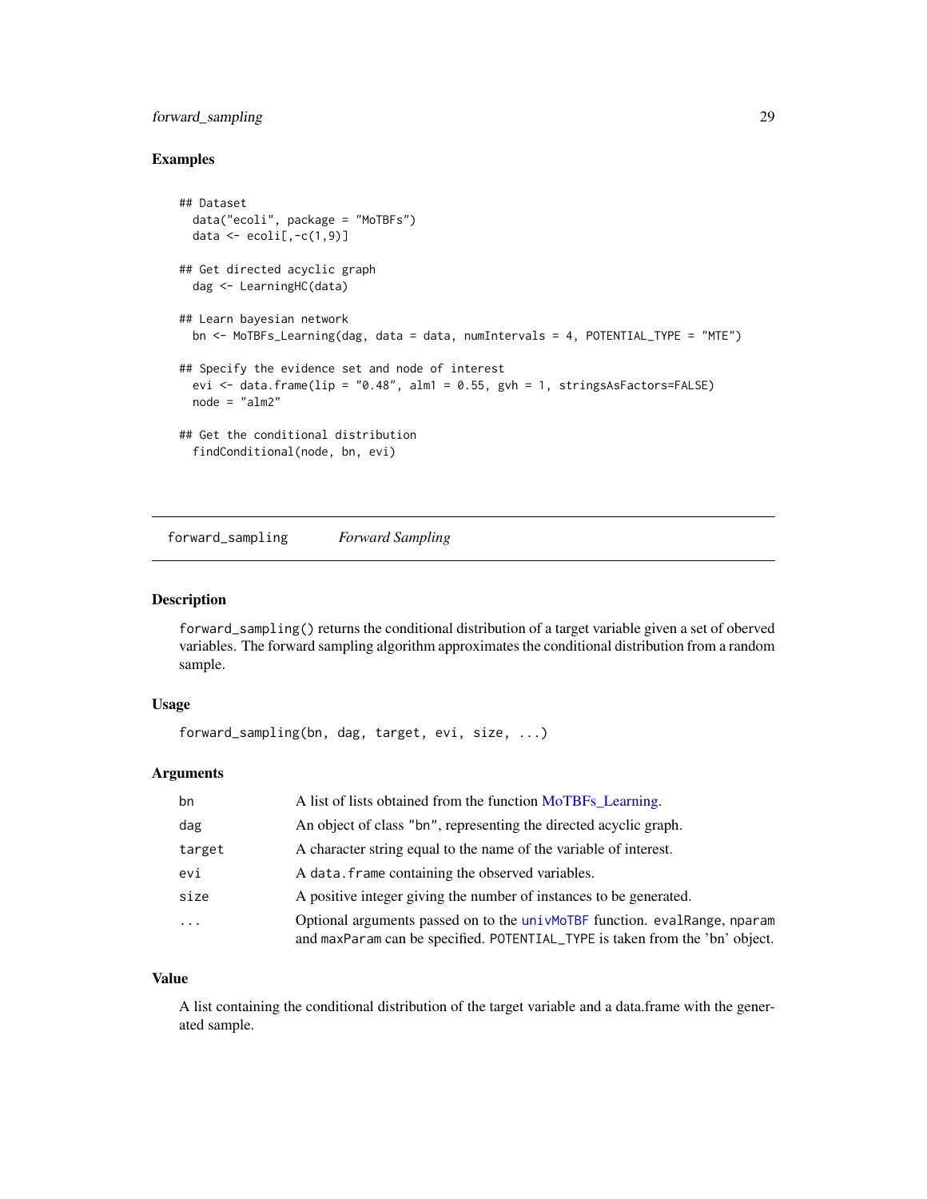### Examples

```
## Dataset
  data("ecoli", package = "MoTBFs")
  data <- ecoli[,-c(1,9)]

## Get directed acyclic graph
  dag <- LearningHC(data)

## Learn bayesian network
  bn <- MoTBFs_Learning(dag, data = data, numIntervals = 4, POTENTIAL_TYPE = "MTE")

## Specify the evidence set and node of interest
  evi <- data.frame(lip = "0.48", alm1 = 0.55, gvh = 1, stringsAsFactors=FALSE)
  node = "alm2"

## Get the conditional distribution
  findConditional(node, bn, evi)
```

---

## forward_sampling    *Forward Sampling*

---

### Description

`forward_sampling()` returns the conditional distribution of a target variable given a set of oberved variables. The forward sampling algorithm approximates the conditional distribution from a random sample.

### Usage

```
forward_sampling(bn, dag, target, evi, size, ...)
```

### Arguments

| | |
|---|---|
| `bn` | A list of lists obtained from the function MoTBFs_Learning. |
| `dag` | An object of class "bn", representing the directed acyclic graph. |
| `target` | A character string equal to the name of the variable of interest. |
| `evi` | A `data.frame` containing the observed variables. |
| `size` | A positive integer giving the number of instances to be generated. |
| `...` | Optional arguments passed on to the `univMoTBF` function. `evalRange`, `nparam` and `maxParam` can be specified. `POTENTIAL_TYPE` is taken from the 'bn' object. |

### Value

A list containing the conditional distribution of the target variable and a data.frame with the generated sample.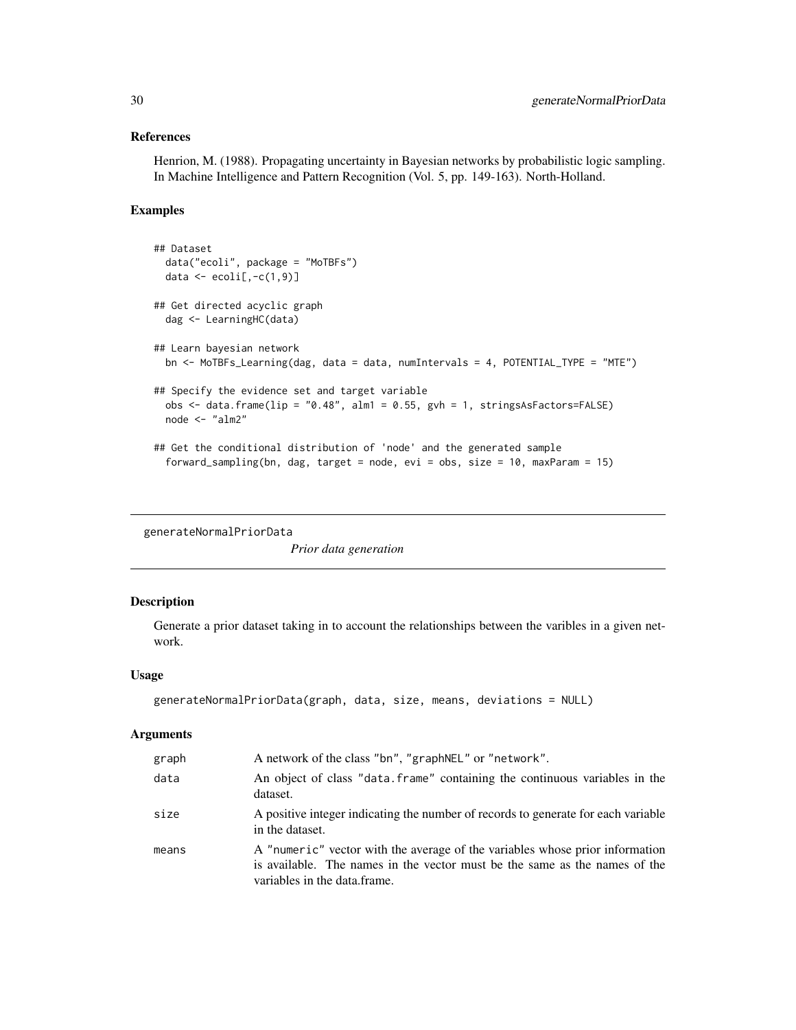### References

Henrion, M. (1988). Propagating uncertainty in Bayesian networks by probabilistic logic sampling. In Machine Intelligence and Pattern Recognition (Vol. 5, pp. 149-163). North-Holland.

### Examples

```
## Dataset
  data("ecoli", package = "MoTBFs")
  data <- ecoli[,-c(1,9)]

## Get directed acyclic graph
  dag <- LearningHC(data)

## Learn bayesian network
  bn <- MoTBFs_Learning(dag, data = data, numIntervals = 4, POTENTIAL_TYPE = "MTE")

## Specify the evidence set and target variable
  obs <- data.frame(lip = "0.48", alm1 = 0.55, gvh = 1, stringsAsFactors=FALSE)
  node <- "alm2"

## Get the conditional distribution of 'node' and the generated sample
  forward_sampling(bn, dag, target = node, evi = obs, size = 10, maxParam = 15)
```

---

## generateNormalPriorData — *Prior data generation*

### Description

Generate a prior dataset taking in to account the relationships between the varibles in a given network.

### Usage

```
generateNormalPriorData(graph, data, size, means, deviations = NULL)
```

### Arguments

| | |
|---|---|
| graph | A network of the class "bn", "graphNEL" or "network". |
| data | An object of class "data.frame" containing the continuous variables in the dataset. |
| size | A positive integer indicating the number of records to generate for each variable in the dataset. |
| means | A "numeric" vector with the average of the variables whose prior information is available. The names in the vector must be the same as the names of the variables in the data.frame. |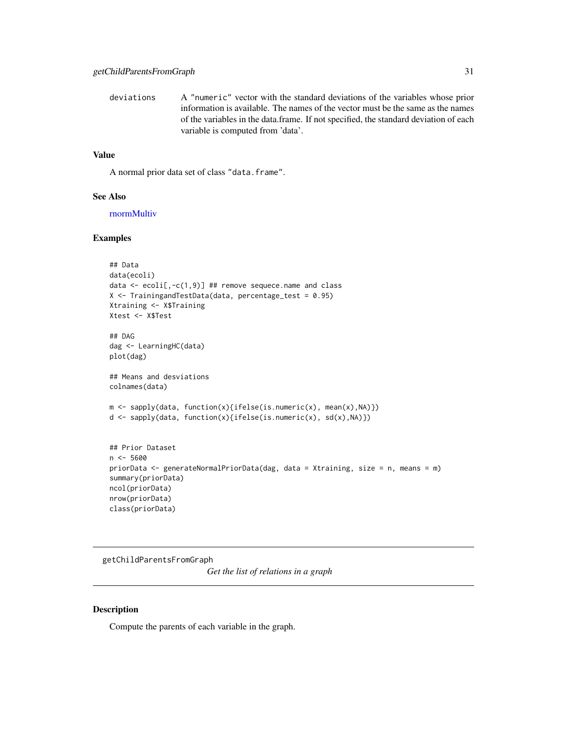deviations A "numeric" vector with the standard deviations of the variables whose prior information is available. The names of the vector must be the same as the names of the variables in the data.frame. If not specified, the standard deviation of each variable is computed from 'data'.

### Value

A normal prior data set of class "data.frame".

### See Also

rnormMultiv

### Examples

```
## Data
data(ecoli)
data <- ecoli[,-c(1,9)] ## remove sequece.name and class
X <- TrainingandTestData(data, percentage_test = 0.95)
Xtraining <- X$Training
Xtest <- X$Test

## DAG
dag <- LearningHC(data)
plot(dag)

## Means and desviations
colnames(data)

m <- sapply(data, function(x){ifelse(is.numeric(x), mean(x),NA)})
d <- sapply(data, function(x){ifelse(is.numeric(x), sd(x),NA)})


## Prior Dataset
n <- 5600
priorData <- generateNormalPriorData(dag, data = Xtraining, size = n, means = m)
summary(priorData)
ncol(priorData)
nrow(priorData)
class(priorData)
```

---

## getChildParentsFromGraph

*Get the list of relations in a graph*

### Description

Compute the parents of each variable in the graph.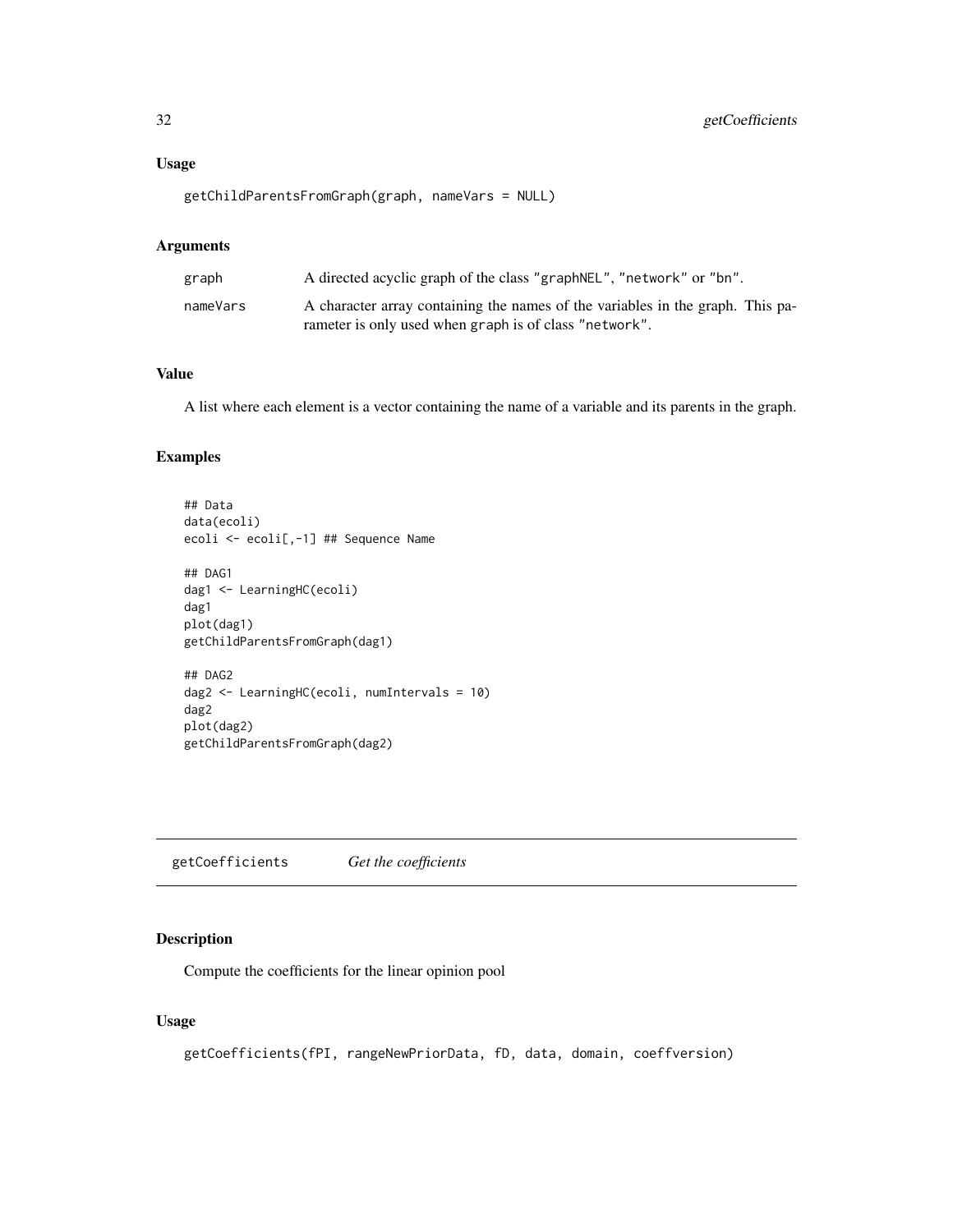## Usage

```
getChildParentsFromGraph(graph, nameVars = NULL)
```

## Arguments

| | |
|---|---|
| graph | A directed acyclic graph of the class "graphNEL", "network" or "bn". |
| nameVars | A character array containing the names of the variables in the graph. This parameter is only used when graph is of class "network". |

## Value

A list where each element is a vector containing the name of a variable and its parents in the graph.

## Examples

```
## Data
data(ecoli)
ecoli <- ecoli[,-1] ## Sequence Name

## DAG1
dag1 <- LearningHC(ecoli)
dag1
plot(dag1)
getChildParentsFromGraph(dag1)

## DAG2
dag2 <- LearningHC(ecoli, numIntervals = 10)
dag2
plot(dag2)
getChildParentsFromGraph(dag2)
```

---

# getCoefficients *Get the coefficients*

## Description

Compute the coefficients for the linear opinion pool

## Usage

```
getCoefficients(fPI, rangeNewPriorData, fD, data, domain, coeffversion)
```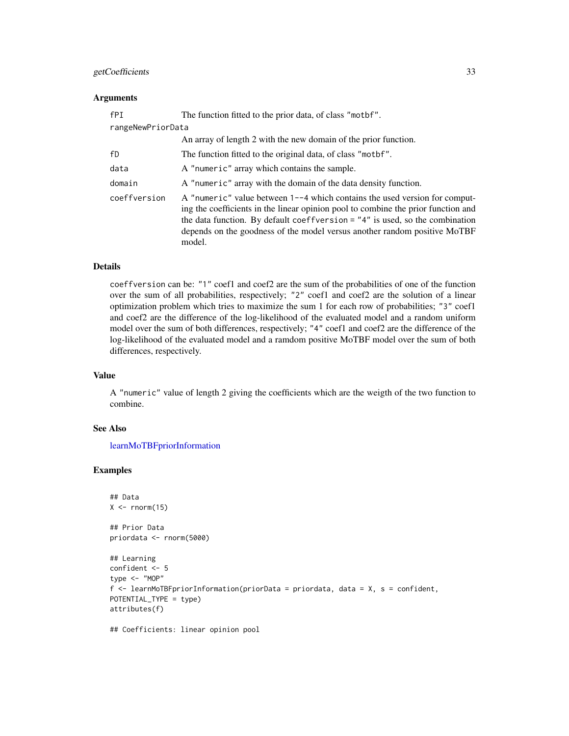### Arguments

| | |
|---|---|
| `fPI` | The function fitted to the prior data, of class `"motbf"`. |
| `rangeNewPriorData` | An array of length 2 with the new domain of the prior function. |
| `fD` | The function fitted to the original data, of class `"motbf"`. |
| `data` | A `"numeric"` array which contains the sample. |
| `domain` | A `"numeric"` array with the domain of the data density function. |
| `coeffversion` | A `"numeric"` value between `1--4` which contains the used version for computing the coefficients in the linear opinion pool to combine the prior function and the data function. By default `coeffversion = "4"` is used, so the combination depends on the goodness of the model versus another random positive MoTBF model. |

### Details

`coeffversion` can be: `"1"` coef1 and coef2 are the sum of the probabilities of one of the function over the sum of all probabilities, respectively; `"2"` coef1 and coef2 are the solution of a linear optimization problem which tries to maximize the sum 1 for each row of probabilities; `"3"` coef1 and coef2 are the difference of the log-likelihood of the evaluated model and a random uniform model over the sum of both differences, respectively; `"4"` coef1 and coef2 are the difference of the log-likelihood of the evaluated model and a ramdom positive MoTBF model over the sum of both differences, respectively.

### Value

A `"numeric"` value of length 2 giving the coefficients which are the weigth of the two function to combine.

### See Also

learnMoTBFpriorInformation

### Examples

```
## Data
X <- rnorm(15)

## Prior Data
priordata <- rnorm(5000)

## Learning
confident <- 5
type <- "MOP"
f <- learnMoTBFpriorInformation(priorData = priordata, data = X, s = confident,
POTENTIAL_TYPE = type)
attributes(f)

## Coefficients: linear opinion pool
```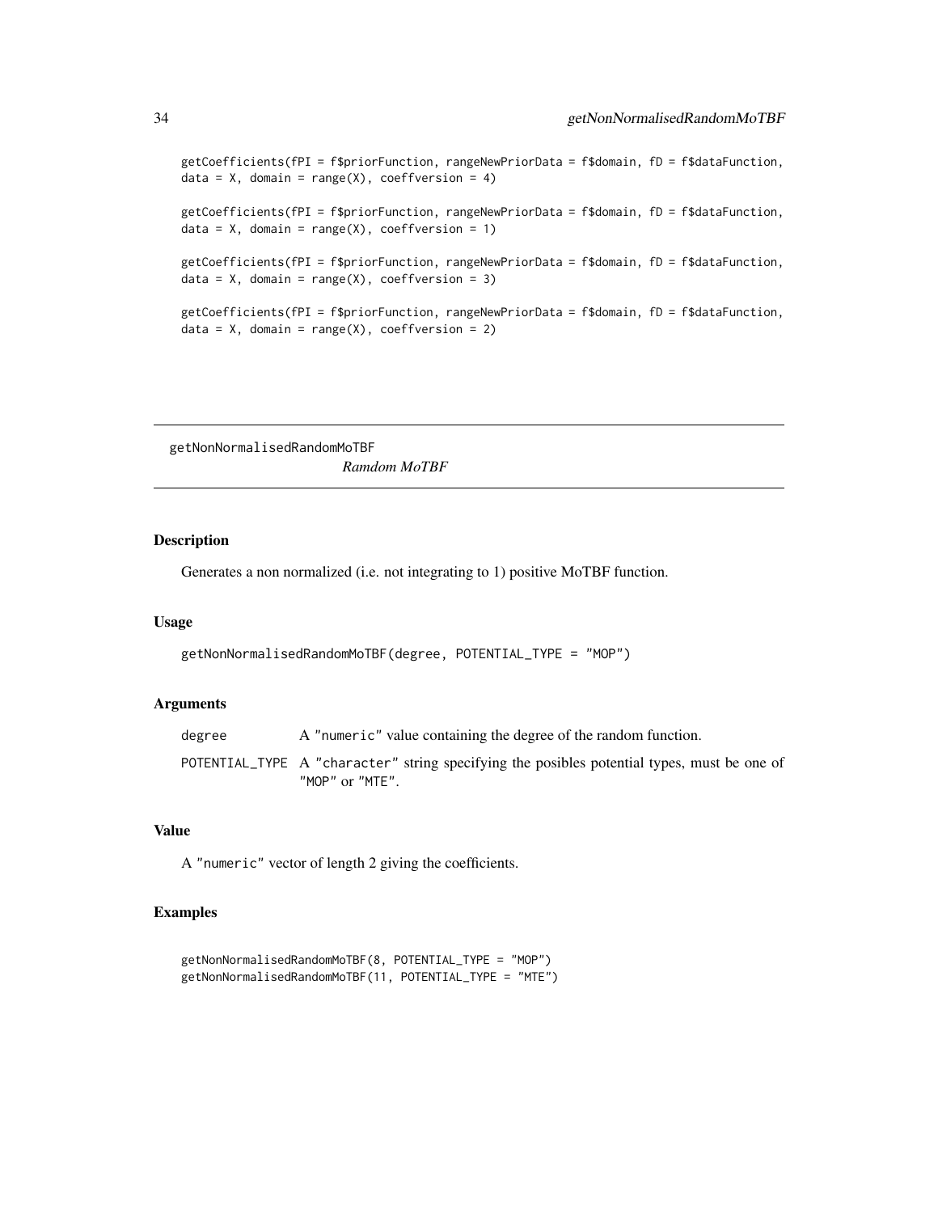```
getCoefficients(fPI = f$priorFunction, rangeNewPriorData = f$domain, fD = f$dataFunction,
data = X, domain = range(X), coeffversion = 4)

getCoefficients(fPI = f$priorFunction, rangeNewPriorData = f$domain, fD = f$dataFunction,
data = X, domain = range(X), coeffversion = 1)

getCoefficients(fPI = f$priorFunction, rangeNewPriorData = f$domain, fD = f$dataFunction,
data = X, domain = range(X), coeffversion = 3)

getCoefficients(fPI = f$priorFunction, rangeNewPriorData = f$domain, fD = f$dataFunction,
data = X, domain = range(X), coeffversion = 2)
```

---

## getNonNormalisedRandomMoTBF — *Ramdom MoTBF*

---

### Description

Generates a non normalized (i.e. not integrating to 1) positive MoTBF function.

### Usage

```
getNonNormalisedRandomMoTBF(degree, POTENTIAL_TYPE = "MOP")
```

### Arguments

| | |
|---|---|
| degree | A "numeric" value containing the degree of the random function. |
| POTENTIAL_TYPE | A "character" string specifying the posibles potential types, must be one of "MOP" or "MTE". |

### Value

A "numeric" vector of length 2 giving the coefficients.

### Examples

```
getNonNormalisedRandomMoTBF(8, POTENTIAL_TYPE = "MOP")
getNonNormalisedRandomMoTBF(11, POTENTIAL_TYPE = "MTE")
```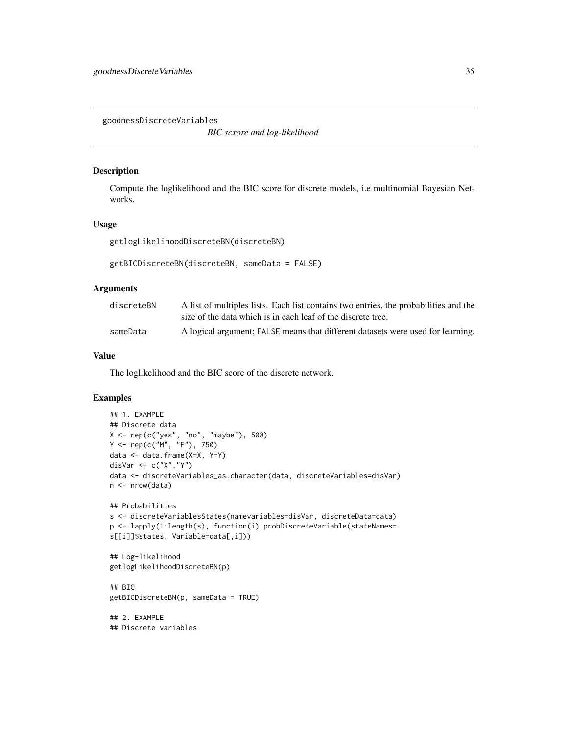goodnessDiscreteVariables

*BIC scxore and log-likelihood*

## Description

Compute the loglikelihood and the BIC score for discrete models, i.e multinomial Bayesian Networks.

## Usage

```
getlogLikelihoodDiscreteBN(discreteBN)

getBICDiscreteBN(discreteBN, sameData = FALSE)
```

## Arguments

| | |
|---|---|
| discreteBN | A list of multiples lists. Each list contains two entries, the probabilities and the size of the data which is in each leaf of the discrete tree. |
| sameData | A logical argument; FALSE means that different datasets were used for learning. |

## Value

The loglikelihood and the BIC score of the discrete network.

## Examples

```
## 1. EXAMPLE
## Discrete data
X <- rep(c("yes", "no", "maybe"), 500)
Y <- rep(c("M", "F"), 750)
data <- data.frame(X=X, Y=Y)
disVar <- c("X","Y")
data <- discreteVariables_as.character(data, discreteVariables=disVar)
n <- nrow(data)

## Probabilities
s <- discreteVariablesStates(namevariables=disVar, discreteData=data)
p <- lapply(1:length(s), function(i) probDiscreteVariable(stateNames=
s[[i]]$states, Variable=data[,i]))

## Log-likelihood
getlogLikelihoodDiscreteBN(p)

## BIC
getBICDiscreteBN(p, sameData = TRUE)

## 2. EXAMPLE
## Discrete variables
```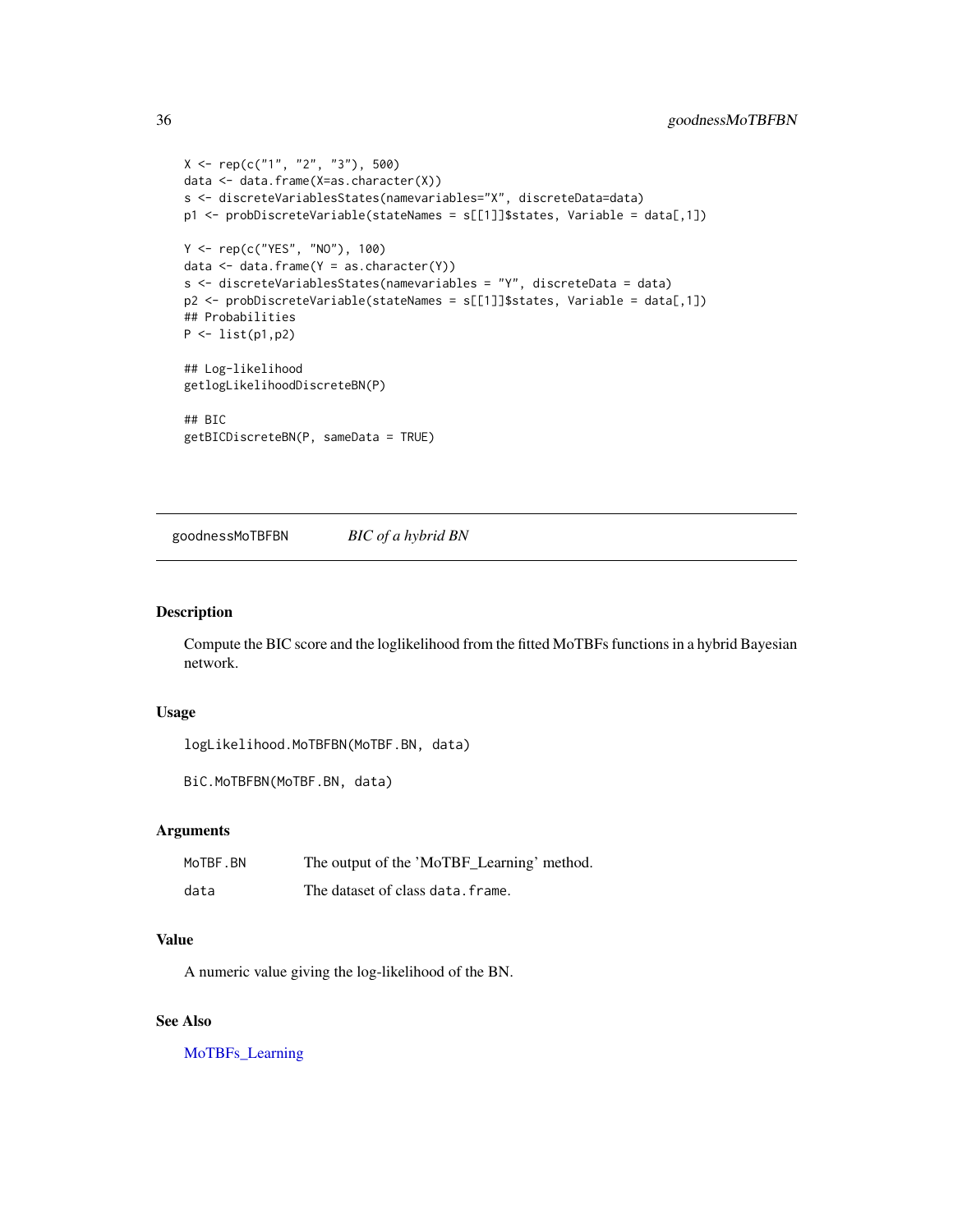```
X <- rep(c("1", "2", "3"), 500)
data <- data.frame(X=as.character(X))
s <- discreteVariablesStates(namevariables="X", discreteData=data)
p1 <- probDiscreteVariable(stateNames = s[[1]]$states, Variable = data[,1])

Y <- rep(c("YES", "NO"), 100)
data <- data.frame(Y = as.character(Y))
s <- discreteVariablesStates(namevariables = "Y", discreteData = data)
p2 <- probDiscreteVariable(stateNames = s[[1]]$states, Variable = data[,1])
## Probabilities
P <- list(p1,p2)

## Log-likelihood
getlogLikelihoodDiscreteBN(P)

## BIC
getBICDiscreteBN(P, sameData = TRUE)
```

---

## goodnessMoTBFBN — *BIC of a hybrid BN*

---

### Description

Compute the BIC score and the loglikelihood from the fitted MoTBFs functions in a hybrid Bayesian network.

### Usage

```
logLikelihood.MoTBFBN(MoTBF.BN, data)

BiC.MoTBFBN(MoTBF.BN, data)
```

### Arguments

| | |
|---|---|
| `MoTBF.BN` | The output of the 'MoTBF_Learning' method. |
| `data` | The dataset of class `data.frame`. |

### Value

A numeric value giving the log-likelihood of the BN.

### See Also

MoTBFs_Learning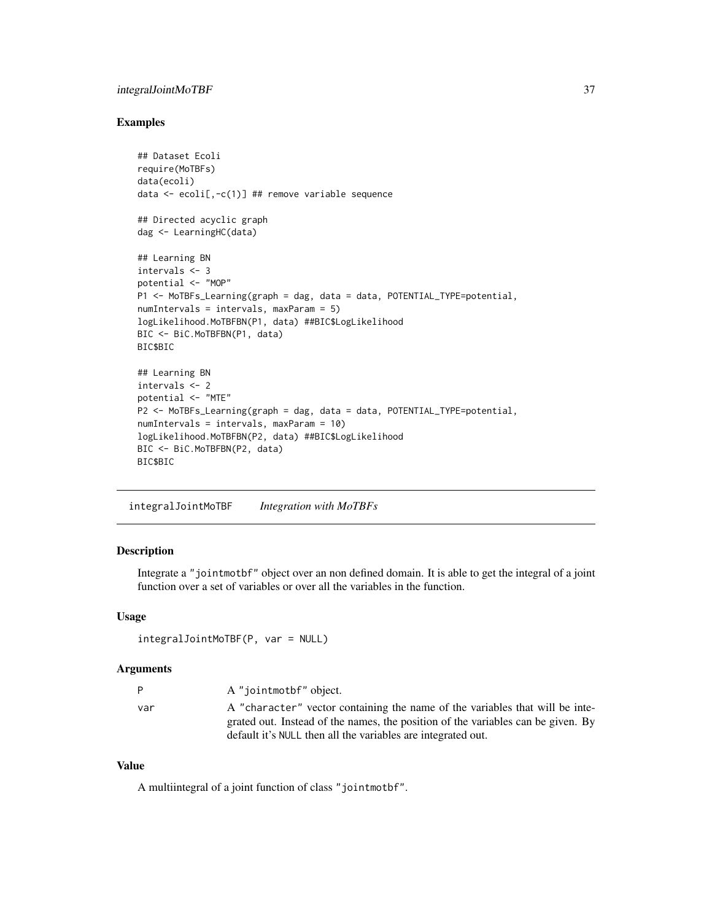## Examples

```
## Dataset Ecoli
require(MoTBFs)
data(ecoli)
data <- ecoli[,-c(1)] ## remove variable sequence

## Directed acyclic graph
dag <- LearningHC(data)

## Learning BN
intervals <- 3
potential <- "MOP"
P1 <- MoTBFs_Learning(graph = dag, data = data, POTENTIAL_TYPE=potential,
numIntervals = intervals, maxParam = 5)
logLikelihood.MoTBFBN(P1, data) ##BIC$LogLikelihood
BIC <- BiC.MoTBFBN(P1, data)
BIC$BIC

## Learning BN
intervals <- 2
potential <- "MTE"
P2 <- MoTBFs_Learning(graph = dag, data = data, POTENTIAL_TYPE=potential,
numIntervals = intervals, maxParam = 10)
logLikelihood.MoTBFBN(P2, data) ##BIC$LogLikelihood
BIC <- BiC.MoTBFBN(P2, data)
BIC$BIC
```

---

# integralJointMoTBF *Integration with MoTBFs*

---

## Description

Integrate a "jointmotbf" object over an non defined domain. It is able to get the integral of a joint function over a set of variables or over all the variables in the function.

## Usage

```
integralJointMoTBF(P, var = NULL)
```

## Arguments

| | |
|---|---|
| P | A "jointmotbf" object. |
| var | A "character" vector containing the name of the variables that will be integrated out. Instead of the names, the position of the variables can be given. By default it's NULL then all the variables are integrated out. |

## Value

A multiintegral of a joint function of class "jointmotbf".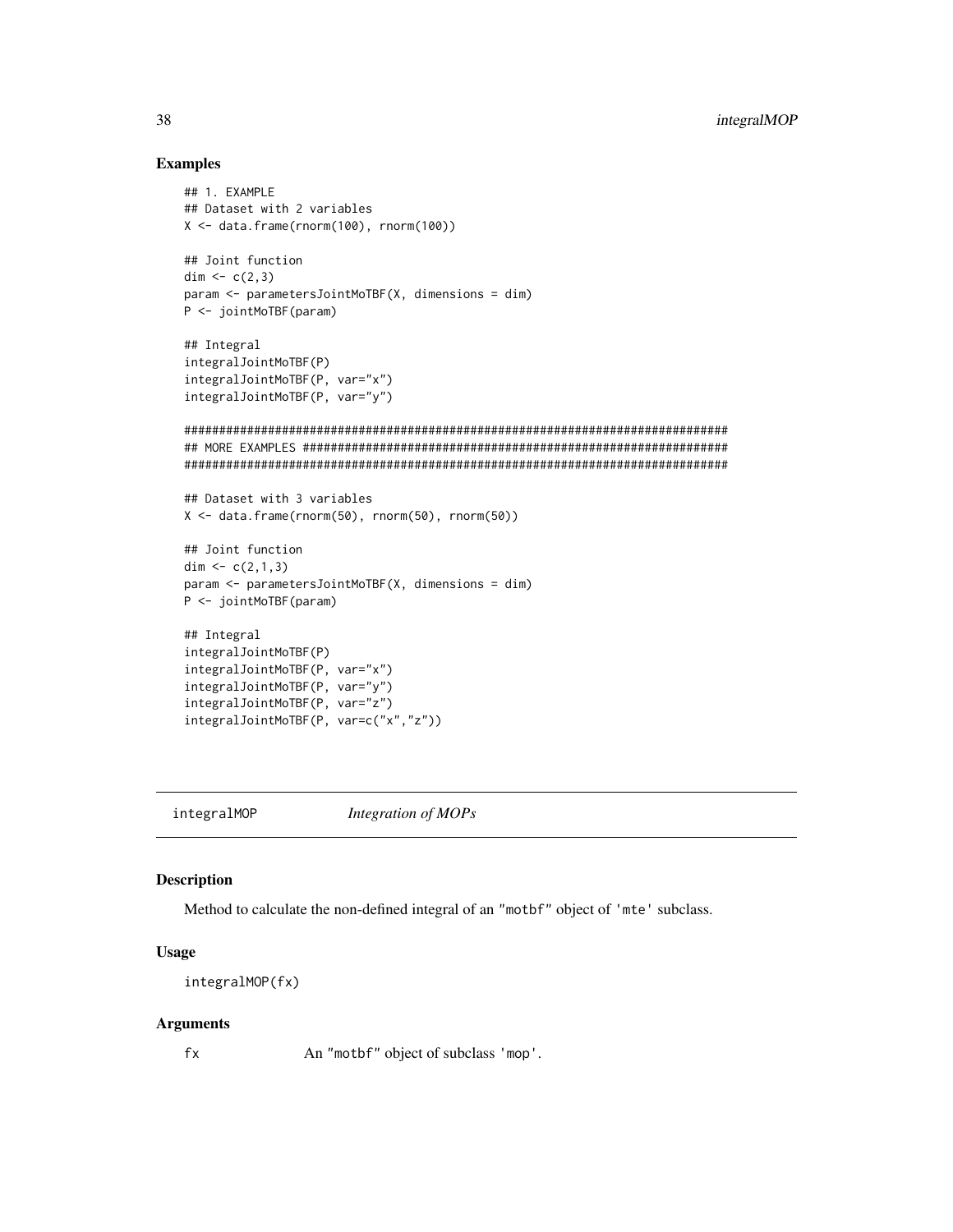## Examples

```
## 1. EXAMPLE
## Dataset with 2 variables
X <- data.frame(rnorm(100), rnorm(100))

## Joint function
dim <- c(2,3)
param <- parametersJointMoTBF(X, dimensions = dim)
P <- jointMoTBF(param)

## Integral
integralJointMoTBF(P)
integralJointMoTBF(P, var="x")
integralJointMoTBF(P, var="y")

###############################################################################
## MORE EXAMPLES ##############################################################
###############################################################################

## Dataset with 3 variables
X <- data.frame(rnorm(50), rnorm(50), rnorm(50))

## Joint function
dim <- c(2,1,3)
param <- parametersJointMoTBF(X, dimensions = dim)
P <- jointMoTBF(param)

## Integral
integralJointMoTBF(P)
integralJointMoTBF(P, var="x")
integralJointMoTBF(P, var="y")
integralJointMoTBF(P, var="z")
integralJointMoTBF(P, var=c("x","z"))
```

---

integralMOP *Integration of MOPs*

---

## Description

Method to calculate the non-defined integral of an "motbf" object of 'mte' subclass.

## Usage

```
integralMOP(fx)
```

## Arguments

| | |
|---|---|
| fx | An "motbf" object of subclass 'mop'. |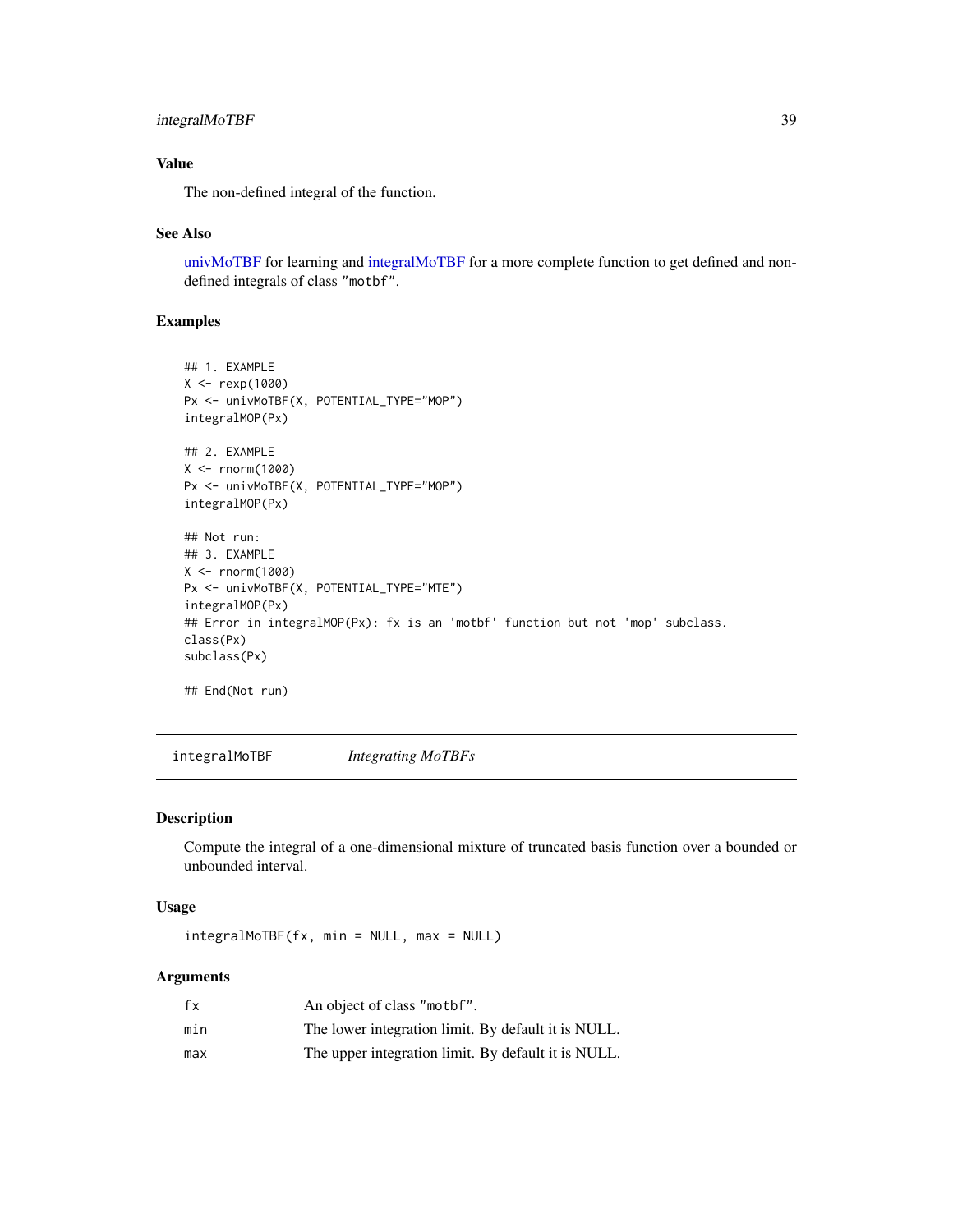### Value

The non-defined integral of the function.

### See Also

univMoTBF for learning and integralMoTBF for a more complete function to get defined and non-defined integrals of class "motbf".

### Examples

```
## 1. EXAMPLE
X <- rexp(1000)
Px <- univMoTBF(X, POTENTIAL_TYPE="MOP")
integralMOP(Px)

## 2. EXAMPLE
X <- rnorm(1000)
Px <- univMoTBF(X, POTENTIAL_TYPE="MOP")
integralMOP(Px)

## Not run:
## 3. EXAMPLE
X <- rnorm(1000)
Px <- univMoTBF(X, POTENTIAL_TYPE="MTE")
integralMOP(Px)
## Error in integralMOP(Px): fx is an 'motbf' function but not 'mop' subclass.
class(Px)
subclass(Px)

## End(Not run)
```

---

## integralMoTBF *Integrating MoTBFs*

### Description

Compute the integral of a one-dimensional mixture of truncated basis function over a bounded or unbounded interval.

### Usage

```
integralMoTBF(fx, min = NULL, max = NULL)
```

### Arguments

| | |
|---|---|
| fx | An object of class "motbf". |
| min | The lower integration limit. By default it is NULL. |
| max | The upper integration limit. By default it is NULL. |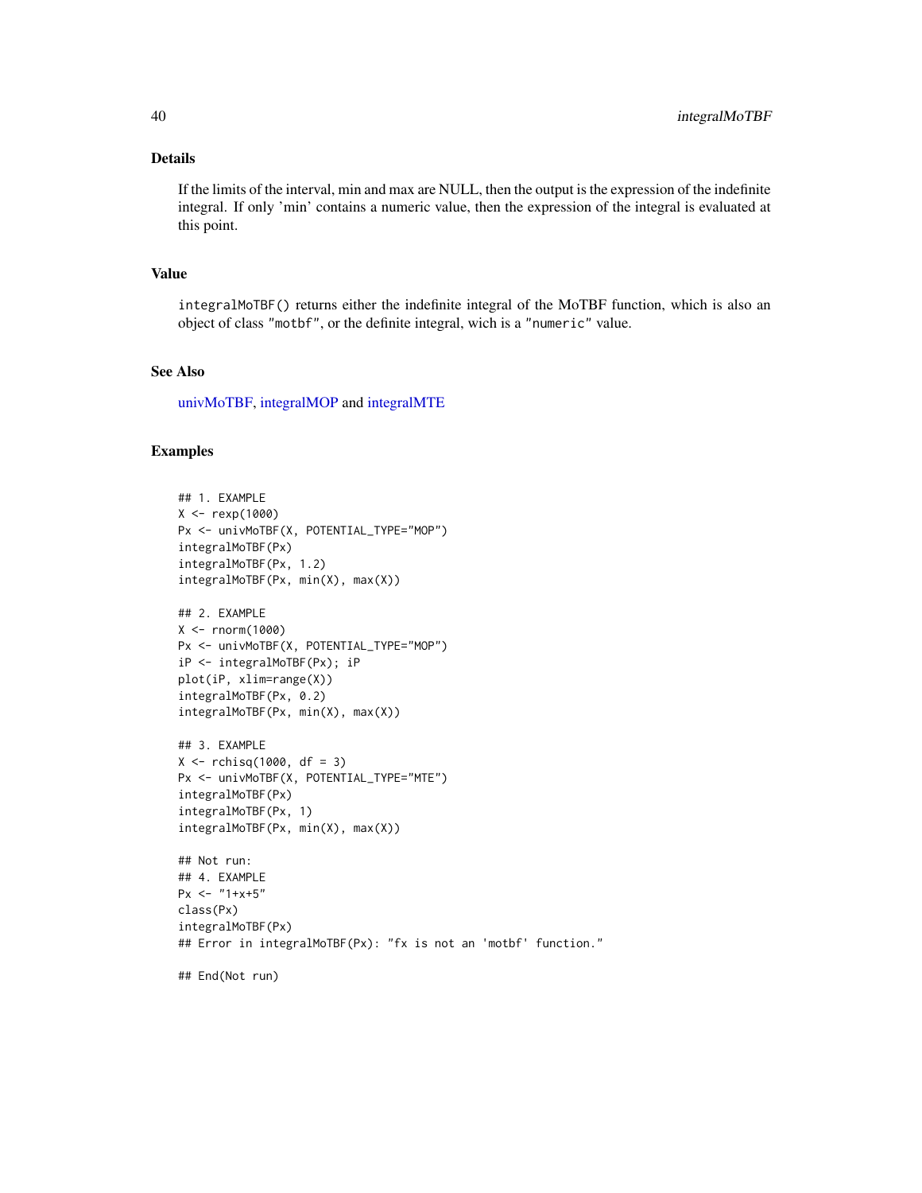## Details

If the limits of the interval, min and max are NULL, then the output is the expression of the indefinite integral. If only 'min' contains a numeric value, then the expression of the integral is evaluated at this point.

## Value

`integralMoTBF()` returns either the indefinite integral of the MoTBF function, which is also an object of class `"motbf"`, or the definite integral, wich is a `"numeric"` value.

## See Also

univMoTBF, integralMOP and integralMTE

## Examples

```
## 1. EXAMPLE
X <- rexp(1000)
Px <- univMoTBF(X, POTENTIAL_TYPE="MOP")
integralMoTBF(Px)
integralMoTBF(Px, 1.2)
integralMoTBF(Px, min(X), max(X))

## 2. EXAMPLE
X <- rnorm(1000)
Px <- univMoTBF(X, POTENTIAL_TYPE="MOP")
iP <- integralMoTBF(Px); iP
plot(iP, xlim=range(X))
integralMoTBF(Px, 0.2)
integralMoTBF(Px, min(X), max(X))

## 3. EXAMPLE
X <- rchisq(1000, df = 3)
Px <- univMoTBF(X, POTENTIAL_TYPE="MTE")
integralMoTBF(Px)
integralMoTBF(Px, 1)
integralMoTBF(Px, min(X), max(X))

## Not run:
## 4. EXAMPLE
Px <- "1+x+5"
class(Px)
integralMoTBF(Px)
## Error in integralMoTBF(Px): "fx is not an 'motbf' function."

## End(Not run)
```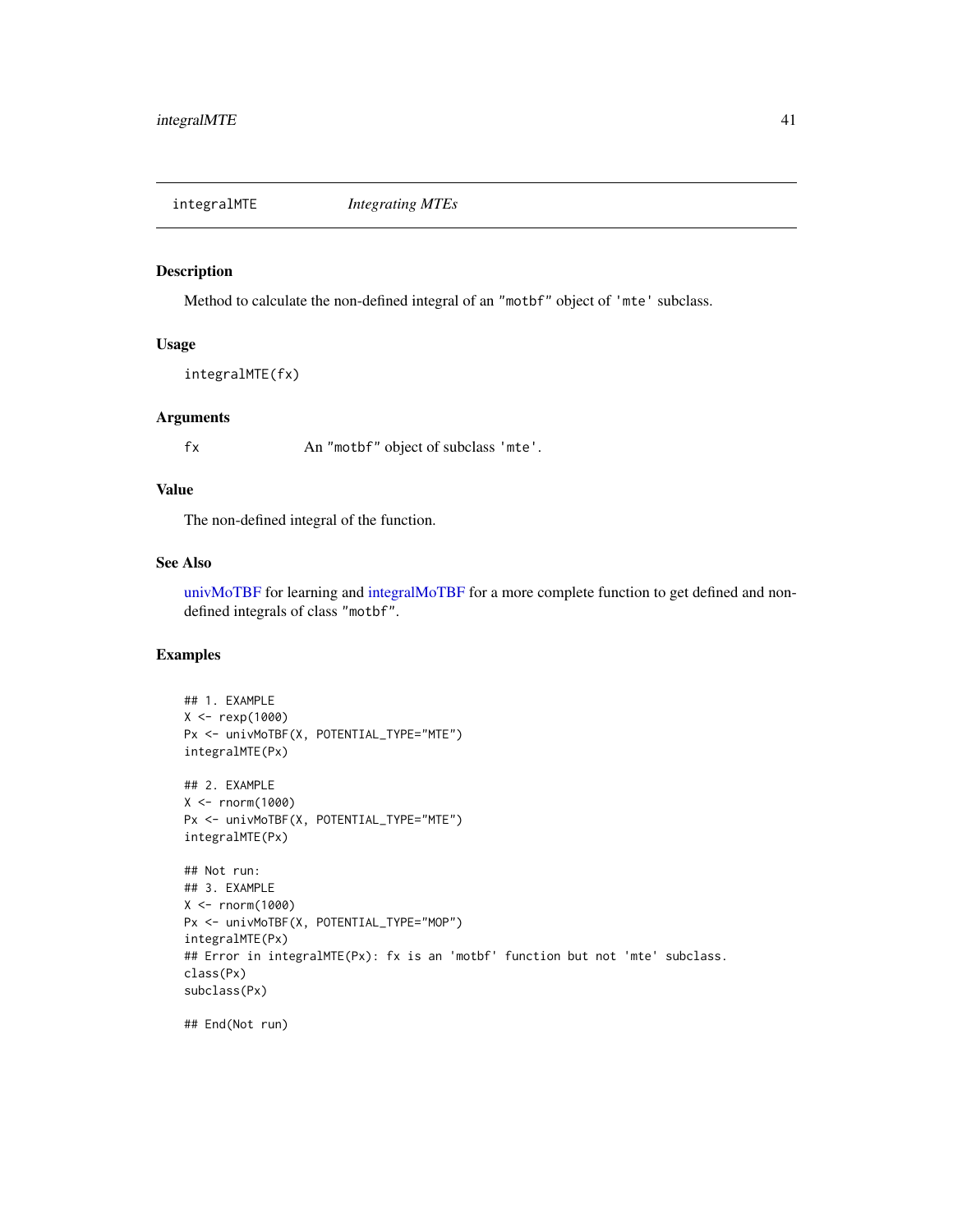# integralMTE *Integrating MTEs*

## Description

Method to calculate the non-defined integral of an "motbf" object of 'mte' subclass.

## Usage

```
integralMTE(fx)
```

## Arguments

| | |
|---|---|
| fx | An "motbf" object of subclass 'mte'. |

## Value

The non-defined integral of the function.

## See Also

univMoTBF for learning and integralMoTBF for a more complete function to get defined and non-defined integrals of class "motbf".

## Examples

```
## 1. EXAMPLE
X <- rexp(1000)
Px <- univMoTBF(X, POTENTIAL_TYPE="MTE")
integralMTE(Px)

## 2. EXAMPLE
X <- rnorm(1000)
Px <- univMoTBF(X, POTENTIAL_TYPE="MTE")
integralMTE(Px)

## Not run:
## 3. EXAMPLE
X <- rnorm(1000)
Px <- univMoTBF(X, POTENTIAL_TYPE="MOP")
integralMTE(Px)
## Error in integralMTE(Px): fx is an 'motbf' function but not 'mte' subclass.
class(Px)
subclass(Px)

## End(Not run)
```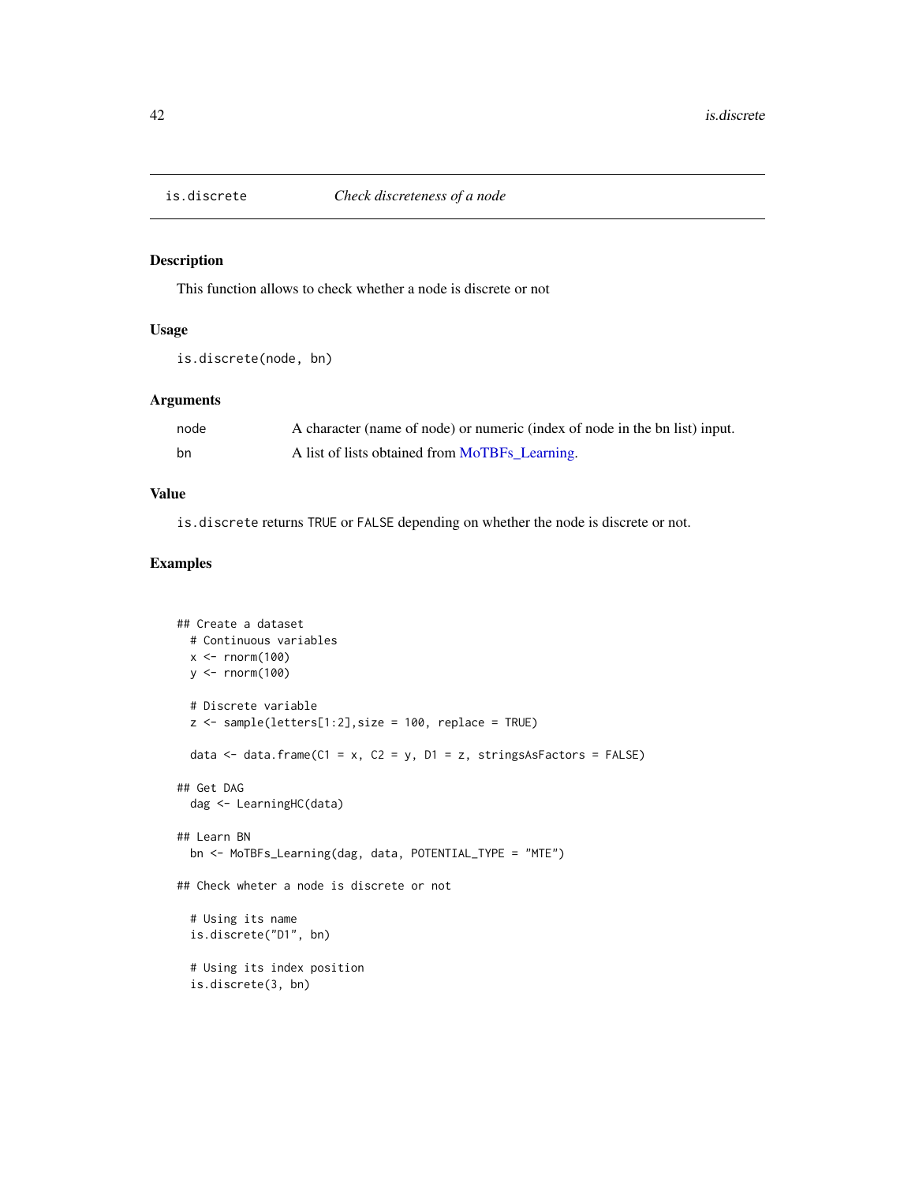is.discrete *Check discreteness of a node*

## Description

This function allows to check whether a node is discrete or not

## Usage

```
is.discrete(node, bn)
```

## Arguments

| | |
|---|---|
| node | A character (name of node) or numeric (index of node in the bn list) input. |
| bn | A list of lists obtained from MoTBFs_Learning. |

## Value

`is.discrete` returns `TRUE` or `FALSE` depending on whether the node is discrete or not.

## Examples

```
## Create a dataset
  # Continuous variables
  x <- rnorm(100)
  y <- rnorm(100)

  # Discrete variable
  z <- sample(letters[1:2],size = 100, replace = TRUE)

  data <- data.frame(C1 = x, C2 = y, D1 = z, stringsAsFactors = FALSE)

## Get DAG
  dag <- LearningHC(data)

## Learn BN
  bn <- MoTBFs_Learning(dag, data, POTENTIAL_TYPE = "MTE")

## Check wheter a node is discrete or not

  # Using its name
  is.discrete("D1", bn)

  # Using its index position
  is.discrete(3, bn)
```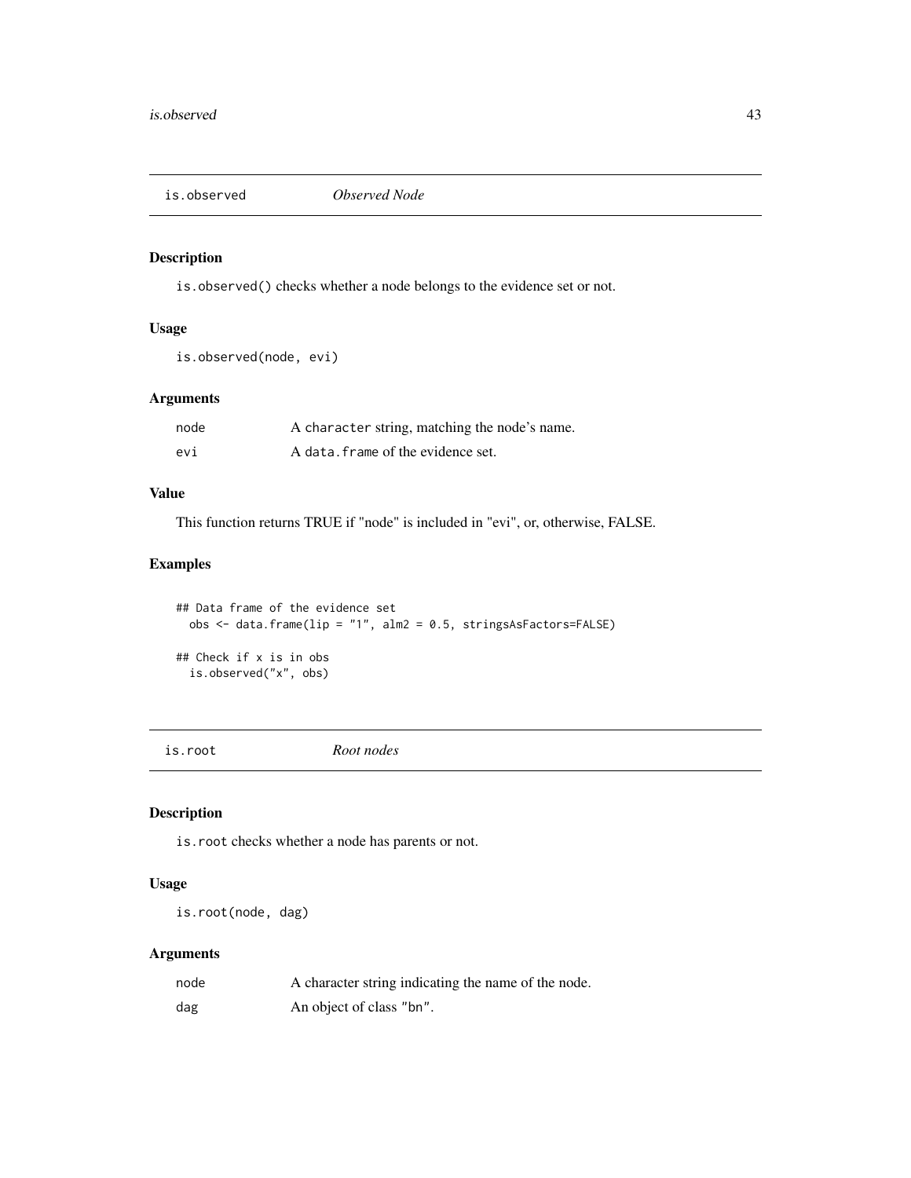## is.observed *Observed Node*

### Description

is.observed() checks whether a node belongs to the evidence set or not.

### Usage

```
is.observed(node, evi)
```

### Arguments

| | |
|---|---|
| node | A character string, matching the node's name. |
| evi | A data.frame of the evidence set. |

### Value

This function returns TRUE if "node" is included in "evi", or, otherwise, FALSE.

### Examples

```
## Data frame of the evidence set
  obs <- data.frame(lip = "1", alm2 = 0.5, stringsAsFactors=FALSE)

## Check if x is in obs
  is.observed("x", obs)
```

## is.root *Root nodes*

### Description

is.root checks whether a node has parents or not.

### Usage

```
is.root(node, dag)
```

### Arguments

| | |
|---|---|
| node | A character string indicating the name of the node. |
| dag | An object of class "bn". |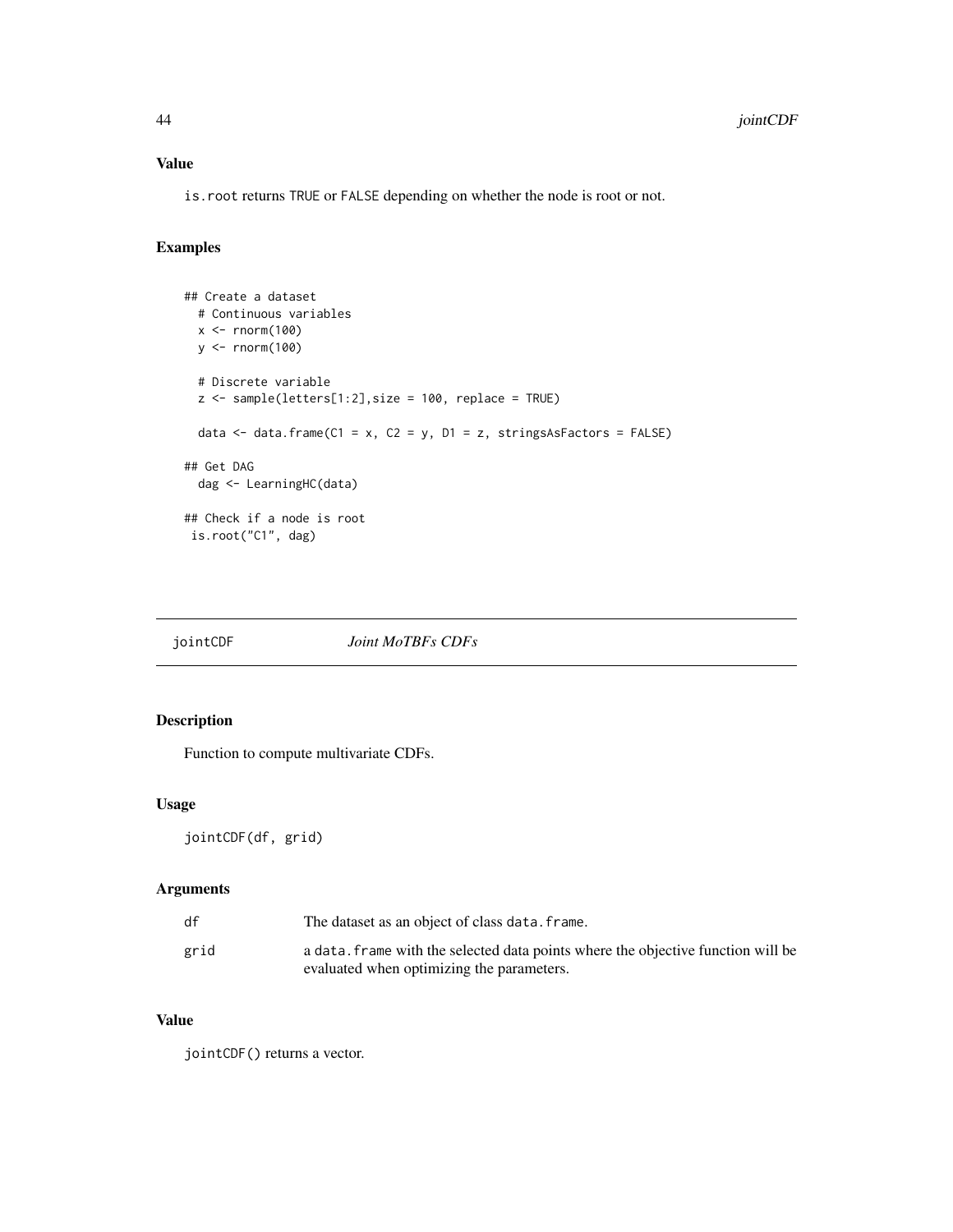### Value

`is.root` returns `TRUE` or `FALSE` depending on whether the node is root or not.

### Examples

```
## Create a dataset
  # Continuous variables
  x <- rnorm(100)
  y <- rnorm(100)

  # Discrete variable
  z <- sample(letters[1:2],size = 100, replace = TRUE)

  data <- data.frame(C1 = x, C2 = y, D1 = z, stringsAsFactors = FALSE)

## Get DAG
  dag <- LearningHC(data)

## Check if a node is root
 is.root("C1", dag)
```

---

## jointCDF *Joint MoTBFs CDFs*

### Description

Function to compute multivariate CDFs.

### Usage

```
jointCDF(df, grid)
```

### Arguments

| | |
|---|---|
| df | The dataset as an object of class `data.frame`. |
| grid | a `data.frame` with the selected data points where the objective function will be evaluated when optimizing the parameters. |

### Value

`jointCDF()` returns a vector.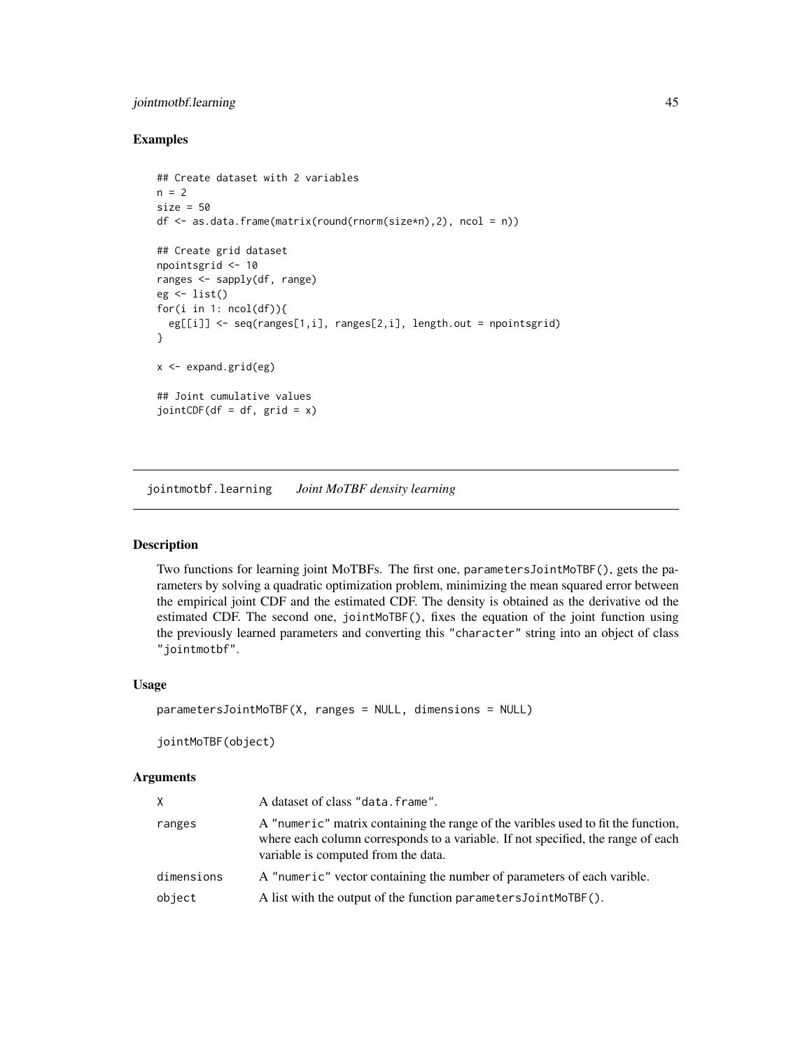### Examples

```
## Create dataset with 2 variables
n = 2
size = 50
df <- as.data.frame(matrix(round(rnorm(size*n),2), ncol = n))

## Create grid dataset
npointsgrid <- 10
ranges <- sapply(df, range)
eg <- list()
for(i in 1: ncol(df)){
  eg[[i]] <- seq(ranges[1,i], ranges[2,i], length.out = npointsgrid)
}

x <- expand.grid(eg)

## Joint cumulative values
jointCDF(df = df, grid = x)
```

---

## jointmotbf.learning    *Joint MoTBF density learning*

---

### Description

Two functions for learning joint MoTBFs. The first one, `parametersJointMoTBF()`, gets the parameters by solving a quadratic optimization problem, minimizing the mean squared error between the empirical joint CDF and the estimated CDF. The density is obtained as the derivative od the estimated CDF. The second one, `jointMoTBF()`, fixes the equation of the joint function using the previously learned parameters and converting this `"character"` string into an object of class `"jointmotbf"`.

### Usage

```
parametersJointMoTBF(X, ranges = NULL, dimensions = NULL)

jointMoTBF(object)
```

### Arguments

| | |
|---|---|
| `X` | A dataset of class `"data.frame"`. |
| `ranges` | A `"numeric"` matrix containing the range of the varibles used to fit the function, where each column corresponds to a variable. If not specified, the range of each variable is computed from the data. |
| `dimensions` | A `"numeric"` vector containing the number of parameters of each varible. |
| `object` | A list with the output of the function `parametersJointMoTBF()`. |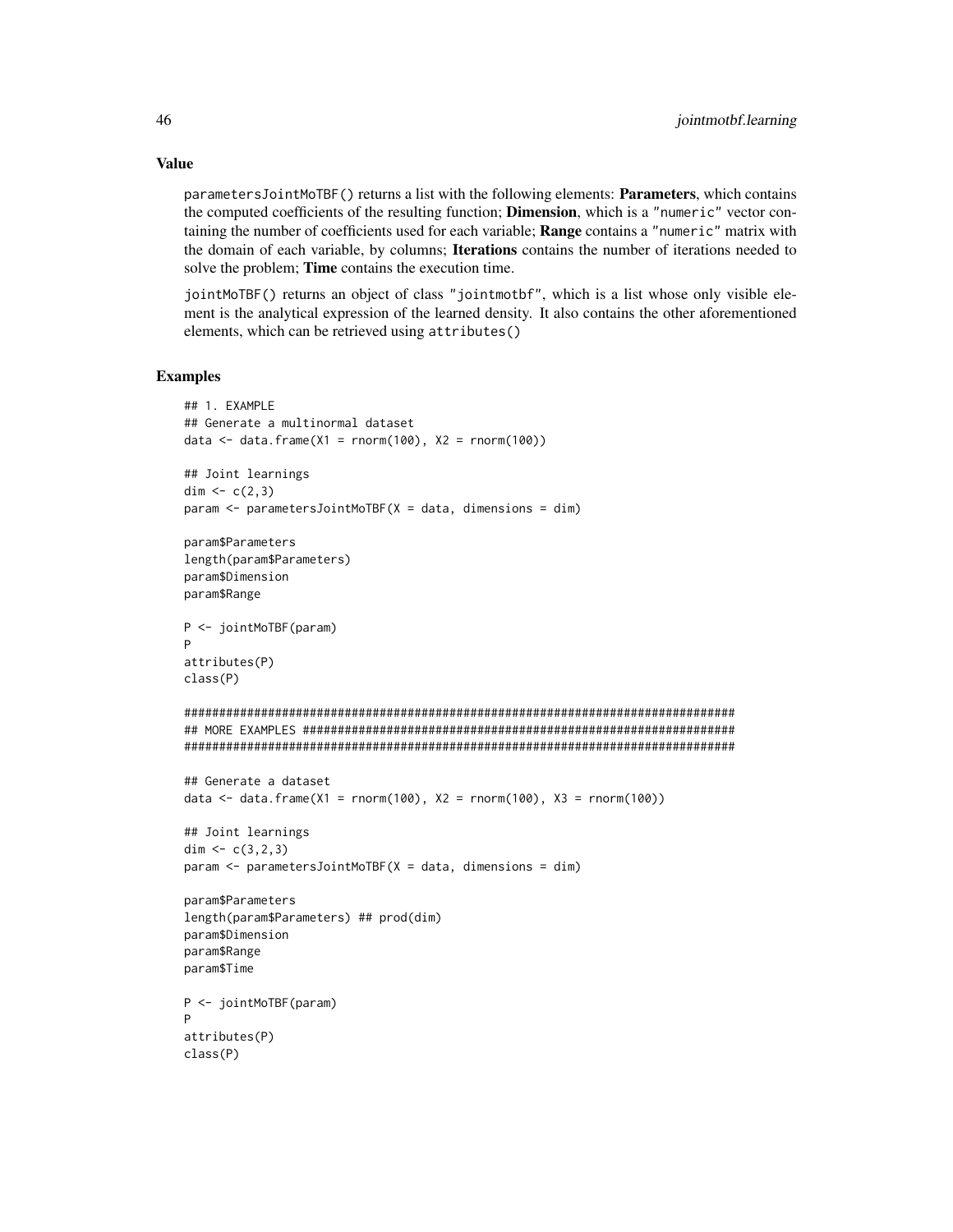## Value

`parametersJointMoTBF()` returns a list with the following elements: **Parameters**, which contains the computed coefficients of the resulting function; **Dimension**, which is a `"numeric"` vector containing the number of coefficients used for each variable; **Range** contains a `"numeric"` matrix with the domain of each variable, by columns; **Iterations** contains the number of iterations needed to solve the problem; **Time** contains the execution time.

`jointMoTBF()` returns an object of class `"jointmotbf"`, which is a list whose only visible element is the analytical expression of the learned density. It also contains the other aforementioned elements, which can be retrieved using `attributes()`

## Examples

```
## 1. EXAMPLE
## Generate a multinormal dataset
data <- data.frame(X1 = rnorm(100), X2 = rnorm(100))

## Joint learnings
dim <- c(2,3)
param <- parametersJointMoTBF(X = data, dimensions = dim)

param$Parameters
length(param$Parameters)
param$Dimension
param$Range

P <- jointMoTBF(param)
P
attributes(P)
class(P)

###############################################################################
## MORE EXAMPLES ##############################################################
###############################################################################

## Generate a dataset
data <- data.frame(X1 = rnorm(100), X2 = rnorm(100), X3 = rnorm(100))

## Joint learnings
dim <- c(3,2,3)
param <- parametersJointMoTBF(X = data, dimensions = dim)

param$Parameters
length(param$Parameters) ## prod(dim)
param$Dimension
param$Range
param$Time

P <- jointMoTBF(param)
P
attributes(P)
class(P)
```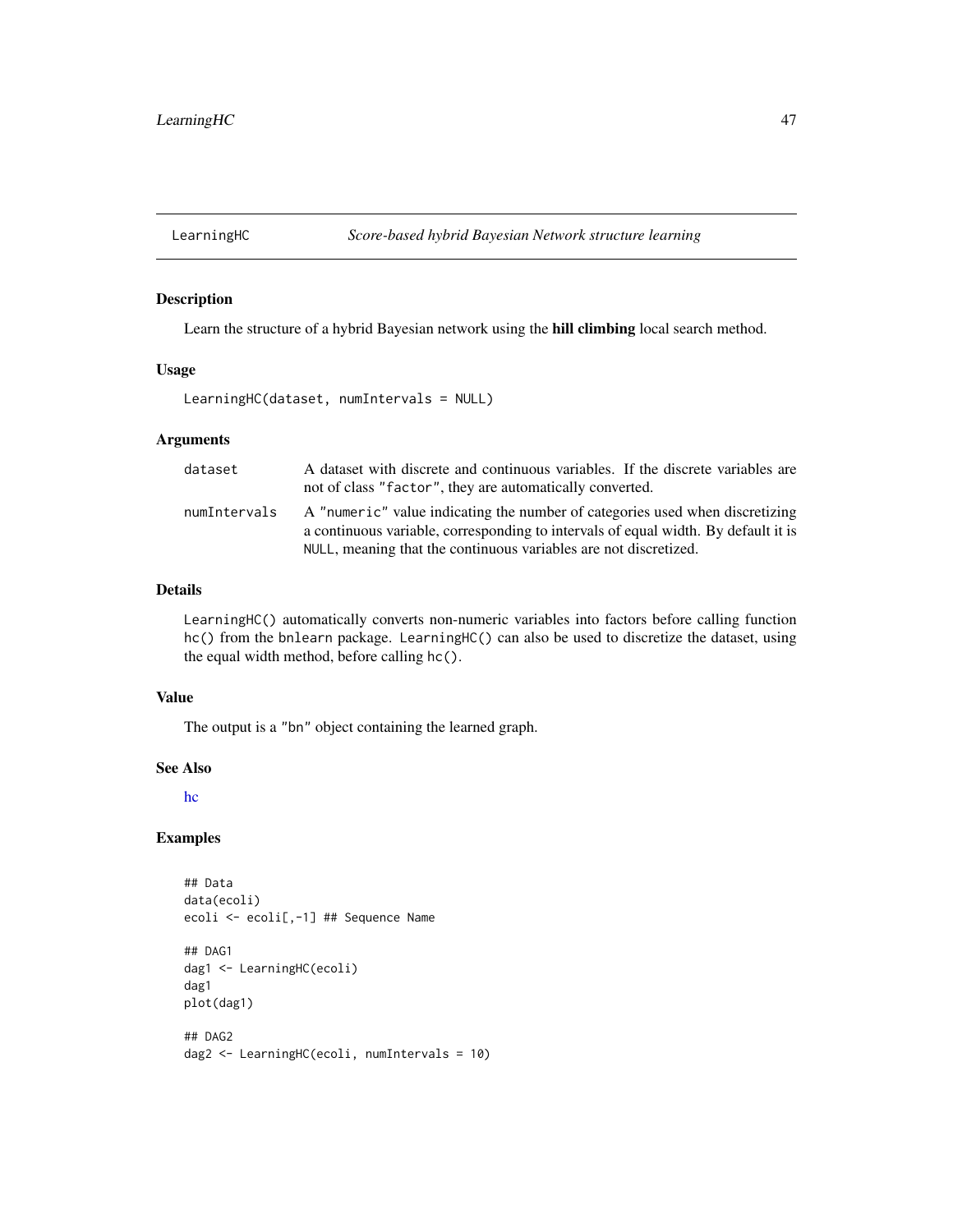# LearningHC — *Score-based hybrid Bayesian Network structure learning*

## Description

Learn the structure of a hybrid Bayesian network using the **hill climbing** local search method.

## Usage

```
LearningHC(dataset, numIntervals = NULL)
```

## Arguments

| | |
|---|---|
| `dataset` | A dataset with discrete and continuous variables. If the discrete variables are not of class "factor", they are automatically converted. |
| `numIntervals` | A "numeric" value indicating the number of categories used when discretizing a continuous variable, corresponding to intervals of equal width. By default it is `NULL`, meaning that the continuous variables are not discretized. |

## Details

`LearningHC()` automatically converts non-numeric variables into factors before calling function `hc()` from the `bnlearn` package. `LearningHC()` can also be used to discretize the dataset, using the equal width method, before calling `hc()`.

## Value

The output is a "bn" object containing the learned graph.

## See Also

hc

## Examples

```
## Data
data(ecoli)
ecoli <- ecoli[,-1] ## Sequence Name

## DAG1
dag1 <- LearningHC(ecoli)
dag1
plot(dag1)

## DAG2
dag2 <- LearningHC(ecoli, numIntervals = 10)
```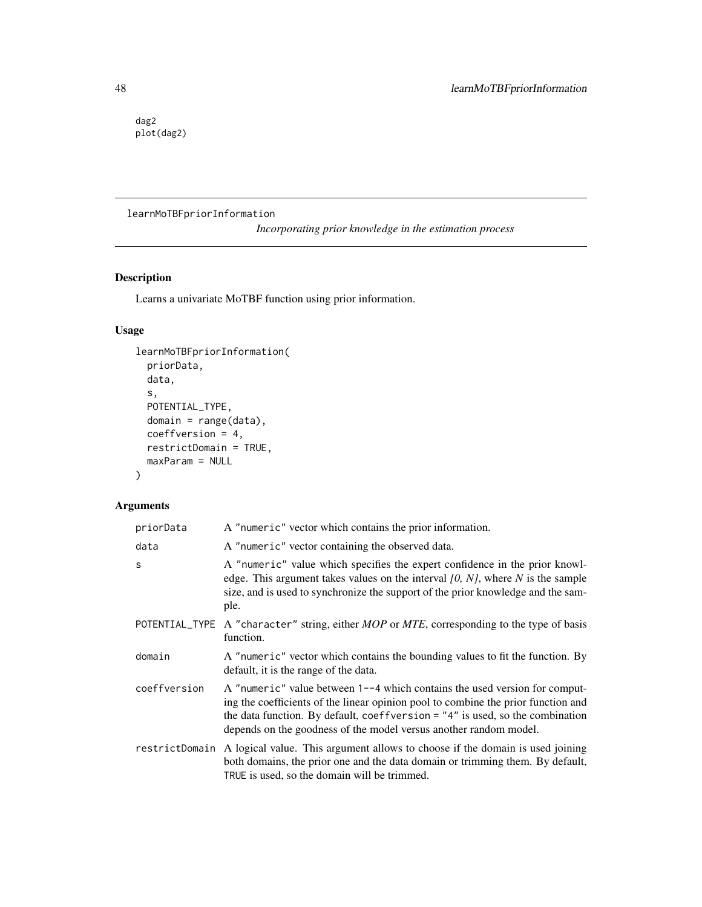```
dag2
plot(dag2)
```

---

learnMoTBFpriorInformation *Incorporating prior knowledge in the estimation process*

---

## Description

Learns a univariate MoTBF function using prior information.

## Usage

```
learnMoTBFpriorInformation(
  priorData,
  data,
  s,
  POTENTIAL_TYPE,
  domain = range(data),
  coeffversion = 4,
  restrictDomain = TRUE,
  maxParam = NULL
)
```

## Arguments

| | |
|---|---|
| priorData | A "numeric" vector which contains the prior information. |
| data | A "numeric" vector containing the observed data. |
| s | A "numeric" value which specifies the expert confidence in the prior knowledge. This argument takes values on the interval *[0, N]*, where *N* is the sample size, and is used to synchronize the support of the prior knowledge and the sample. |
| POTENTIAL_TYPE | A "character" string, either *MOP* or *MTE*, corresponding to the type of basis function. |
| domain | A "numeric" vector which contains the bounding values to fit the function. By default, it is the range of the data. |
| coeffversion | A "numeric" value between 1--4 which contains the used version for computing the coefficients of the linear opinion pool to combine the prior function and the data function. By default, coeffversion = "4" is used, so the combination depends on the goodness of the model versus another random model. |
| restrictDomain | A logical value. This argument allows to choose if the domain is used joining both domains, the prior one and the data domain or trimming them. By default, TRUE is used, so the domain will be trimmed. |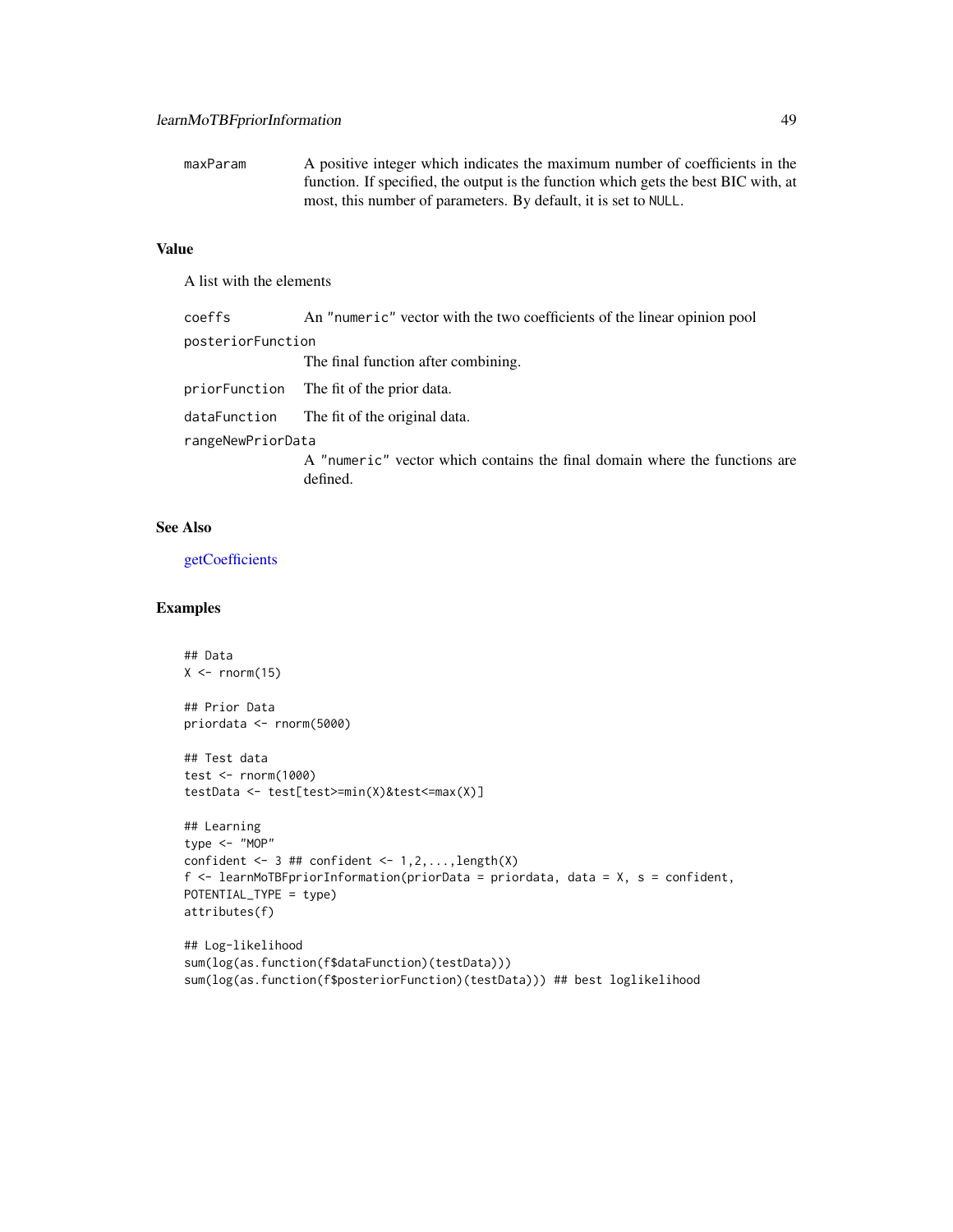maxParam A positive integer which indicates the maximum number of coefficients in the function. If specified, the output is the function which gets the best BIC with, at most, this number of parameters. By default, it is set to `NULL`.

### Value

A list with the elements

- `coeffs` An `"numeric"` vector with the two coefficients of the linear opinion pool
- `posteriorFunction` The final function after combining.
- `priorFunction` The fit of the prior data.
- `dataFunction` The fit of the original data.
- `rangeNewPriorData` A `"numeric"` vector which contains the final domain where the functions are defined.

### See Also

getCoefficients

### Examples

```
## Data
X <- rnorm(15)

## Prior Data
priordata <- rnorm(5000)

## Test data
test <- rnorm(1000)
testData <- test[test>=min(X)&test<=max(X)]

## Learning
type <- "MOP"
confident <- 3 ## confident <- 1,2,...,length(X)
f <- learnMoTBFpriorInformation(priorData = priordata, data = X, s = confident,
POTENTIAL_TYPE = type)
attributes(f)

## Log-likelihood
sum(log(as.function(f$dataFunction)(testData)))
sum(log(as.function(f$posteriorFunction)(testData))) ## best loglikelihood
```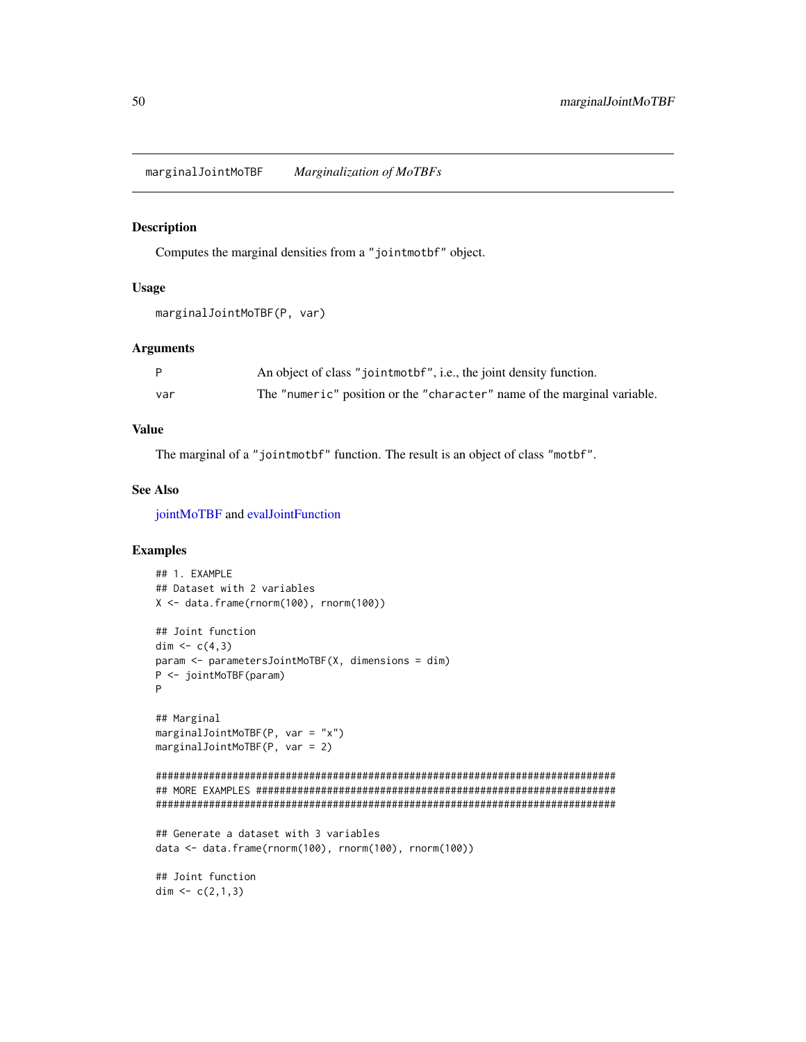marginalJointMoTBF *Marginalization of MoTBFs*

### Description

Computes the marginal densities from a "jointmotbf" object.

### Usage

```
marginalJointMoTBF(P, var)
```

### Arguments

| | |
|---|---|
| P | An object of class "jointmotbf", i.e., the joint density function. |
| var | The "numeric" position or the "character" name of the marginal variable. |

### Value

The marginal of a "jointmotbf" function. The result is an object of class "motbf".

### See Also

jointMoTBF and evalJointFunction

### Examples

```
## 1. EXAMPLE
## Dataset with 2 variables
X <- data.frame(rnorm(100), rnorm(100))

## Joint function
dim <- c(4,3)
param <- parametersJointMoTBF(X, dimensions = dim)
P <- jointMoTBF(param)
P

## Marginal
marginalJointMoTBF(P, var = "x")
marginalJointMoTBF(P, var = 2)

###############################################################################
## MORE EXAMPLES ##############################################################
###############################################################################

## Generate a dataset with 3 variables
data <- data.frame(rnorm(100), rnorm(100), rnorm(100))

## Joint function
dim <- c(2,1,3)
```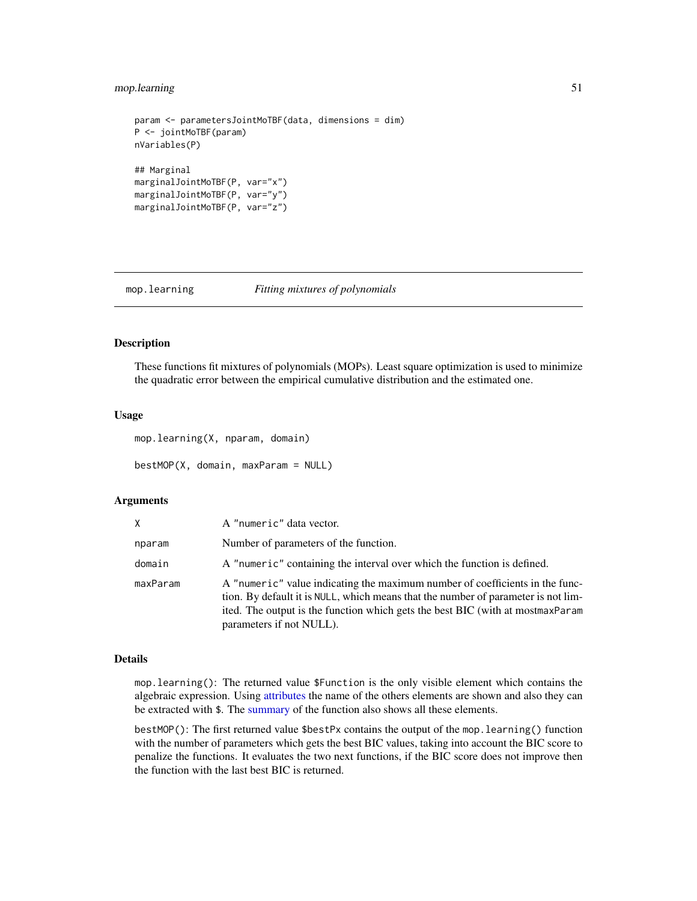```
param <- parametersJointMoTBF(data, dimensions = dim)
P <- jointMoTBF(param)
nVariables(P)

## Marginal
marginalJointMoTBF(P, var="x")
marginalJointMoTBF(P, var="y")
marginalJointMoTBF(P, var="z")
```

---

## mop.learning *Fitting mixtures of polynomials*

### Description

These functions fit mixtures of polynomials (MOPs). Least square optimization is used to minimize the quadratic error between the empirical cumulative distribution and the estimated one.

### Usage

```
mop.learning(X, nparam, domain)

bestMOP(X, domain, maxParam = NULL)
```

### Arguments

| | |
|---|---|
| X | A "numeric" data vector. |
| nparam | Number of parameters of the function. |
| domain | A "numeric" containing the interval over which the function is defined. |
| maxParam | A "numeric" value indicating the maximum number of coefficients in the function. By default it is NULL, which means that the number of parameter is not limited. The output is the function which gets the best BIC (with at mostmaxParam parameters if not NULL). |

### Details

mop.learning(): The returned value $Function is the only visible element which contains the algebraic expression. Using attributes the name of the others elements are shown and also they can be extracted with $. The summary of the function also shows all these elements.

bestMOP(): The first returned value $bestPx contains the output of the mop.learning() function with the number of parameters which gets the best BIC values, taking into account the BIC score to penalize the functions. It evaluates the two next functions, if the BIC score does not improve then the function with the last best BIC is returned.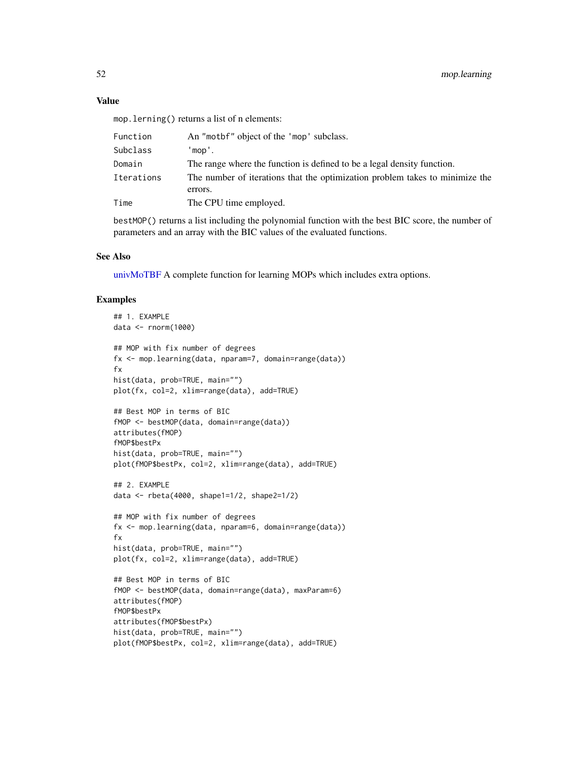## Value

mop.lerning() returns a list of n elements:

| | |
|---|---|
| Function | An "motbf" object of the 'mop' subclass. |
| Subclass | 'mop'. |
| Domain | The range where the function is defined to be a legal density function. |
| Iterations | The number of iterations that the optimization problem takes to minimize the errors. |
| Time | The CPU time employed. |

bestMOP() returns a list including the polynomial function with the best BIC score, the number of parameters and an array with the BIC values of the evaluated functions.

## See Also

univMoTBF A complete function for learning MOPs which includes extra options.

## Examples

```
## 1. EXAMPLE
data <- rnorm(1000)

## MOP with fix number of degrees
fx <- mop.learning(data, nparam=7, domain=range(data))
fx
hist(data, prob=TRUE, main="")
plot(fx, col=2, xlim=range(data), add=TRUE)

## Best MOP in terms of BIC
fMOP <- bestMOP(data, domain=range(data))
attributes(fMOP)
fMOP$bestPx
hist(data, prob=TRUE, main="")
plot(fMOP$bestPx, col=2, xlim=range(data), add=TRUE)

## 2. EXAMPLE
data <- rbeta(4000, shape1=1/2, shape2=1/2)

## MOP with fix number of degrees
fx <- mop.learning(data, nparam=6, domain=range(data))
fx
hist(data, prob=TRUE, main="")
plot(fx, col=2, xlim=range(data), add=TRUE)

## Best MOP in terms of BIC
fMOP <- bestMOP(data, domain=range(data), maxParam=6)
attributes(fMOP)
fMOP$bestPx
attributes(fMOP$bestPx)
hist(data, prob=TRUE, main="")
plot(fMOP$bestPx, col=2, xlim=range(data), add=TRUE)
```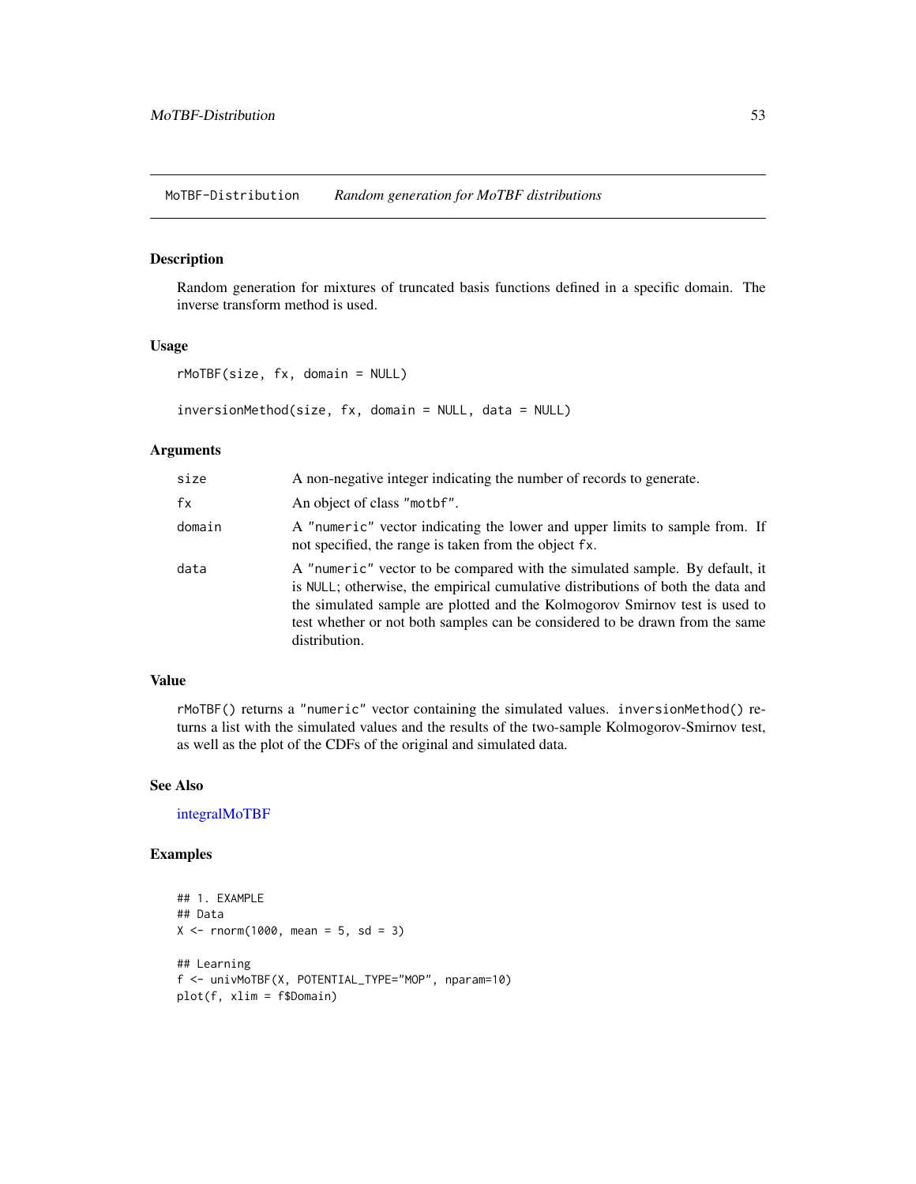MoTBF-Distribution    *Random generation for MoTBF distributions*

### Description

Random generation for mixtures of truncated basis functions defined in a specific domain. The inverse transform method is used.

### Usage

```
rMoTBF(size, fx, domain = NULL)

inversionMethod(size, fx, domain = NULL, data = NULL)
```

### Arguments

| | |
|---|---|
| size | A non-negative integer indicating the number of records to generate. |
| fx | An object of class "motbf". |
| domain | A "numeric" vector indicating the lower and upper limits to sample from. If not specified, the range is taken from the object fx. |
| data | A "numeric" vector to be compared with the simulated sample. By default, it is NULL; otherwise, the empirical cumulative distributions of both the data and the simulated sample are plotted and the Kolmogorov Smirnov test is used to test whether or not both samples can be considered to be drawn from the same distribution. |

### Value

rMoTBF() returns a "numeric" vector containing the simulated values. inversionMethod() returns a list with the simulated values and the results of the two-sample Kolmogorov-Smirnov test, as well as the plot of the CDFs of the original and simulated data.

### See Also

integralMoTBF

### Examples

```
## 1. EXAMPLE
## Data
X <- rnorm(1000, mean = 5, sd = 3)

## Learning
f <- univMoTBF(X, POTENTIAL_TYPE="MOP", nparam=10)
plot(f, xlim = f$Domain)
```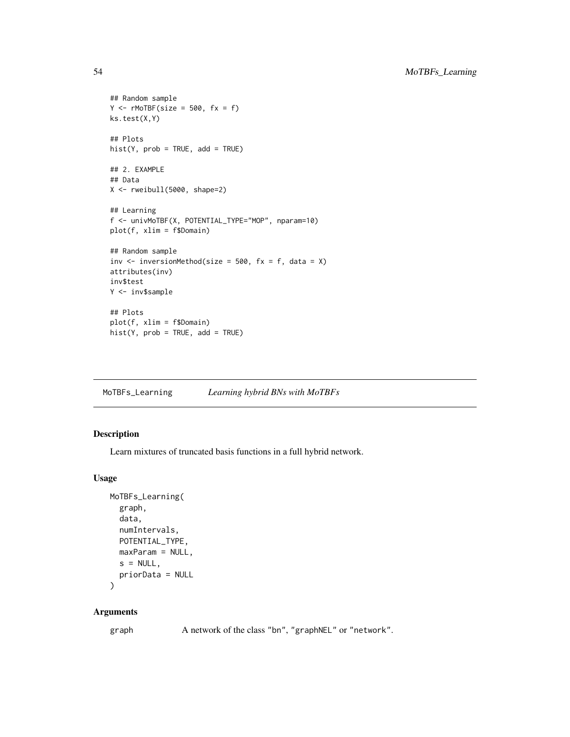```
## Random sample
Y <- rMoTBF(size = 500, fx = f)
ks.test(X,Y)

## Plots
hist(Y, prob = TRUE, add = TRUE)

## 2. EXAMPLE
## Data
X <- rweibull(5000, shape=2)

## Learning
f <- univMoTBF(X, POTENTIAL_TYPE="MOP", nparam=10)
plot(f, xlim = f$Domain)

## Random sample
inv <- inversionMethod(size = 500, fx = f, data = X)
attributes(inv)
inv$test
Y <- inv$sample

## Plots
plot(f, xlim = f$Domain)
hist(Y, prob = TRUE, add = TRUE)
```

---

## MoTBFs_Learning *Learning hybrid BNs with MoTBFs*

---

### Description

Learn mixtures of truncated basis functions in a full hybrid network.

### Usage

```
MoTBFs_Learning(
  graph,
  data,
  numIntervals,
  POTENTIAL_TYPE,
  maxParam = NULL,
  s = NULL,
  priorData = NULL
)
```

### Arguments

| | |
|---|---|
| graph | A network of the class "bn", "graphNEL" or "network". |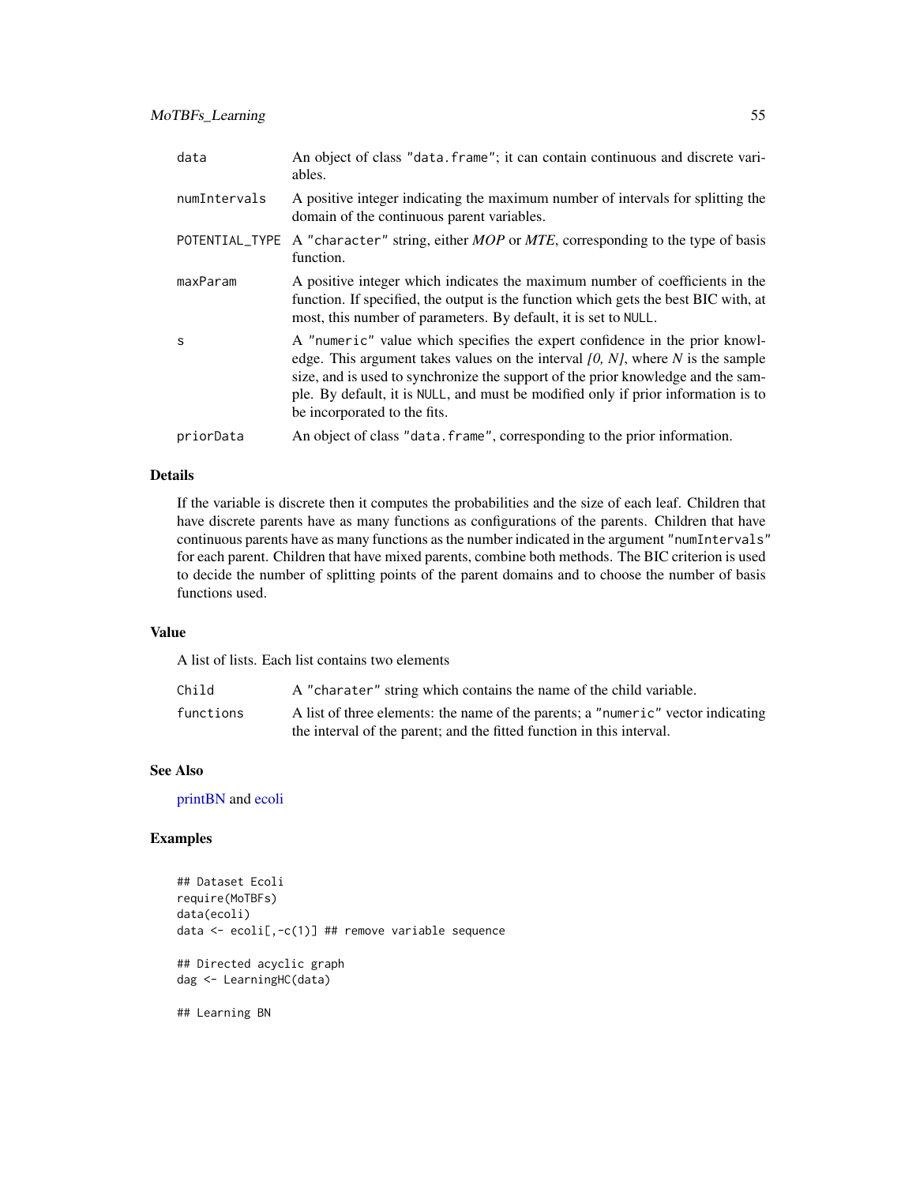| | |
|---|---|
| data | An object of class "data.frame"; it can contain continuous and discrete variables. |
| numIntervals | A positive integer indicating the maximum number of intervals for splitting the domain of the continuous parent variables. |
| POTENTIAL_TYPE | A "character" string, either *MOP* or *MTE*, corresponding to the type of basis function. |
| maxParam | A positive integer which indicates the maximum number of coefficients in the function. If specified, the output is the function which gets the best BIC with, at most, this number of parameters. By default, it is set to NULL. |
| s | A "numeric" value which specifies the expert confidence in the prior knowledge. This argument takes values on the interval *[0, N]*, where *N* is the sample size, and is used to synchronize the support of the prior knowledge and the sample. By default, it is NULL, and must be modified only if prior information is to be incorporated to the fits. |
| priorData | An object of class "data.frame", corresponding to the prior information. |

## Details

If the variable is discrete then it computes the probabilities and the size of each leaf. Children that have discrete parents have as many functions as configurations of the parents. Children that have continuous parents have as many functions as the number indicated in the argument "numIntervals" for each parent. Children that have mixed parents, combine both methods. The BIC criterion is used to decide the number of splitting points of the parent domains and to choose the number of basis functions used.

## Value

A list of lists. Each list contains two elements

| | |
|---|---|
| Child | A "charater" string which contains the name of the child variable. |
| functions | A list of three elements: the name of the parents; a "numeric" vector indicating the interval of the parent; and the fitted function in this interval. |

## See Also

printBN and ecoli

## Examples

```
## Dataset Ecoli
require(MoTBFs)
data(ecoli)
data <- ecoli[,-c(1)] ## remove variable sequence

## Directed acyclic graph
dag <- LearningHC(data)

## Learning BN
```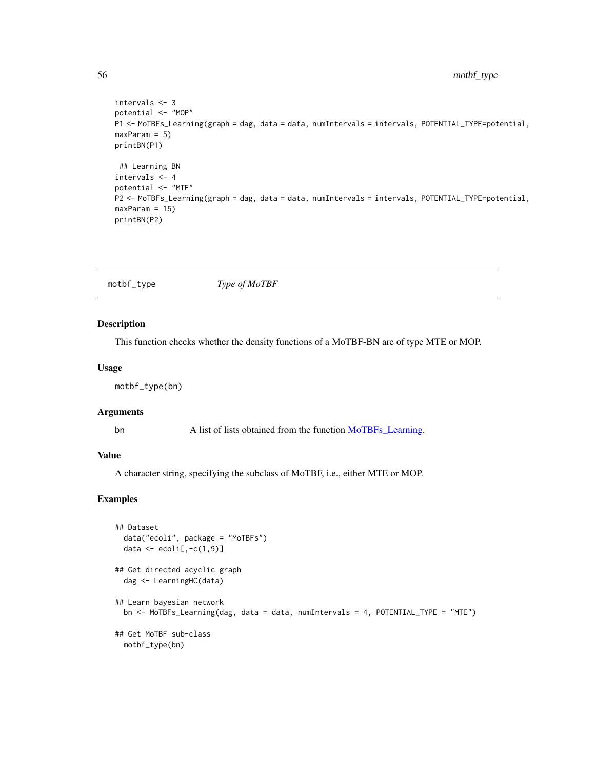```
intervals <- 3
potential <- "MOP"
P1 <- MoTBFs_Learning(graph = dag, data = data, numIntervals = intervals, POTENTIAL_TYPE=potential,
maxParam = 5)
printBN(P1)

 ## Learning BN
intervals <- 4
potential <- "MTE"
P2 <- MoTBFs_Learning(graph = dag, data = data, numIntervals = intervals, POTENTIAL_TYPE=potential,
maxParam = 15)
printBN(P2)
```

---

## motbf_type &nbsp;&nbsp;&nbsp;&nbsp; *Type of MoTBF*

---

### Description

This function checks whether the density functions of a MoTBF-BN are of type MTE or MOP.

### Usage

```
motbf_type(bn)
```

### Arguments

| | |
|---|---|
| bn | A list of lists obtained from the function MoTBFs_Learning. |

### Value

A character string, specifying the subclass of MoTBF, i.e., either MTE or MOP.

### Examples

```
## Dataset
  data("ecoli", package = "MoTBFs")
  data <- ecoli[,-c(1,9)]

## Get directed acyclic graph
  dag <- LearningHC(data)

## Learn bayesian network
  bn <- MoTBFs_Learning(dag, data = data, numIntervals = 4, POTENTIAL_TYPE = "MTE")

## Get MoTBF sub-class
  motbf_type(bn)
```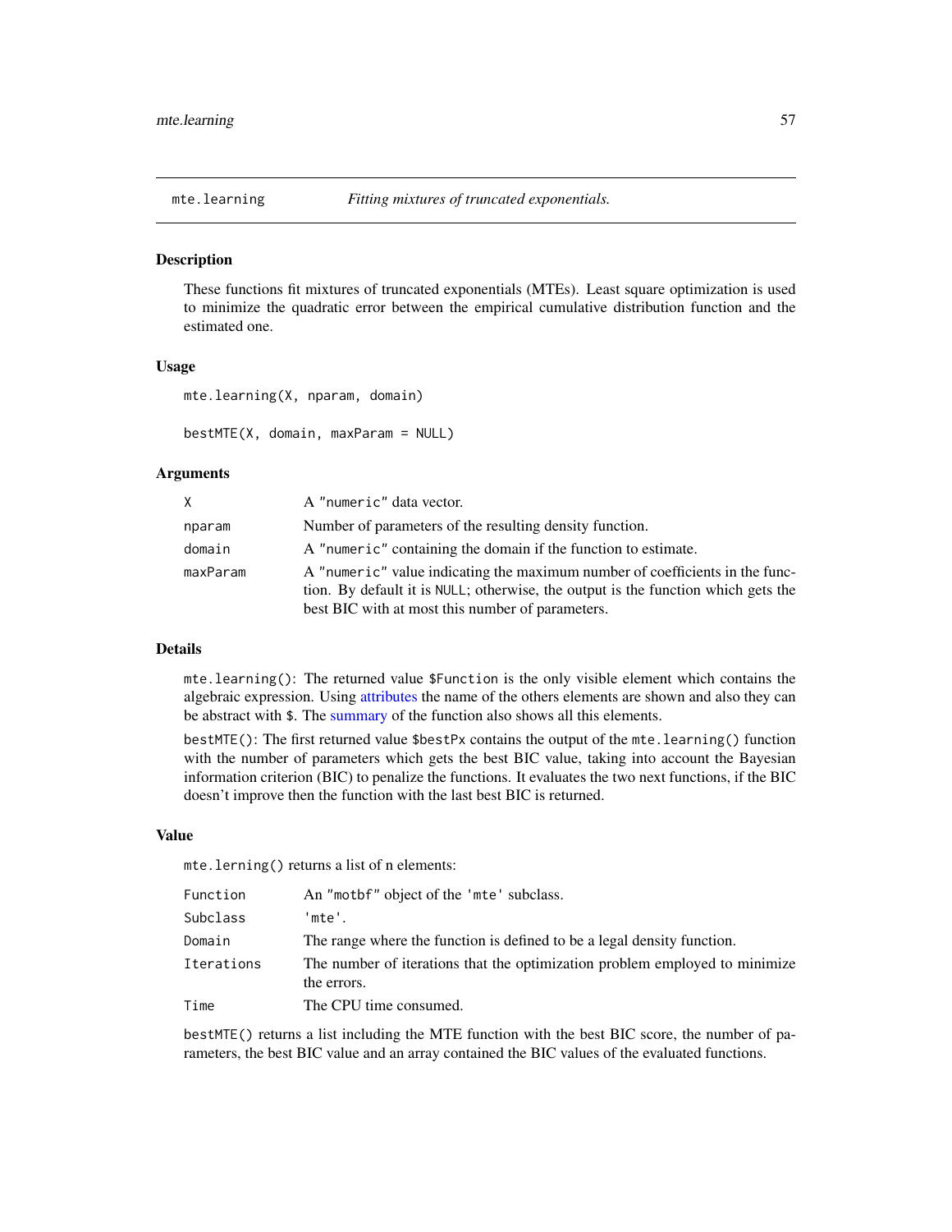## mte.learning *Fitting mixtures of truncated exponentials.*

### Description

These functions fit mixtures of truncated exponentials (MTEs). Least square optimization is used to minimize the quadratic error between the empirical cumulative distribution function and the estimated one.

### Usage

```
mte.learning(X, nparam, domain)

bestMTE(X, domain, maxParam = NULL)
```

### Arguments

| | |
|---|---|
| X | A "numeric" data vector. |
| nparam | Number of parameters of the resulting density function. |
| domain | A "numeric" containing the domain if the function to estimate. |
| maxParam | A "numeric" value indicating the maximum number of coefficients in the function. By default it is NULL; otherwise, the output is the function which gets the best BIC with at most this number of parameters. |

### Details

`mte.learning()`: The returned value `$Function` is the only visible element which contains the algebraic expression. Using attributes the name of the others elements are shown and also they can be abstract with `$`. The summary of the function also shows all this elements.

`bestMTE()`: The first returned value `$bestPx` contains the output of the `mte.learning()` function with the number of parameters which gets the best BIC value, taking into account the Bayesian information criterion (BIC) to penalize the functions. It evaluates the two next functions, if the BIC doesn't improve then the function with the last best BIC is returned.

### Value

`mte.lerning()` returns a list of n elements:

| | |
|---|---|
| Function | An "motbf" object of the 'mte' subclass. |
| Subclass | 'mte'. |
| Domain | The range where the function is defined to be a legal density function. |
| Iterations | The number of iterations that the optimization problem employed to minimize the errors. |
| Time | The CPU time consumed. |

`bestMTE()` returns a list including the MTE function with the best BIC score, the number of parameters, the best BIC value and an array contained the BIC values of the evaluated functions.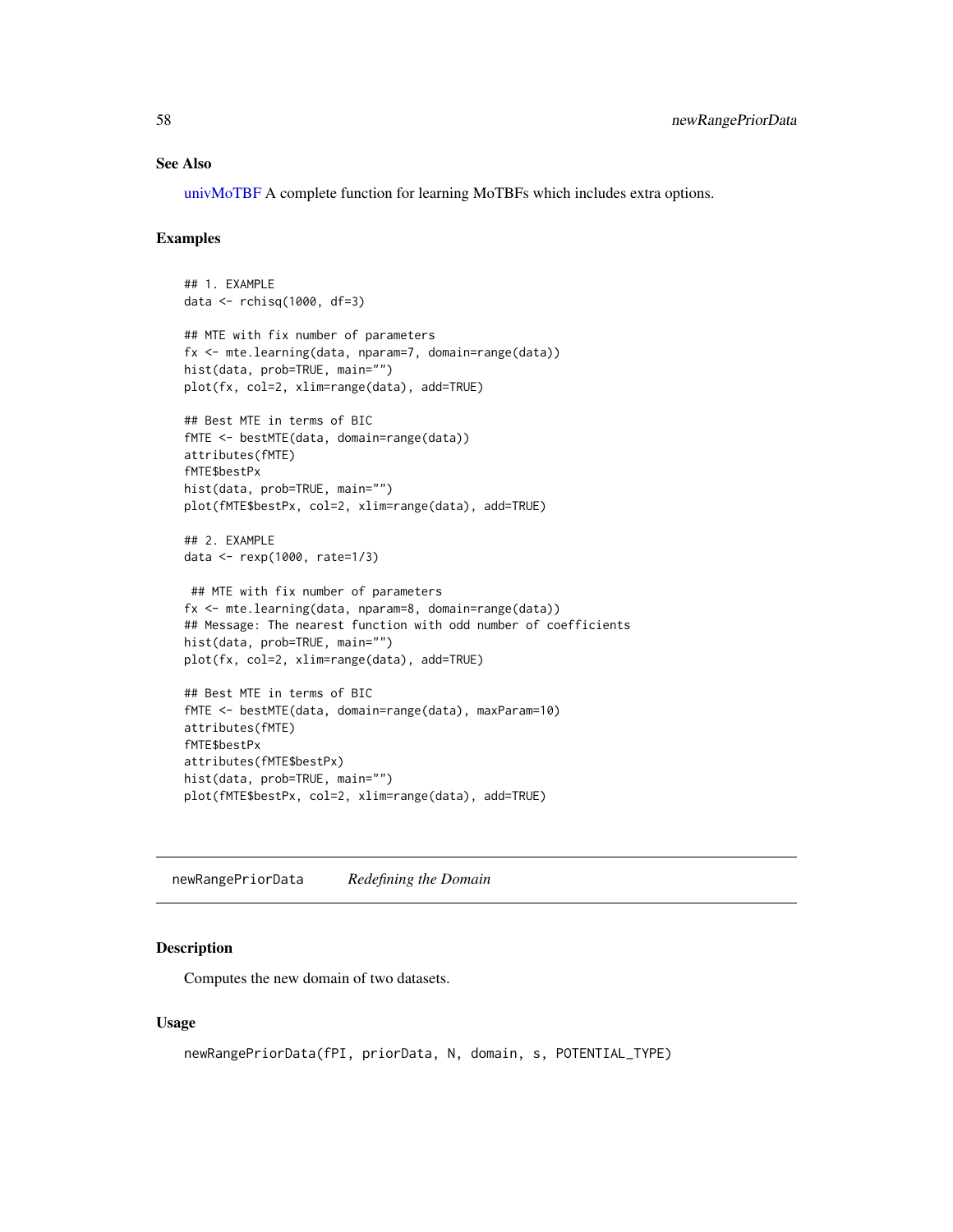### See Also

univMoTBF A complete function for learning MoTBFs which includes extra options.

### Examples

```
## 1. EXAMPLE
data <- rchisq(1000, df=3)

## MTE with fix number of parameters
fx <- mte.learning(data, nparam=7, domain=range(data))
hist(data, prob=TRUE, main="")
plot(fx, col=2, xlim=range(data), add=TRUE)

## Best MTE in terms of BIC
fMTE <- bestMTE(data, domain=range(data))
attributes(fMTE)
fMTE$bestPx
hist(data, prob=TRUE, main="")
plot(fMTE$bestPx, col=2, xlim=range(data), add=TRUE)

## 2. EXAMPLE
data <- rexp(1000, rate=1/3)

 ## MTE with fix number of parameters
fx <- mte.learning(data, nparam=8, domain=range(data))
## Message: The nearest function with odd number of coefficients
hist(data, prob=TRUE, main="")
plot(fx, col=2, xlim=range(data), add=TRUE)

## Best MTE in terms of BIC
fMTE <- bestMTE(data, domain=range(data), maxParam=10)
attributes(fMTE)
fMTE$bestPx
attributes(fMTE$bestPx)
hist(data, prob=TRUE, main="")
plot(fMTE$bestPx, col=2, xlim=range(data), add=TRUE)
```

---

## newRangePriorData *Redefining the Domain*

### Description

Computes the new domain of two datasets.

### Usage

```
newRangePriorData(fPI, priorData, N, domain, s, POTENTIAL_TYPE)
```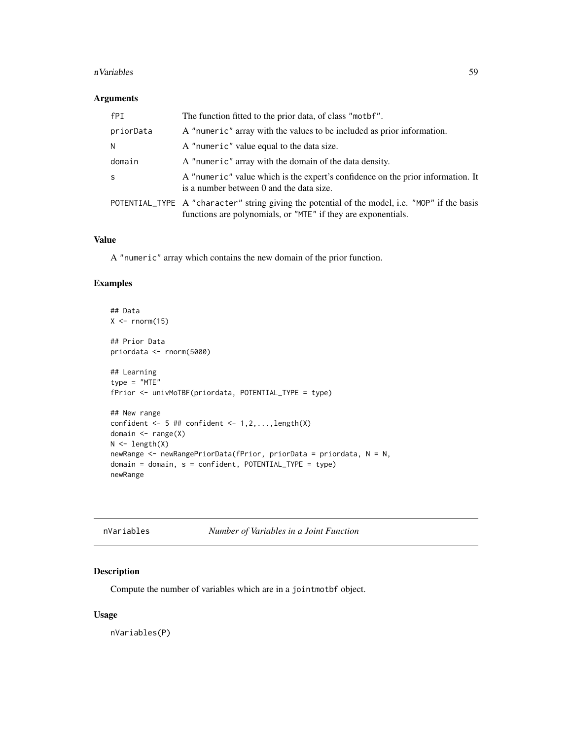### Arguments

| | |
|---|---|
| fPI | The function fitted to the prior data, of class "motbf". |
| priorData | A "numeric" array with the values to be included as prior information. |
| N | A "numeric" value equal to the data size. |
| domain | A "numeric" array with the domain of the data density. |
| s | A "numeric" value which is the expert's confidence on the prior information. It is a number between 0 and the data size. |
| POTENTIAL_TYPE | A "character" string giving the potential of the model, i.e. "MOP" if the basis functions are polynomials, or "MTE" if they are exponentials. |

### Value

A "numeric" array which contains the new domain of the prior function.

### Examples

```
## Data
X <- rnorm(15)

## Prior Data
priordata <- rnorm(5000)

## Learning
type = "MTE"
fPrior <- univMoTBF(priordata, POTENTIAL_TYPE = type)

## New range
confident <- 5 ## confident <- 1,2,...,length(X)
domain <- range(X)
N <- length(X)
newRange <- newRangePriorData(fPrior, priorData = priordata, N = N,
domain = domain, s = confident, POTENTIAL_TYPE = type)
newRange
```

## nVariables — *Number of Variables in a Joint Function*

### Description

Compute the number of variables which are in a jointmotbf object.

### Usage

```
nVariables(P)
```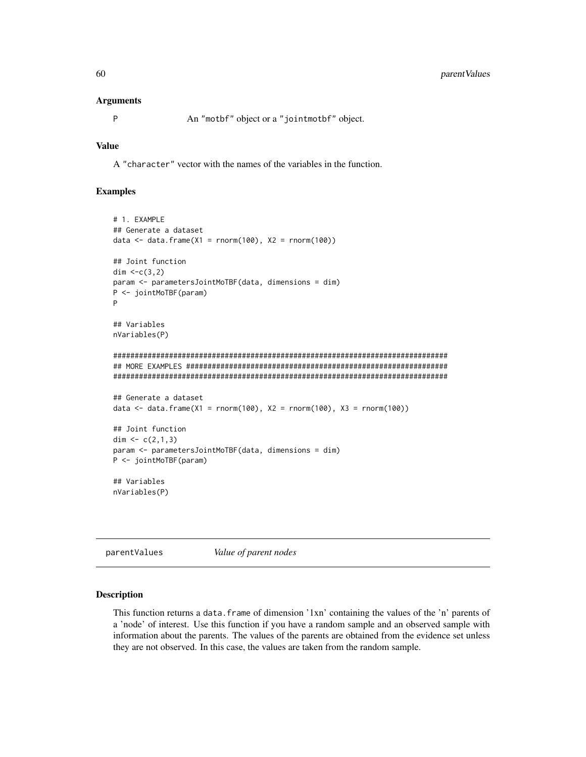### Arguments

| | |
|---|---|
| P | An "motbf" object or a "jointmotbf" object. |

### Value

A "character" vector with the names of the variables in the function.

### Examples

```
# 1. EXAMPLE
## Generate a dataset
data <- data.frame(X1 = rnorm(100), X2 = rnorm(100))

## Joint function
dim <-c(3,2)
param <- parametersJointMoTBF(data, dimensions = dim)
P <- jointMoTBF(param)
P

## Variables
nVariables(P)

#############################################################################
## MORE EXAMPLES ############################################################
#############################################################################

## Generate a dataset
data <- data.frame(X1 = rnorm(100), X2 = rnorm(100), X3 = rnorm(100))

## Joint function
dim <- c(2,1,3)
param <- parametersJointMoTBF(data, dimensions = dim)
P <- jointMoTBF(param)

## Variables
nVariables(P)
```

---

## parentValues &nbsp;&nbsp;&nbsp; *Value of parent nodes*

---

### Description

This function returns a data.frame of dimension '1xn' containing the values of the 'n' parents of a 'node' of interest. Use this function if you have a random sample and an observed sample with information about the parents. The values of the parents are obtained from the evidence set unless they are not observed. In this case, the values are taken from the random sample.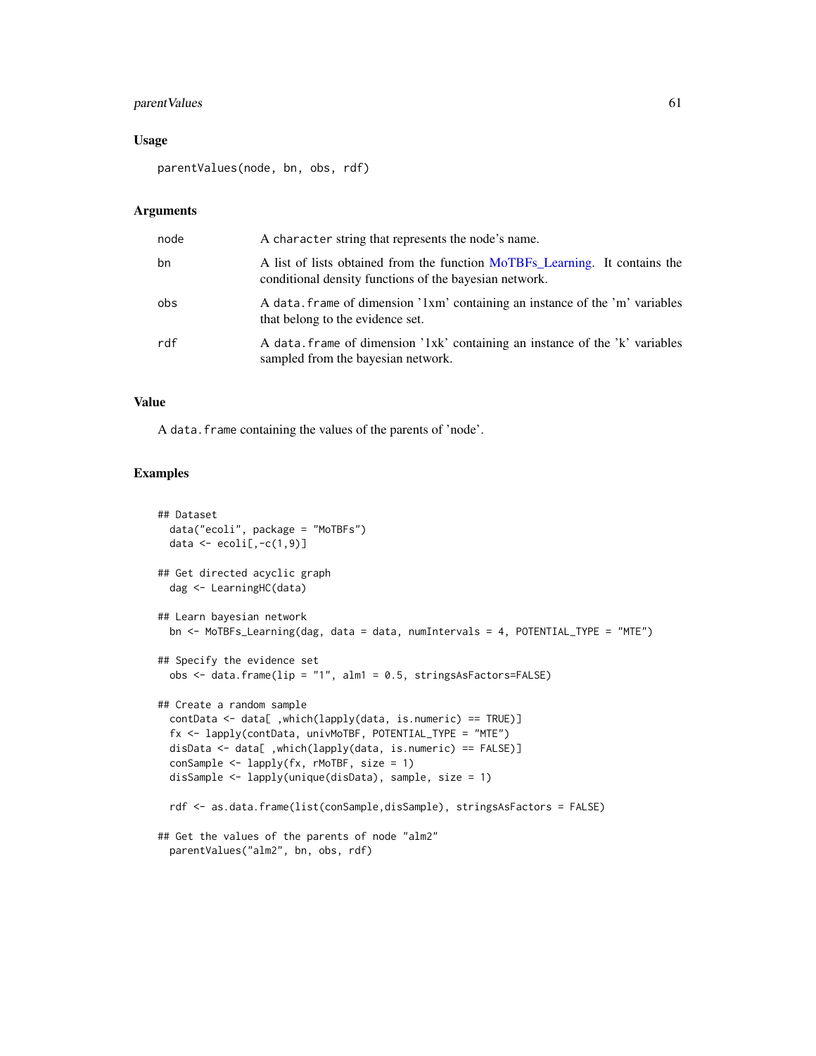### Usage

```
parentValues(node, bn, obs, rdf)
```

### Arguments

| | |
|---|---|
| node | A character string that represents the node's name. |
| bn | A list of lists obtained from the function MoTBFs_Learning. It contains the conditional density functions of the bayesian network. |
| obs | A data.frame of dimension '1xm' containing an instance of the 'm' variables that belong to the evidence set. |
| rdf | A data.frame of dimension '1xk' containing an instance of the 'k' variables sampled from the bayesian network. |

### Value

A data.frame containing the values of the parents of 'node'.

### Examples

```
## Dataset
  data("ecoli", package = "MoTBFs")
  data <- ecoli[,-c(1,9)]

## Get directed acyclic graph
  dag <- LearningHC(data)

## Learn bayesian network
  bn <- MoTBFs_Learning(dag, data = data, numIntervals = 4, POTENTIAL_TYPE = "MTE")

## Specify the evidence set
  obs <- data.frame(lip = "1", alm1 = 0.5, stringsAsFactors=FALSE)

## Create a random sample
  contData <- data[ ,which(lapply(data, is.numeric) == TRUE)]
  fx <- lapply(contData, univMoTBF, POTENTIAL_TYPE = "MTE")
  disData <- data[ ,which(lapply(data, is.numeric) == FALSE)]
  conSample <- lapply(fx, rMoTBF, size = 1)
  disSample <- lapply(unique(disData), sample, size = 1)

  rdf <- as.data.frame(list(conSample,disSample), stringsAsFactors = FALSE)

## Get the values of the parents of node "alm2"
  parentValues("alm2", bn, obs, rdf)
```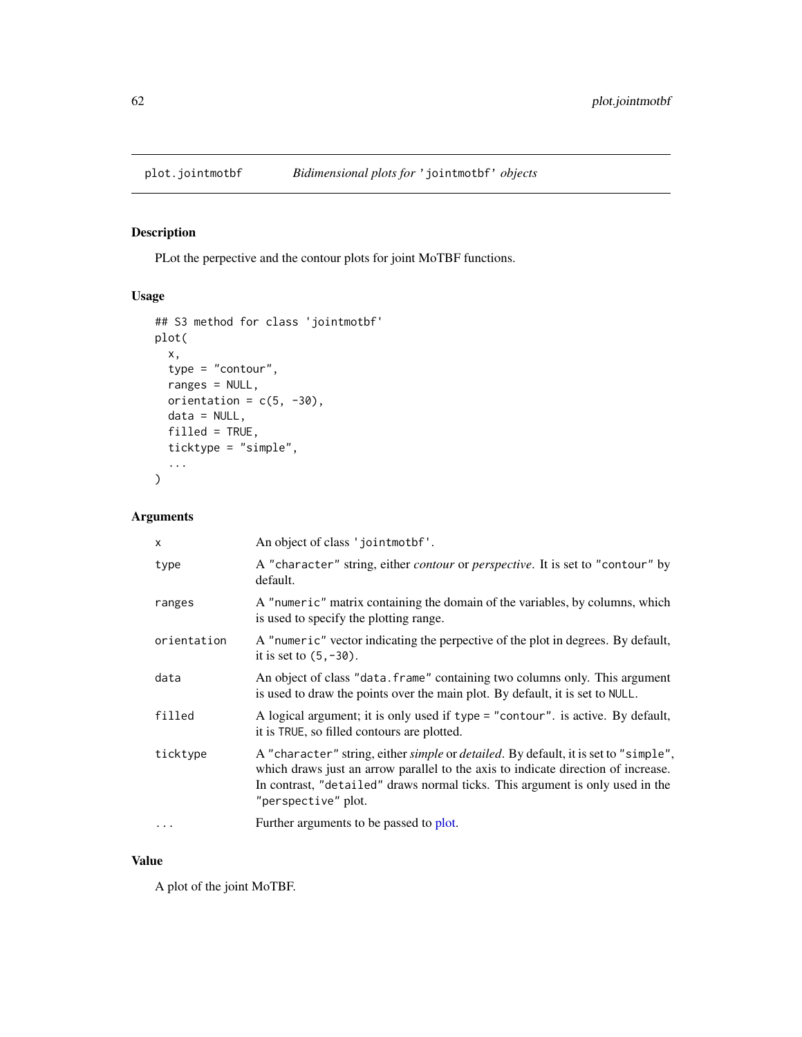# plot.jointmotbf — *Bidimensional plots for* 'jointmotbf' *objects*

## Description

PLot the perpective and the contour plots for joint MoTBF functions.

## Usage

```
## S3 method for class 'jointmotbf'
plot(
  x,
  type = "contour",
  ranges = NULL,
  orientation = c(5, -30),
  data = NULL,
  filled = TRUE,
  ticktype = "simple",
  ...
)
```

## Arguments

| | |
|---|---|
| x | An object of class 'jointmotbf'. |
| type | A "character" string, either *contour* or *perspective*. It is set to "contour" by default. |
| ranges | A "numeric" matrix containing the domain of the variables, by columns, which is used to specify the plotting range. |
| orientation | A "numeric" vector indicating the perpective of the plot in degrees. By default, it is set to (5,-30). |
| data | An object of class "data.frame" containing two columns only. This argument is used to draw the points over the main plot. By default, it is set to NULL. |
| filled | A logical argument; it is only used if type = "contour". is active. By default, it is TRUE, so filled contours are plotted. |
| ticktype | A "character" string, either *simple* or *detailed*. By default, it is set to "simple", which draws just an arrow parallel to the axis to indicate direction of increase. In contrast, "detailed" draws normal ticks. This argument is only used in the "perspective" plot. |
| ... | Further arguments to be passed to plot. |

## Value

A plot of the joint MoTBF.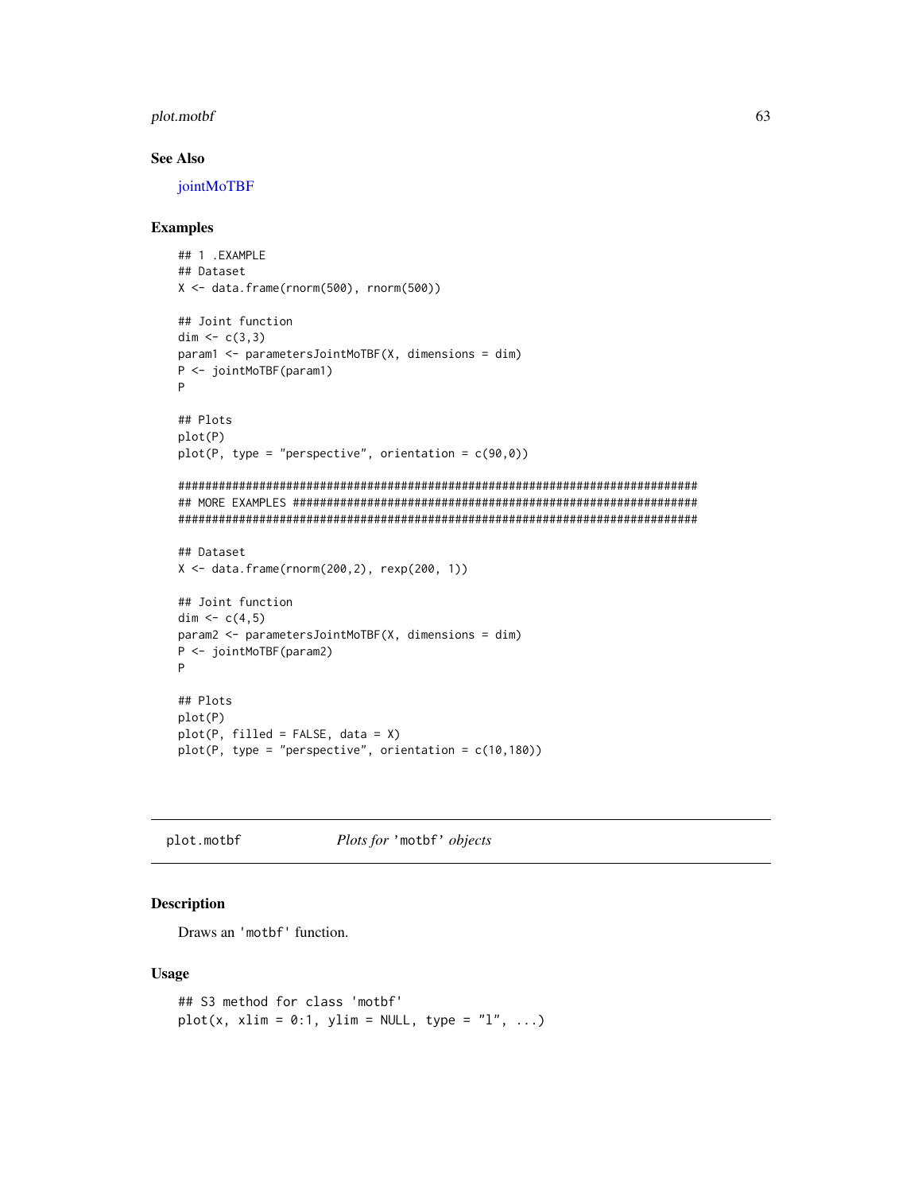## See Also

jointMoTBF

## Examples

```
## 1 .EXAMPLE
## Dataset
X <- data.frame(rnorm(500), rnorm(500))

## Joint function
dim <- c(3,3)
param1 <- parametersJointMoTBF(X, dimensions = dim)
P <- jointMoTBF(param1)
P

## Plots
plot(P)
plot(P, type = "perspective", orientation = c(90,0))

#############################################################################
## MORE EXAMPLES ############################################################
#############################################################################

## Dataset
X <- data.frame(rnorm(200,2), rexp(200, 1))

## Joint function
dim <- c(4,5)
param2 <- parametersJointMoTBF(X, dimensions = dim)
P <- jointMoTBF(param2)
P

## Plots
plot(P)
plot(P, filled = FALSE, data = X)
plot(P, type = "perspective", orientation = c(10,180))
```

---

plot.motbf &nbsp;&nbsp;&nbsp;&nbsp; *Plots for* 'motbf' *objects*

---

## Description

Draws an 'motbf' function.

## Usage

```
## S3 method for class 'motbf'
plot(x, xlim = 0:1, ylim = NULL, type = "l", ...)
```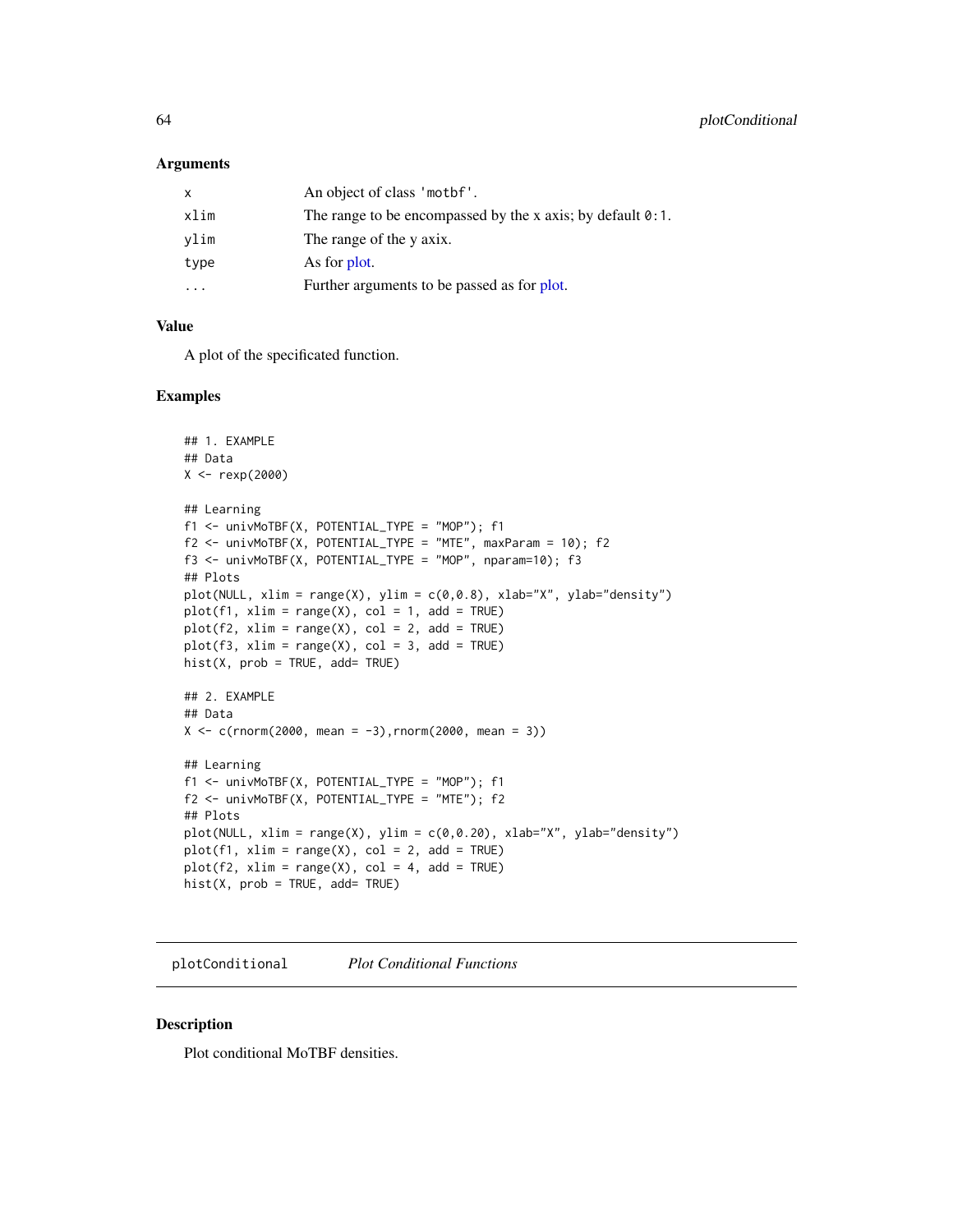### Arguments

| | |
|---|---|
| x | An object of class 'motbf'. |
| xlim | The range to be encompassed by the x axis; by default 0:1. |
| ylim | The range of the y axix. |
| type | As for plot. |
| ... | Further arguments to be passed as for plot. |

### Value

A plot of the specificated function.

### Examples

```
## 1. EXAMPLE
## Data
X <- rexp(2000)

## Learning
f1 <- univMoTBF(X, POTENTIAL_TYPE = "MOP"); f1
f2 <- univMoTBF(X, POTENTIAL_TYPE = "MTE", maxParam = 10); f2
f3 <- univMoTBF(X, POTENTIAL_TYPE = "MOP", nparam=10); f3
## Plots
plot(NULL, xlim = range(X), ylim = c(0,0.8), xlab="X", ylab="density")
plot(f1, xlim = range(X), col = 1, add = TRUE)
plot(f2, xlim = range(X), col = 2, add = TRUE)
plot(f3, xlim = range(X), col = 3, add = TRUE)
hist(X, prob = TRUE, add= TRUE)

## 2. EXAMPLE
## Data
X <- c(rnorm(2000, mean = -3),rnorm(2000, mean = 3))

## Learning
f1 <- univMoTBF(X, POTENTIAL_TYPE = "MOP"); f1
f2 <- univMoTBF(X, POTENTIAL_TYPE = "MTE"); f2
## Plots
plot(NULL, xlim = range(X), ylim = c(0,0.20), xlab="X", ylab="density")
plot(f1, xlim = range(X), col = 2, add = TRUE)
plot(f2, xlim = range(X), col = 4, add = TRUE)
hist(X, prob = TRUE, add= TRUE)
```

---

## plotConditional *Plot Conditional Functions*

---

### Description

Plot conditional MoTBF densities.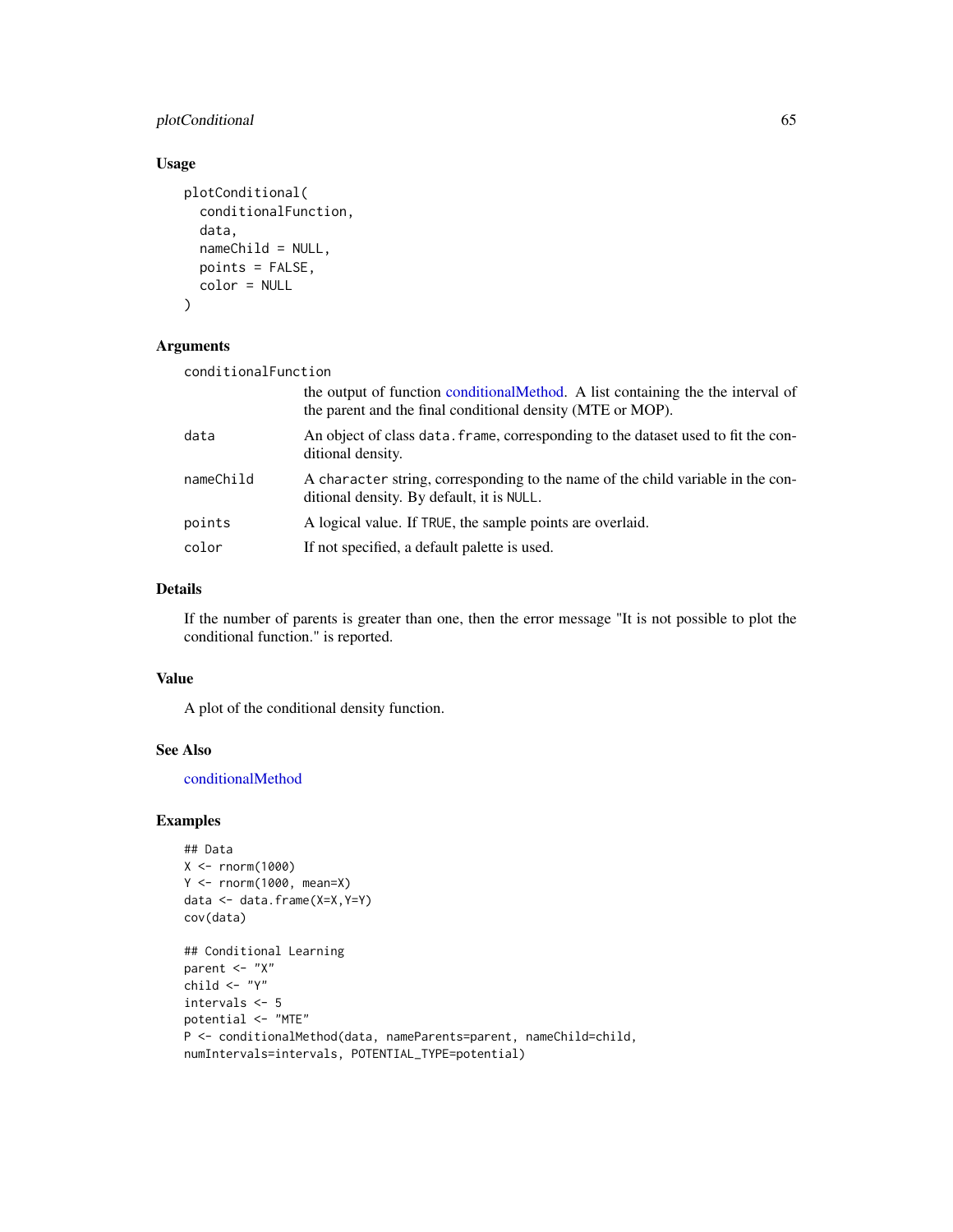## Usage

```
plotConditional(
  conditionalFunction,
  data,
  nameChild = NULL,
  points = FALSE,
  color = NULL
)
```

## Arguments

| | |
|---|---|
| conditionalFunction | the output of function conditionalMethod. A list containing the the interval of the parent and the final conditional density (MTE or MOP). |
| data | An object of class `data.frame`, corresponding to the dataset used to fit the conditional density. |
| nameChild | A `character` string, corresponding to the name of the child variable in the conditional density. By default, it is `NULL`. |
| points | A logical value. If `TRUE`, the sample points are overlaid. |
| color | If not specified, a default palette is used. |

## Details

If the number of parents is greater than one, then the error message "It is not possible to plot the conditional function." is reported.

## Value

A plot of the conditional density function.

## See Also

conditionalMethod

## Examples

```
## Data
X <- rnorm(1000)
Y <- rnorm(1000, mean=X)
data <- data.frame(X=X,Y=Y)
cov(data)

## Conditional Learning
parent <- "X"
child <- "Y"
intervals <- 5
potential <- "MTE"
P <- conditionalMethod(data, nameParents=parent, nameChild=child,
numIntervals=intervals, POTENTIAL_TYPE=potential)
```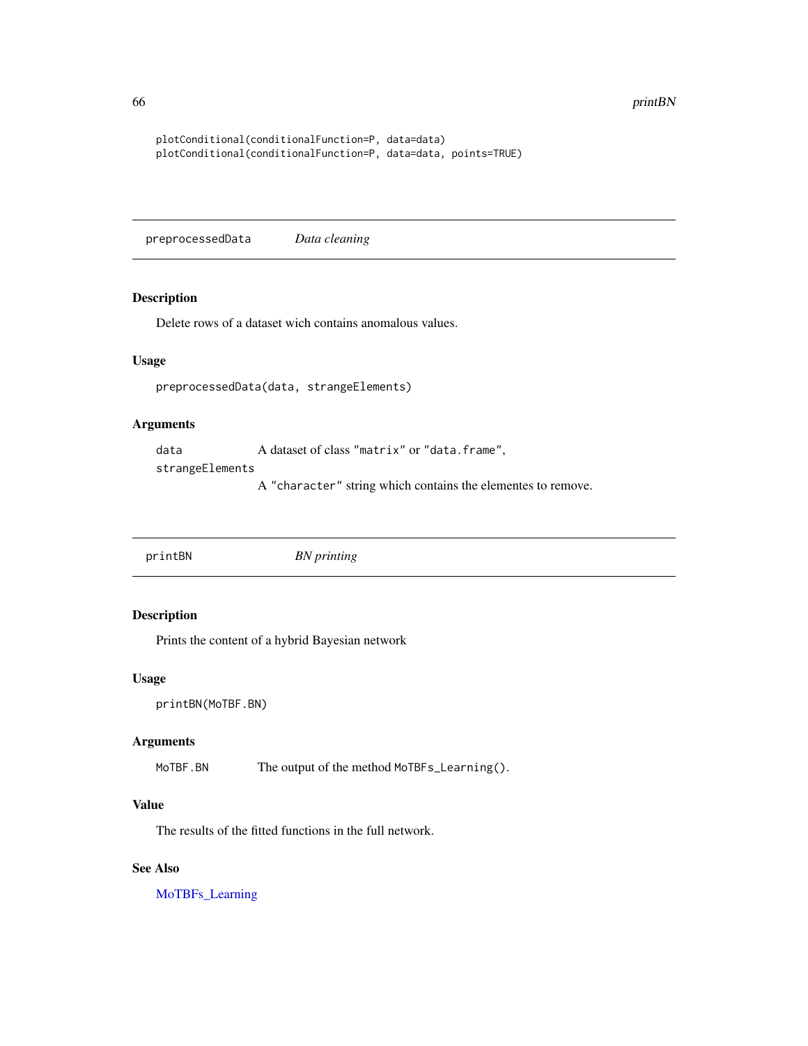```
plotConditional(conditionalFunction=P, data=data)
plotConditional(conditionalFunction=P, data=data, points=TRUE)
```

## preprocessedData — *Data cleaning*

### Description

Delete rows of a dataset wich contains anomalous values.

### Usage

```
preprocessedData(data, strangeElements)
```

### Arguments

| | |
|---|---|
| `data` | A dataset of class `"matrix"` or `"data.frame"`, |
| `strangeElements` | A `"character"` string which contains the elementes to remove. |

## printBN — *BN printing*

### Description

Prints the content of a hybrid Bayesian network

### Usage

```
printBN(MoTBF.BN)
```

### Arguments

| | |
|---|---|
| `MoTBF.BN` | The output of the method `MoTBFs_Learning()`. |

### Value

The results of the fitted functions in the full network.

### See Also

MoTBFs_Learning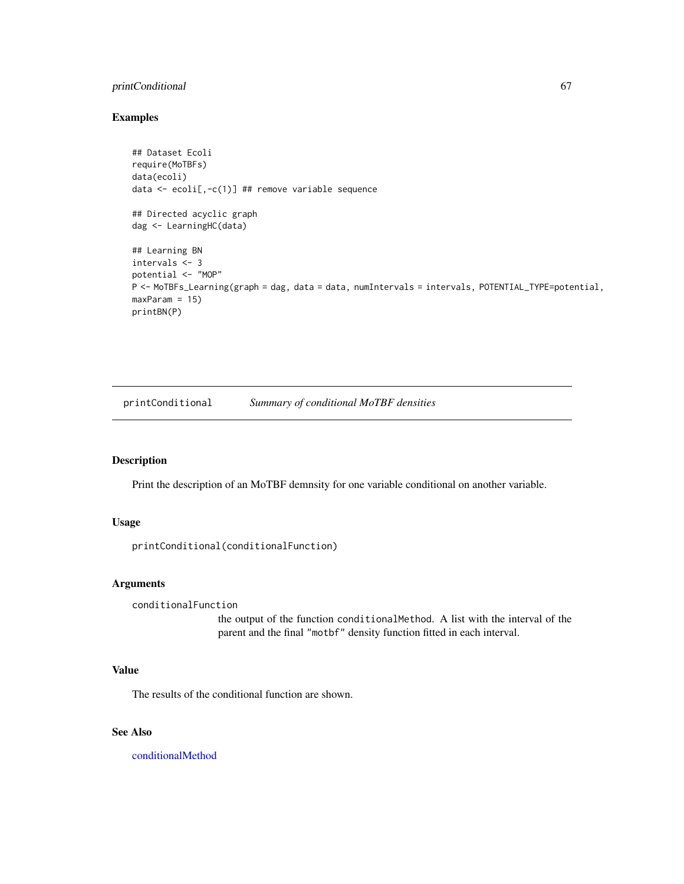## Examples

```
## Dataset Ecoli
require(MoTBFs)
data(ecoli)
data <- ecoli[,-c(1)] ## remove variable sequence

## Directed acyclic graph
dag <- LearningHC(data)

## Learning BN
intervals <- 3
potential <- "MOP"
P <- MoTBFs_Learning(graph = dag, data = data, numIntervals = intervals, POTENTIAL_TYPE=potential,
maxParam = 15)
printBN(P)
```

---

# printConditional    *Summary of conditional MoTBF densities*

## Description

Print the description of an MoTBF demnsity for one variable conditional on another variable.

## Usage

```
printConditional(conditionalFunction)
```

## Arguments

`conditionalFunction`
: the output of the function `conditionalMethod`. A list with the interval of the parent and the final `"motbf"` density function fitted in each interval.

## Value

The results of the conditional function are shown.

## See Also

conditionalMethod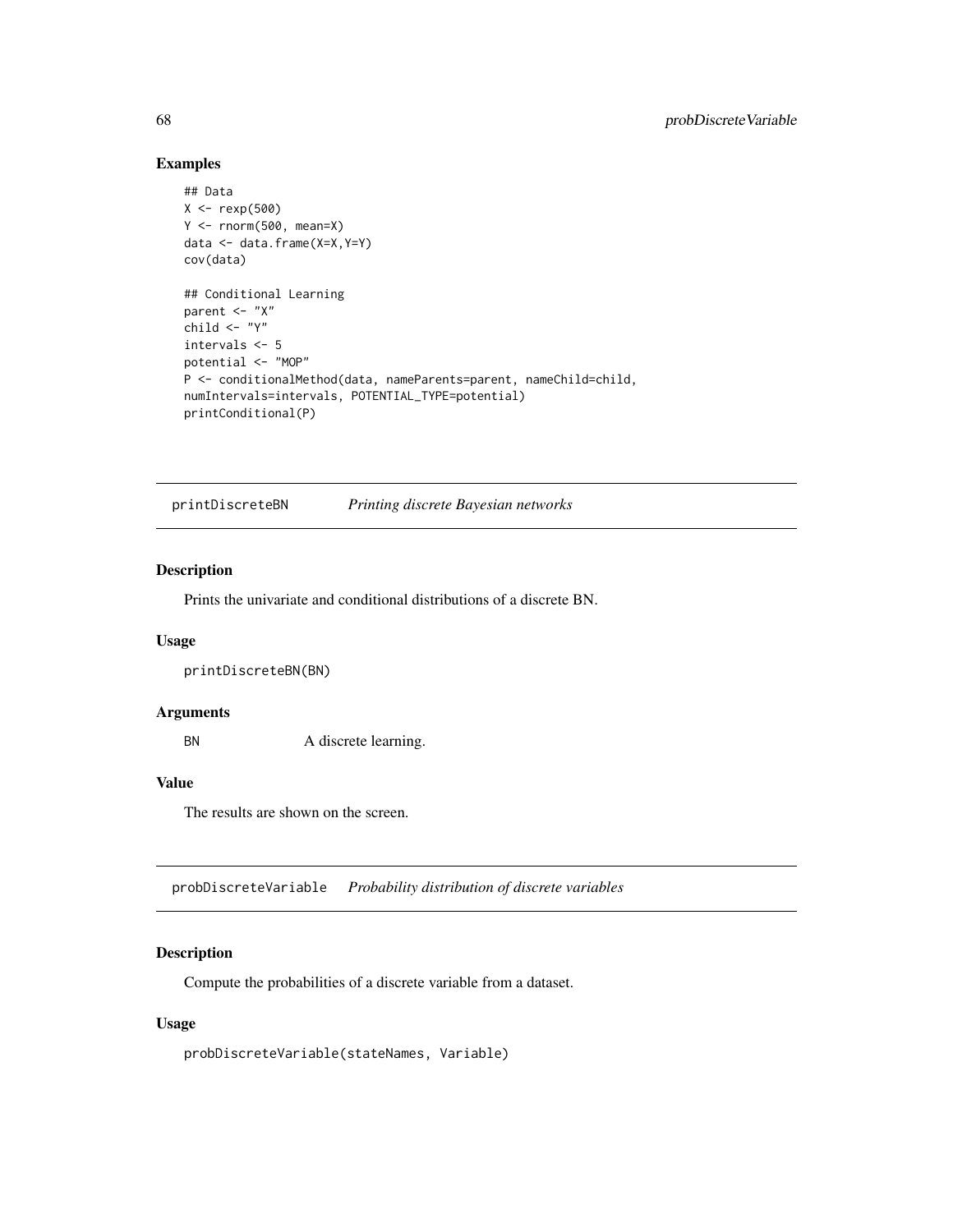## Examples

```
## Data
X <- rexp(500)
Y <- rnorm(500, mean=X)
data <- data.frame(X=X,Y=Y)
cov(data)

## Conditional Learning
parent <- "X"
child <- "Y"
intervals <- 5
potential <- "MOP"
P <- conditionalMethod(data, nameParents=parent, nameChild=child,
numIntervals=intervals, POTENTIAL_TYPE=potential)
printConditional(P)
```

---

# printDiscreteBN *Printing discrete Bayesian networks*

---

## Description

Prints the univariate and conditional distributions of a discrete BN.

## Usage

```
printDiscreteBN(BN)
```

## Arguments

| | |
|---|---|
| BN | A discrete learning. |

## Value

The results are shown on the screen.

---

# probDiscreteVariable *Probability distribution of discrete variables*

---

## Description

Compute the probabilities of a discrete variable from a dataset.

## Usage

```
probDiscreteVariable(stateNames, Variable)
```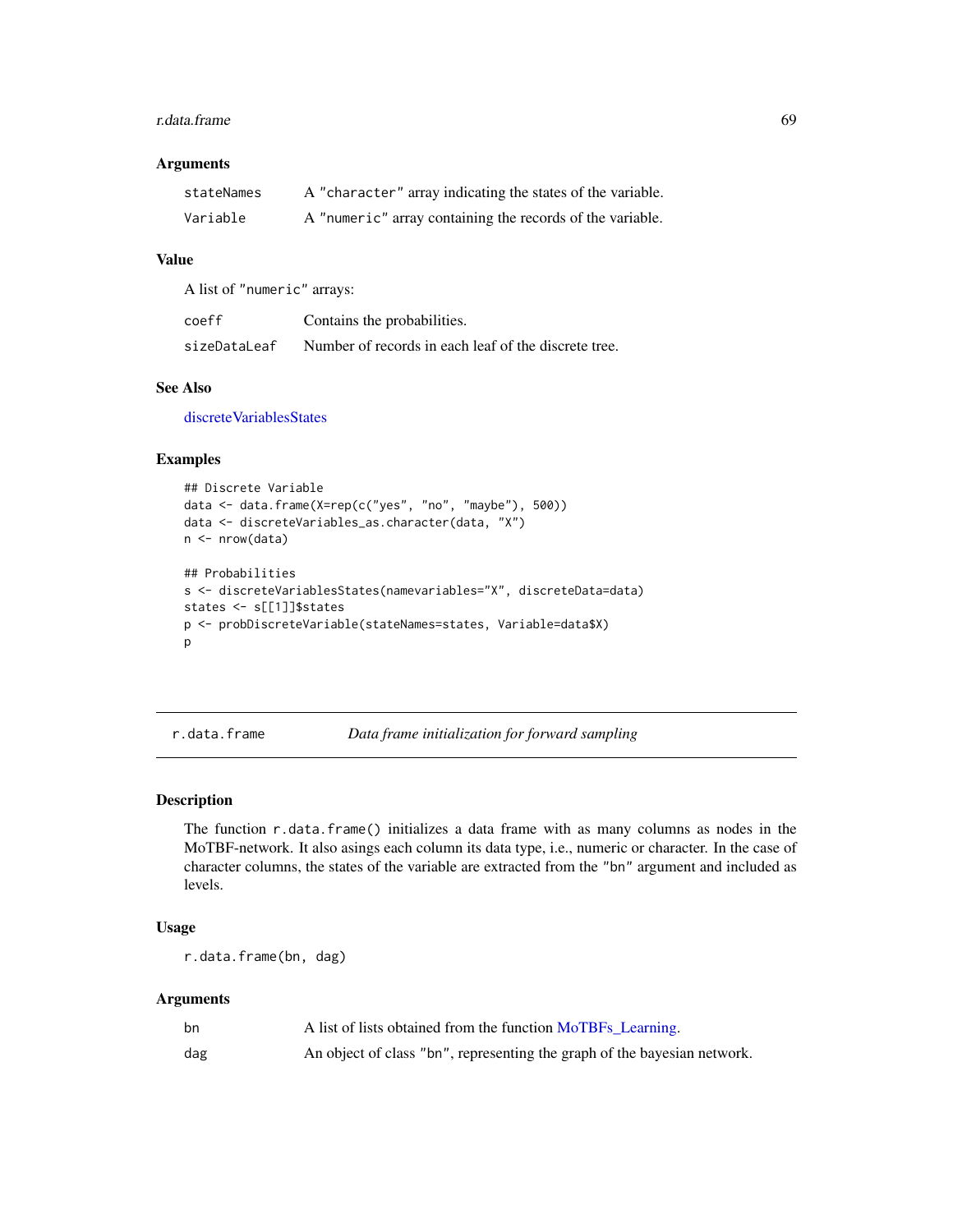### Arguments

| | |
|---|---|
| stateNames | A "character" array indicating the states of the variable. |
| Variable | A "numeric" array containing the records of the variable. |

### Value

A list of "numeric" arrays:

| | |
|---|---|
| coeff | Contains the probabilities. |
| sizeDataLeaf | Number of records in each leaf of the discrete tree. |

### See Also

discreteVariablesStates

### Examples

```
## Discrete Variable
data <- data.frame(X=rep(c("yes", "no", "maybe"), 500))
data <- discreteVariables_as.character(data, "X")
n <- nrow(data)

## Probabilities
s <- discreteVariablesStates(namevariables="X", discreteData=data)
states <- s[[1]]$states
p <- probDiscreteVariable(stateNames=states, Variable=data$X)
p
```

---

## r.data.frame — *Data frame initialization for forward sampling*

### Description

The function r.data.frame() initializes a data frame with as many columns as nodes in the MoTBF-network. It also asings each column its data type, i.e., numeric or character. In the case of character columns, the states of the variable are extracted from the "bn" argument and included as levels.

### Usage

```
r.data.frame(bn, dag)
```

### Arguments

| | |
|---|---|
| bn | A list of lists obtained from the function MoTBFs_Learning. |
| dag | An object of class "bn", representing the graph of the bayesian network. |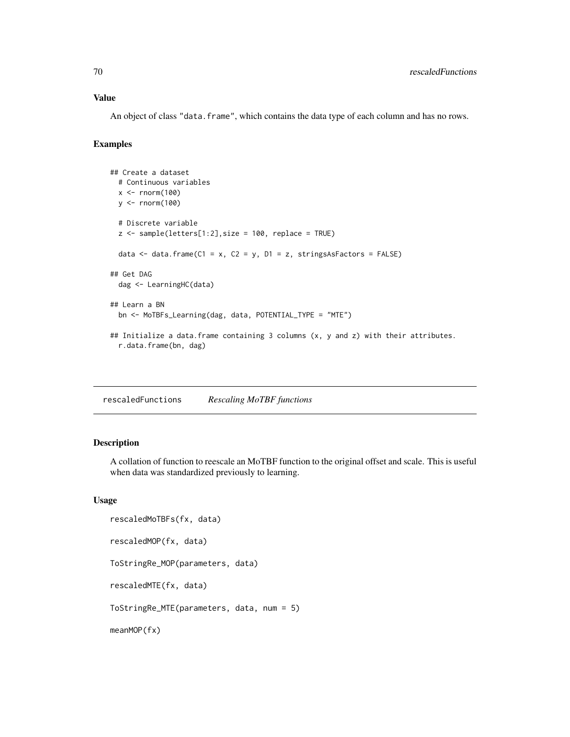### Value

An object of class "data.frame", which contains the data type of each column and has no rows.

### Examples

```
## Create a dataset
  # Continuous variables
  x <- rnorm(100)
  y <- rnorm(100)

  # Discrete variable
  z <- sample(letters[1:2],size = 100, replace = TRUE)

  data <- data.frame(C1 = x, C2 = y, D1 = z, stringsAsFactors = FALSE)

## Get DAG
  dag <- LearningHC(data)

## Learn a BN
  bn <- MoTBFs_Learning(dag, data, POTENTIAL_TYPE = "MTE")

## Initialize a data.frame containing 3 columns (x, y and z) with their attributes.
  r.data.frame(bn, dag)
```

---

## rescaledFunctions *Rescaling MoTBF functions*

---

### Description

A collation of function to reescale an MoTBF function to the original offset and scale. This is useful when data was standardized previously to learning.

### Usage

```
rescaledMoTBFs(fx, data)

rescaledMOP(fx, data)

ToStringRe_MOP(parameters, data)

rescaledMTE(fx, data)

ToStringRe_MTE(parameters, data, num = 5)

meanMOP(fx)
```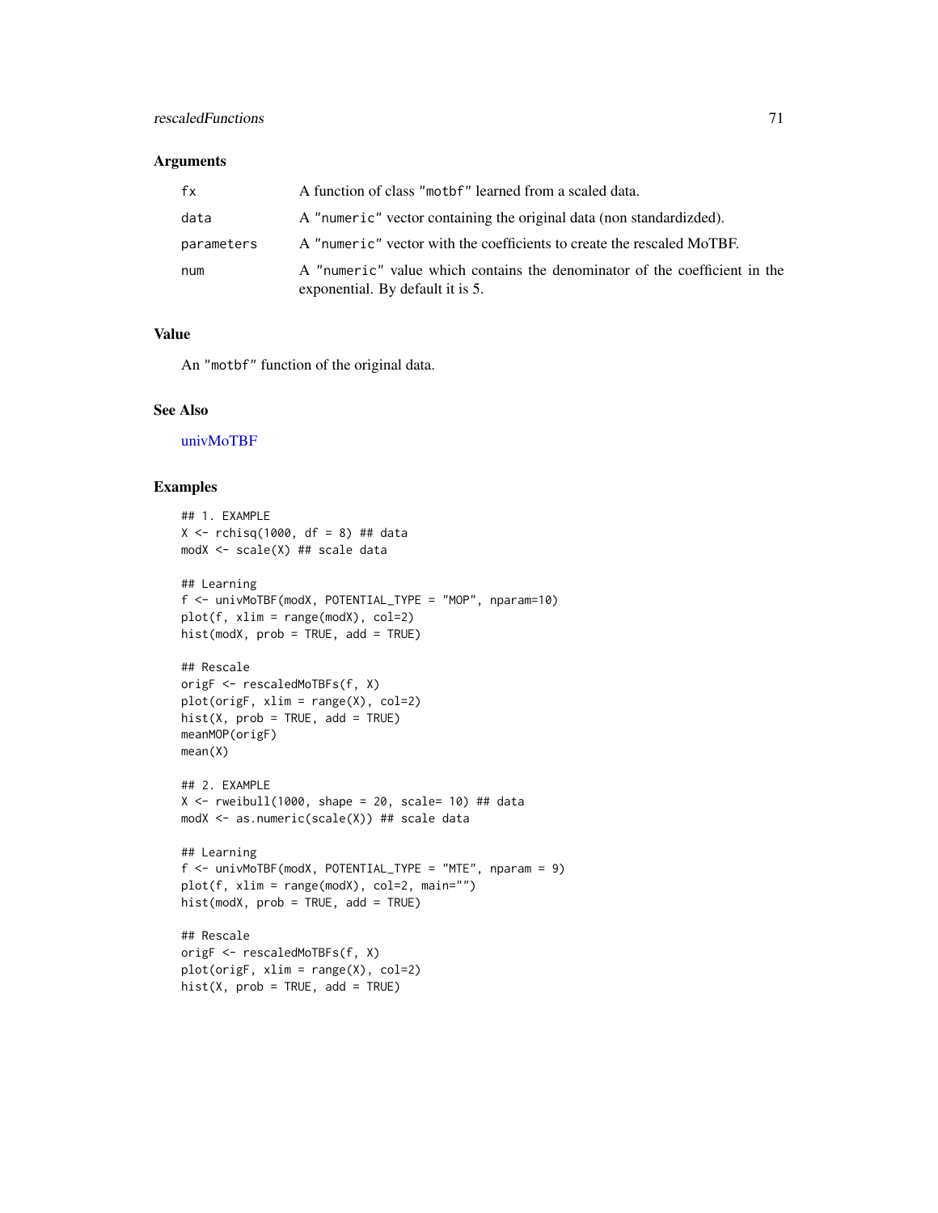## Arguments

| | |
|---|---|
| fx | A function of class "motbf" learned from a scaled data. |
| data | A "numeric" vector containing the original data (non standardizded). |
| parameters | A "numeric" vector with the coefficients to create the rescaled MoTBF. |
| num | A "numeric" value which contains the denominator of the coefficient in the exponential. By default it is 5. |

## Value

An "motbf" function of the original data.

## See Also

univMoTBF

## Examples

```
## 1. EXAMPLE
X <- rchisq(1000, df = 8) ## data
modX <- scale(X) ## scale data

## Learning
f <- univMoTBF(modX, POTENTIAL_TYPE = "MOP", nparam=10)
plot(f, xlim = range(modX), col=2)
hist(modX, prob = TRUE, add = TRUE)

## Rescale
origF <- rescaledMoTBFs(f, X)
plot(origF, xlim = range(X), col=2)
hist(X, prob = TRUE, add = TRUE)
meanMOP(origF)
mean(X)

## 2. EXAMPLE
X <- rweibull(1000, shape = 20, scale= 10) ## data
modX <- as.numeric(scale(X)) ## scale data

## Learning
f <- univMoTBF(modX, POTENTIAL_TYPE = "MTE", nparam = 9)
plot(f, xlim = range(modX), col=2, main="")
hist(modX, prob = TRUE, add = TRUE)

## Rescale
origF <- rescaledMoTBFs(f, X)
plot(origF, xlim = range(X), col=2)
hist(X, prob = TRUE, add = TRUE)
```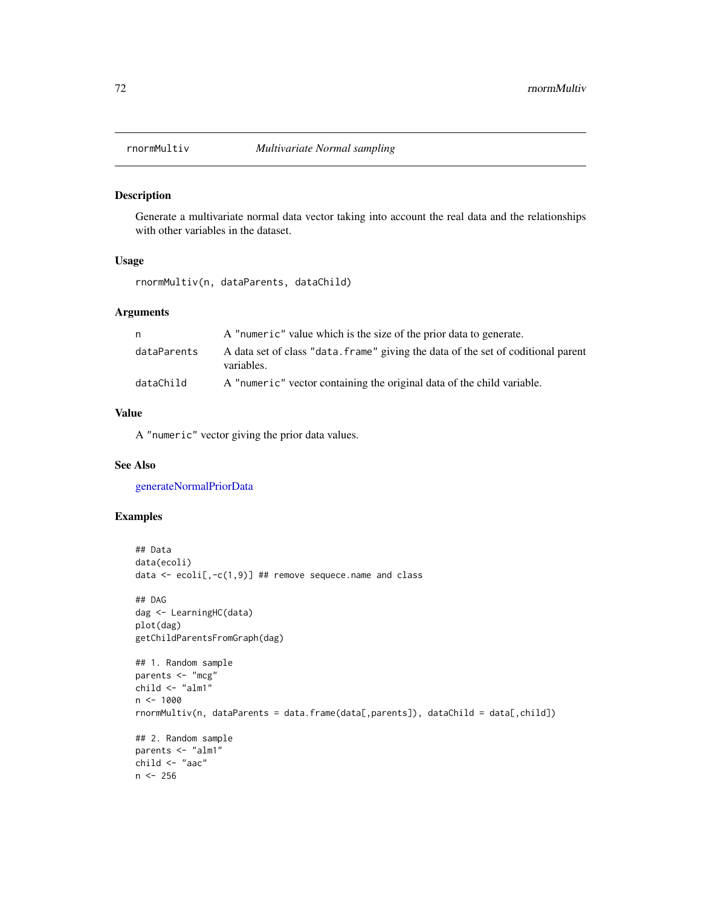# rnormMultiv — *Multivariate Normal sampling*

## Description

Generate a multivariate normal data vector taking into account the real data and the relationships with other variables in the dataset.

## Usage

```
rnormMultiv(n, dataParents, dataChild)
```

## Arguments

| | |
|---|---|
| n | A "numeric" value which is the size of the prior data to generate. |
| dataParents | A data set of class "data.frame" giving the data of the set of coditional parent variables. |
| dataChild | A "numeric" vector containing the original data of the child variable. |

## Value

A "numeric" vector giving the prior data values.

## See Also

generateNormalPriorData

## Examples

```
## Data
data(ecoli)
data <- ecoli[,-c(1,9)] ## remove sequece.name and class

## DAG
dag <- LearningHC(data)
plot(dag)
getChildParentsFromGraph(dag)

## 1. Random sample
parents <- "mcg"
child <- "alm1"
n <- 1000
rnormMultiv(n, dataParents = data.frame(data[,parents]), dataChild = data[,child])

## 2. Random sample
parents <- "alm1"
child <- "aac"
n <- 256
```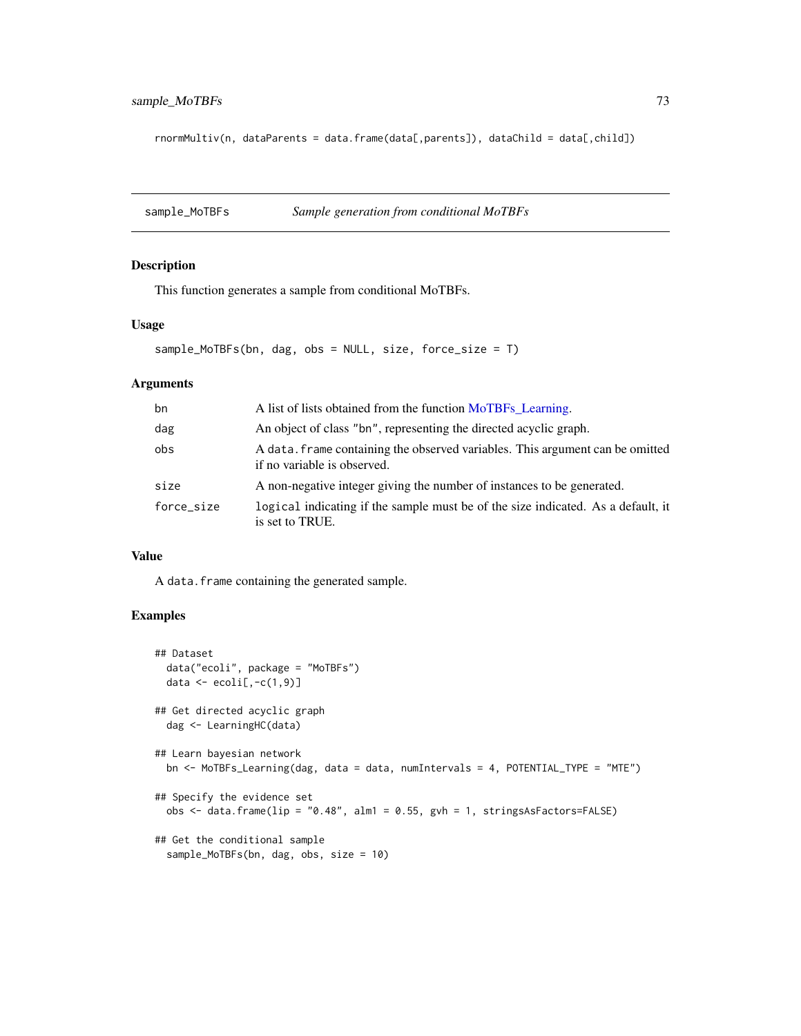```
rnormMultiv(n, dataParents = data.frame(data[,parents]), dataChild = data[,child])
```

## sample_MoTBFs — *Sample generation from conditional MoTBFs*

### Description

This function generates a sample from conditional MoTBFs.

### Usage

```
sample_MoTBFs(bn, dag, obs = NULL, size, force_size = T)
```

### Arguments

| | |
|---|---|
| bn | A list of lists obtained from the function MoTBFs_Learning. |
| dag | An object of class "bn", representing the directed acyclic graph. |
| obs | A `data.frame` containing the observed variables. This argument can be omitted if no variable is observed. |
| size | A non-negative integer giving the number of instances to be generated. |
| force_size | `logical` indicating if the sample must be of the size indicated. As a default, it is set to TRUE. |

### Value

A `data.frame` containing the generated sample.

### Examples

```
## Dataset
  data("ecoli", package = "MoTBFs")
  data <- ecoli[,-c(1,9)]

## Get directed acyclic graph
  dag <- LearningHC(data)

## Learn bayesian network
  bn <- MoTBFs_Learning(dag, data = data, numIntervals = 4, POTENTIAL_TYPE = "MTE")

## Specify the evidence set
  obs <- data.frame(lip = "0.48", alm1 = 0.55, gvh = 1, stringsAsFactors=FALSE)

## Get the conditional sample
  sample_MoTBFs(bn, dag, obs, size = 10)
```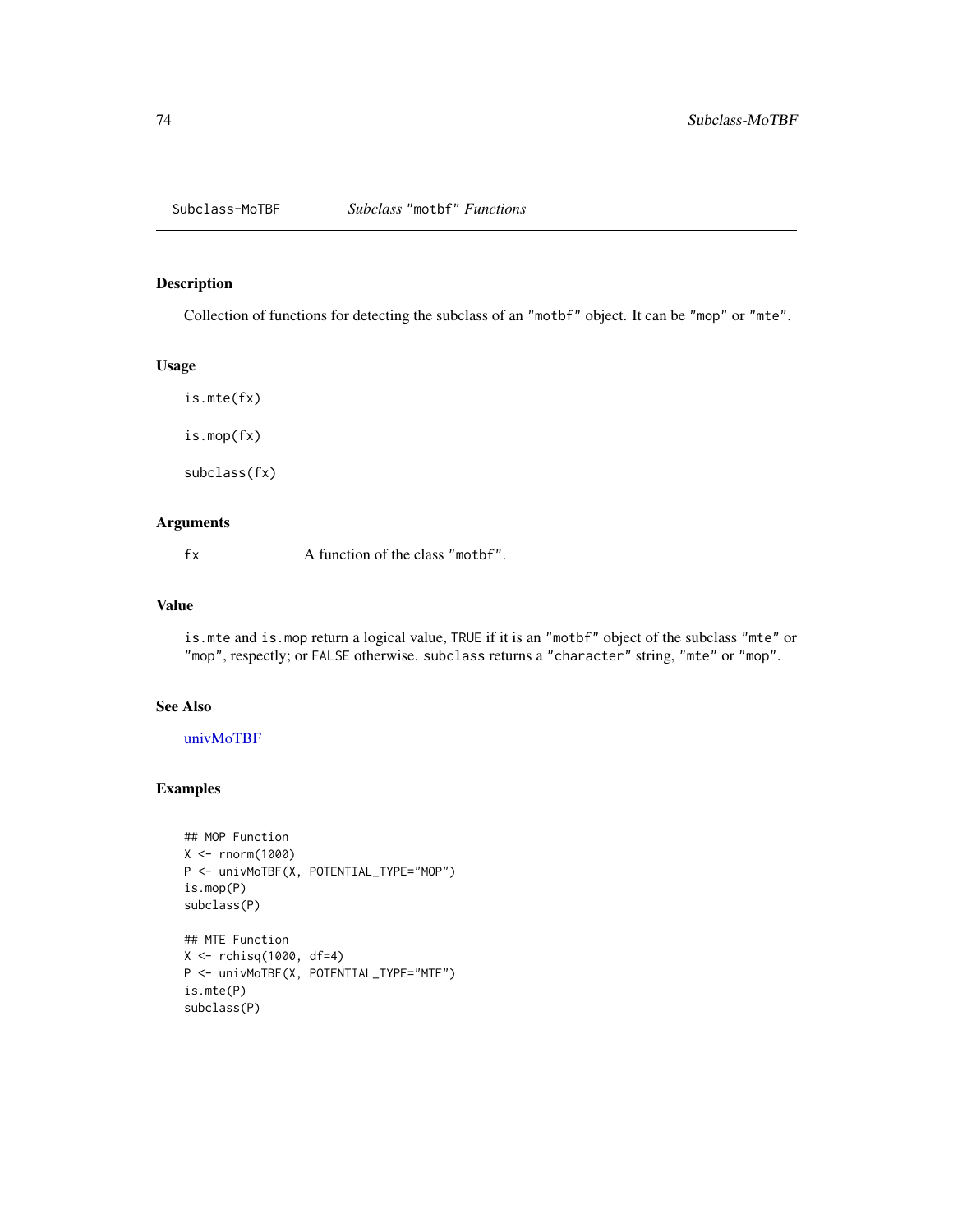Subclass-MoTBF *Subclass "motbf" Functions*

## Description

Collection of functions for detecting the subclass of an "motbf" object. It can be "mop" or "mte".

## Usage

```
is.mte(fx)

is.mop(fx)

subclass(fx)
```

## Arguments

| | |
|---|---|
| fx | A function of the class "motbf". |

## Value

is.mte and is.mop return a logical value, TRUE if it is an "motbf" object of the subclass "mte" or "mop", respectly; or FALSE otherwise. subclass returns a "character" string, "mte" or "mop".

## See Also

univMoTBF

## Examples

```
## MOP Function
X <- rnorm(1000)
P <- univMoTBF(X, POTENTIAL_TYPE="MOP")
is.mop(P)
subclass(P)

## MTE Function
X <- rchisq(1000, df=4)
P <- univMoTBF(X, POTENTIAL_TYPE="MTE")
is.mte(P)
subclass(P)
```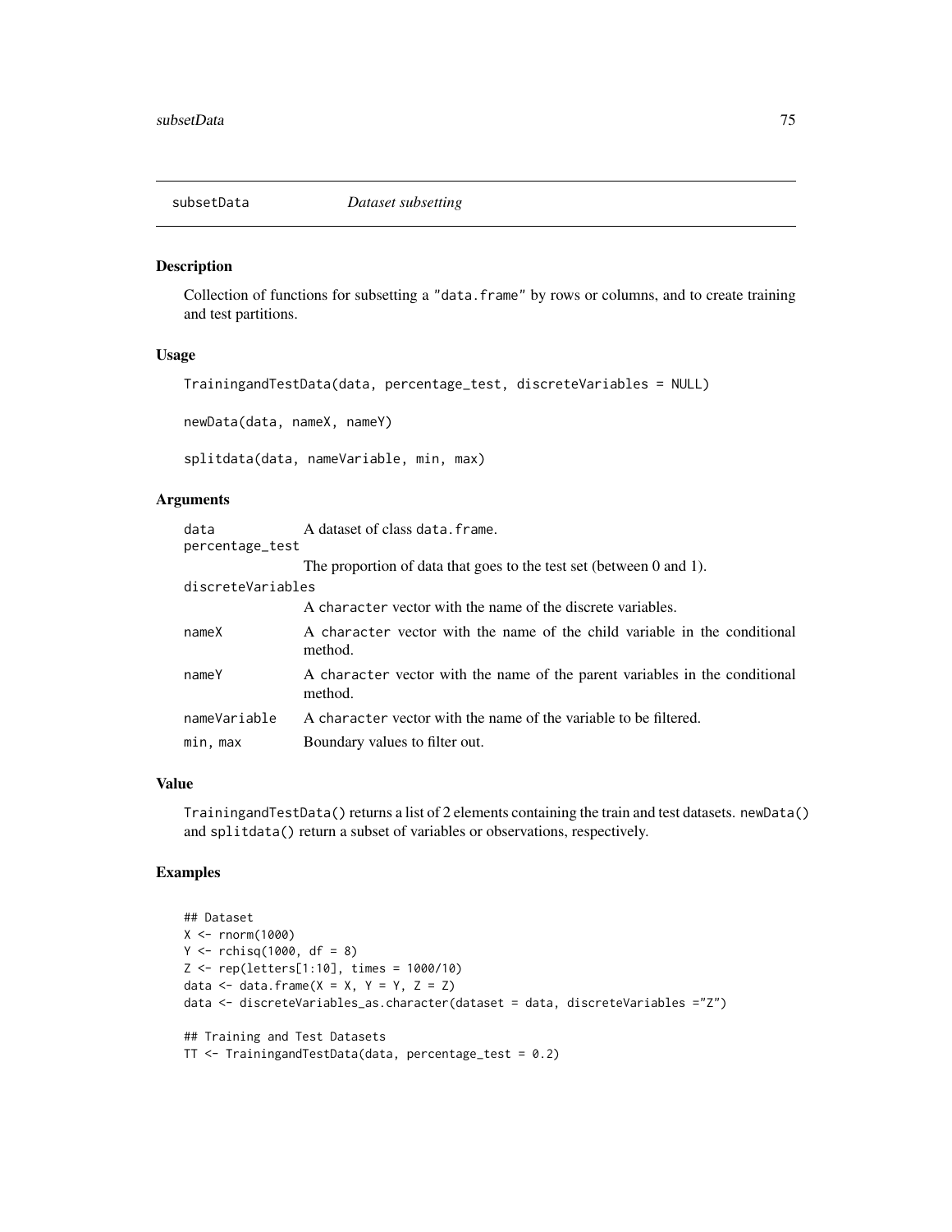## subsetData — *Dataset subsetting*

### Description

Collection of functions for subsetting a "data.frame" by rows or columns, and to create training and test partitions.

### Usage

```
TrainingandTestData(data, percentage_test, discreteVariables = NULL)

newData(data, nameX, nameY)

splitdata(data, nameVariable, min, max)
```

### Arguments

| | |
|---|---|
| data | A dataset of class data.frame. |
| percentage_test | The proportion of data that goes to the test set (between 0 and 1). |
| discreteVariables | A character vector with the name of the discrete variables. |
| nameX | A character vector with the name of the child variable in the conditional method. |
| nameY | A character vector with the name of the parent variables in the conditional method. |
| nameVariable | A character vector with the name of the variable to be filtered. |
| min, max | Boundary values to filter out. |

### Value

TrainingandTestData() returns a list of 2 elements containing the train and test datasets. newData() and splitdata() return a subset of variables or observations, respectively.

### Examples

```
## Dataset
X <- rnorm(1000)
Y <- rchisq(1000, df = 8)
Z <- rep(letters[1:10], times = 1000/10)
data <- data.frame(X = X, Y = Y, Z = Z)
data <- discreteVariables_as.character(dataset = data, discreteVariables ="Z")

## Training and Test Datasets
TT <- TrainingandTestData(data, percentage_test = 0.2)
```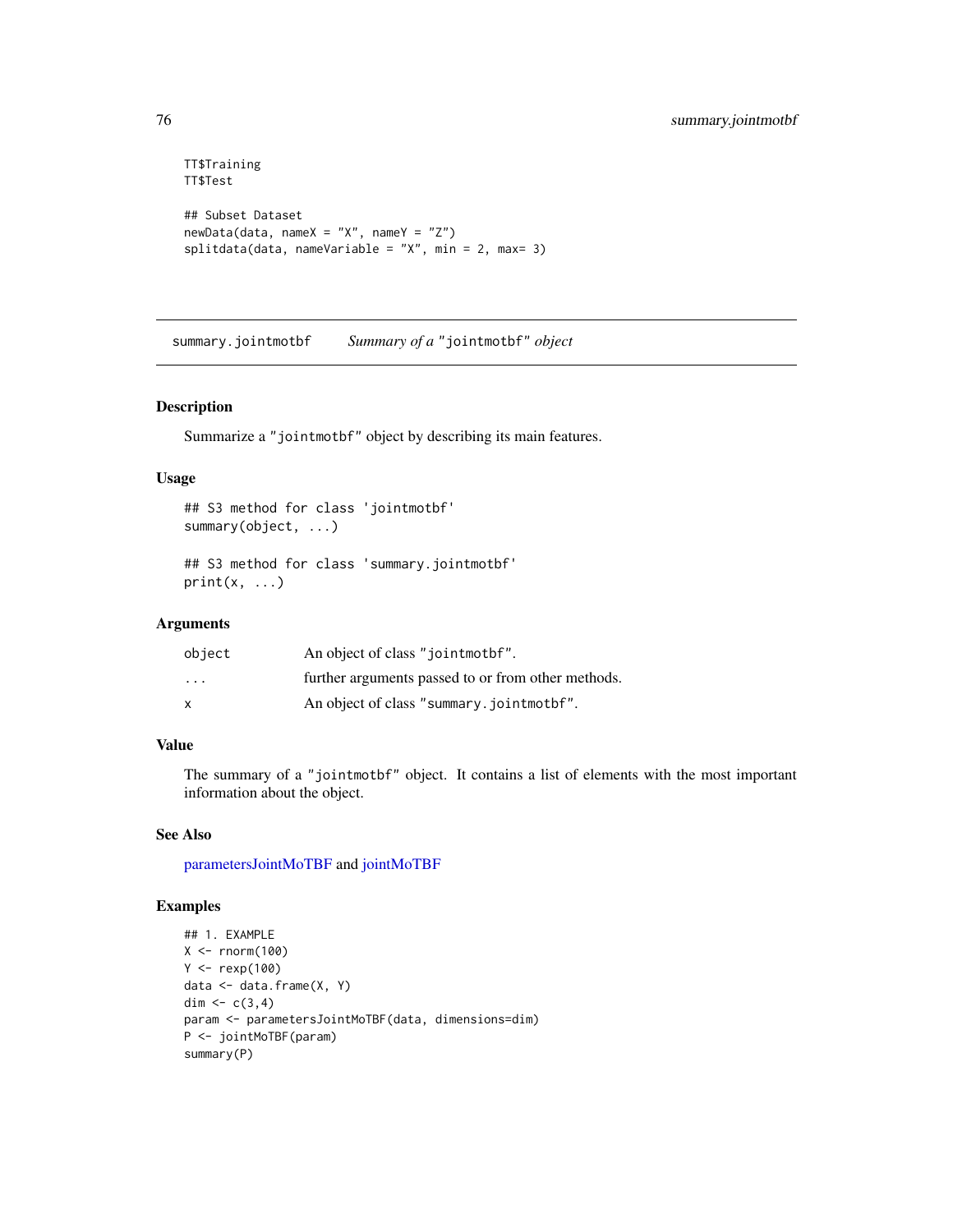```
TT$Training
TT$Test

## Subset Dataset
newData(data, nameX = "X", nameY = "Z")
splitdata(data, nameVariable = "X", min = 2, max= 3)
```

---

## summary.jointmotbf — *Summary of a* "jointmotbf" *object*

### Description

Summarize a "jointmotbf" object by describing its main features.

### Usage

```
## S3 method for class 'jointmotbf'
summary(object, ...)

## S3 method for class 'summary.jointmotbf'
print(x, ...)
```

### Arguments

| | |
|---|---|
| object | An object of class "jointmotbf". |
| ... | further arguments passed to or from other methods. |
| x | An object of class "summary.jointmotbf". |

### Value

The summary of a "jointmotbf" object. It contains a list of elements with the most important information about the object.

### See Also

parametersJointMoTBF and jointMoTBF

### Examples

```
## 1. EXAMPLE
X <- rnorm(100)
Y <- rexp(100)
data <- data.frame(X, Y)
dim <- c(3,4)
param <- parametersJointMoTBF(data, dimensions=dim)
P <- jointMoTBF(param)
summary(P)
```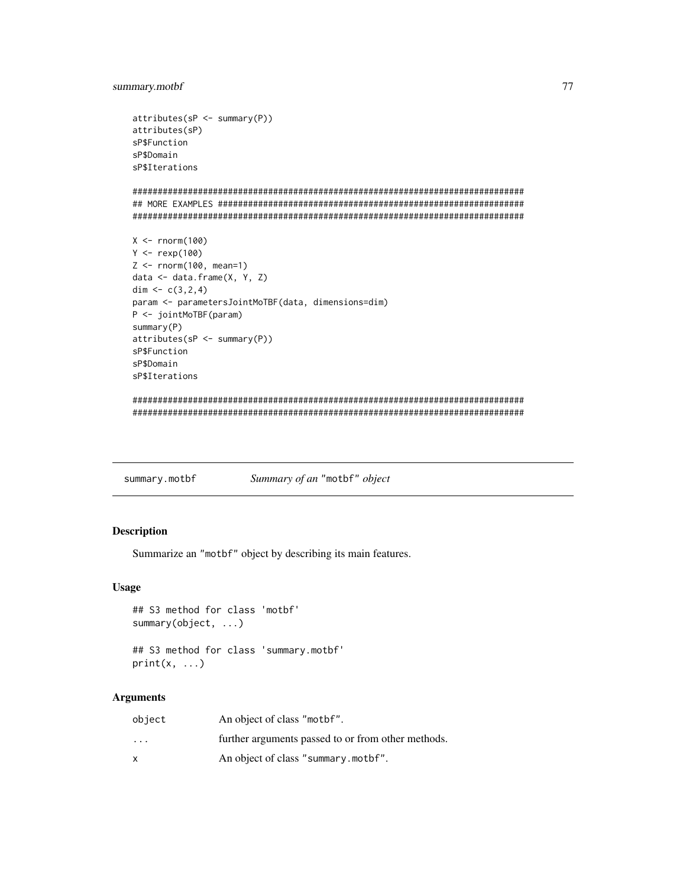```
attributes(sP <- summary(P))
attributes(sP)
sP$Function
sP$Domain
sP$Iterations

##############################################################################
## MORE EXAMPLES #############################################################
##############################################################################

X <- rnorm(100)
Y <- rexp(100)
Z <- rnorm(100, mean=1)
data <- data.frame(X, Y, Z)
dim <- c(3,2,4)
param <- parametersJointMoTBF(data, dimensions=dim)
P <- jointMoTBF(param)
summary(P)
attributes(sP <- summary(P))
sP$Function
sP$Domain
sP$Iterations

##############################################################################
##############################################################################
```

---

summary.motbf — *Summary of an* "motbf" *object*

---

### Description

Summarize an "motbf" object by describing its main features.

### Usage

```
## S3 method for class 'motbf'
summary(object, ...)

## S3 method for class 'summary.motbf'
print(x, ...)
```

### Arguments

| | |
|---|---|
| object | An object of class "motbf". |
| ... | further arguments passed to or from other methods. |
| x | An object of class "summary.motbf". |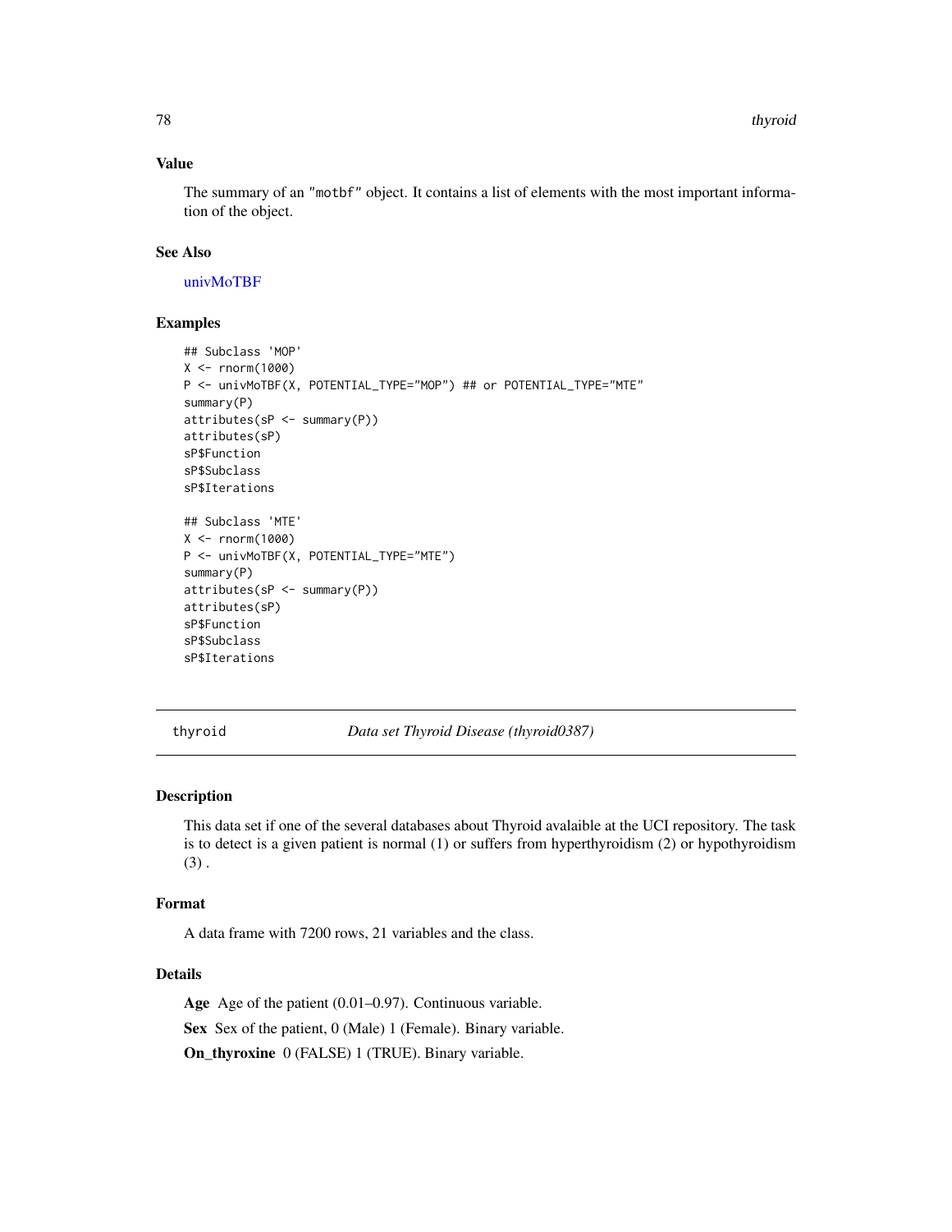### Value

The summary of an "motbf" object. It contains a list of elements with the most important information of the object.

### See Also

univMoTBF

### Examples

```
## Subclass 'MOP'
X <- rnorm(1000)
P <- univMoTBF(X, POTENTIAL_TYPE="MOP") ## or POTENTIAL_TYPE="MTE"
summary(P)
attributes(sP <- summary(P))
attributes(sP)
sP$Function
sP$Subclass
sP$Iterations

## Subclass 'MTE'
X <- rnorm(1000)
P <- univMoTBF(X, POTENTIAL_TYPE="MTE")
summary(P)
attributes(sP <- summary(P))
attributes(sP)
sP$Function
sP$Subclass
sP$Iterations
```

---

## thyroid — *Data set Thyroid Disease (thyroid0387)*

---

### Description

This data set if one of the several databases about Thyroid avalaible at the UCI repository. The task is to detect is a given patient is normal (1) or suffers from hyperthyroidism (2) or hypothyroidism (3) .

### Format

A data frame with 7200 rows, 21 variables and the class.

### Details

**Age** Age of the patient (0.01–0.97). Continuous variable.

**Sex** Sex of the patient, 0 (Male) 1 (Female). Binary variable.

**On_thyroxine** 0 (FALSE) 1 (TRUE). Binary variable.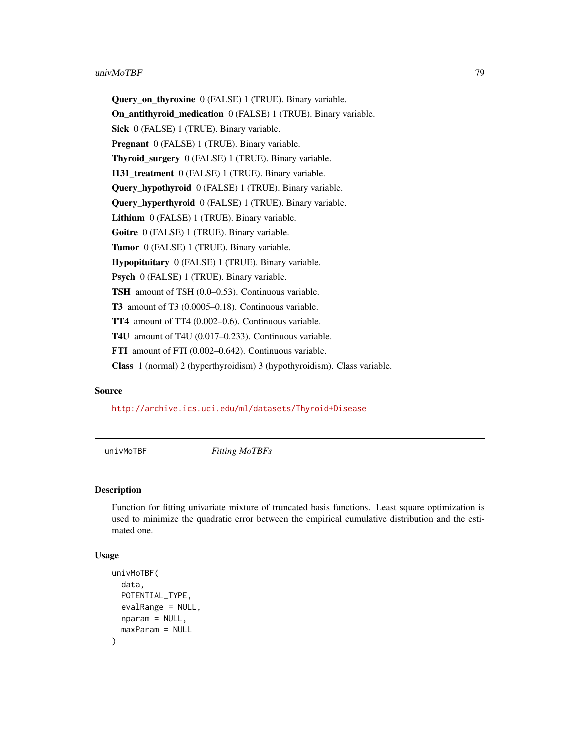**Query_on_thyroxine** 0 (FALSE) 1 (TRUE). Binary variable.

**On_antithyroid_medication** 0 (FALSE) 1 (TRUE). Binary variable.

**Sick** 0 (FALSE) 1 (TRUE). Binary variable.

**Pregnant** 0 (FALSE) 1 (TRUE). Binary variable.

**Thyroid_surgery** 0 (FALSE) 1 (TRUE). Binary variable.

**I131_treatment** 0 (FALSE) 1 (TRUE). Binary variable.

**Query_hypothyroid** 0 (FALSE) 1 (TRUE). Binary variable.

**Query_hyperthyroid** 0 (FALSE) 1 (TRUE). Binary variable.

**Lithium** 0 (FALSE) 1 (TRUE). Binary variable.

**Goitre** 0 (FALSE) 1 (TRUE). Binary variable.

**Tumor** 0 (FALSE) 1 (TRUE). Binary variable.

**Hypopituitary** 0 (FALSE) 1 (TRUE). Binary variable.

**Psych** 0 (FALSE) 1 (TRUE). Binary variable.

**TSH** amount of TSH (0.0–0.53). Continuous variable.

**T3** amount of T3 (0.0005–0.18). Continuous variable.

**TT4** amount of TT4 (0.002–0.6). Continuous variable.

**T4U** amount of T4U (0.017–0.233). Continuous variable.

**FTI** amount of FTI (0.002–0.642). Continuous variable.

**Class** 1 (normal) 2 (hyperthyroidism) 3 (hypothyroidism). Class variable.

### Source

http://archive.ics.uci.edu/ml/datasets/Thyroid+Disease

---

## univMoTBF *Fitting MoTBFs*

### Description

Function for fitting univariate mixture of truncated basis functions. Least square optimization is used to minimize the quadratic error between the empirical cumulative distribution and the estimated one.

### Usage

```
univMoTBF(
  data,
  POTENTIAL_TYPE,
  evalRange = NULL,
  nparam = NULL,
  maxParam = NULL
)
```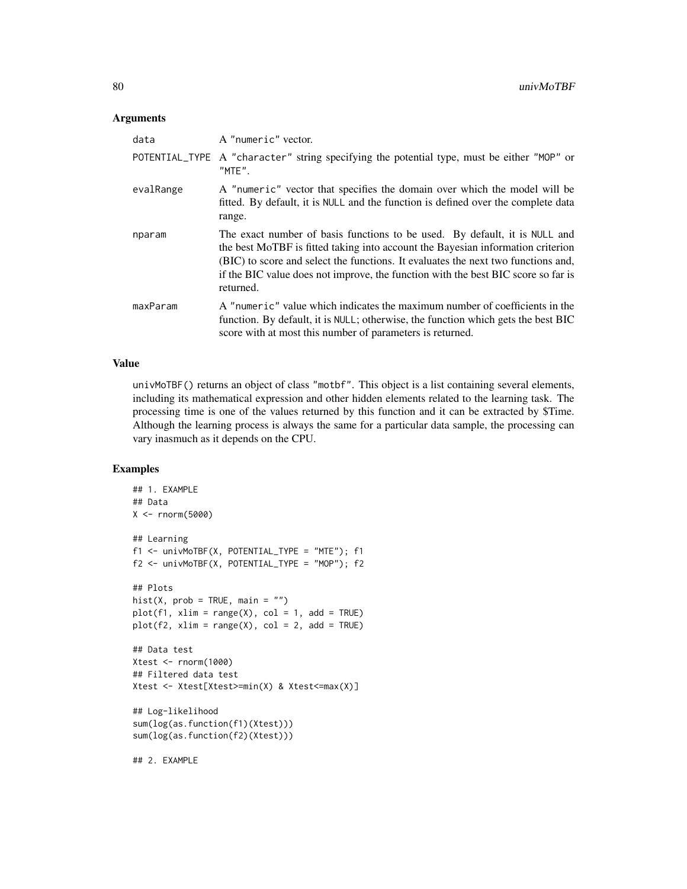### Arguments

| | |
|---|---|
| data | A "numeric" vector. |
| POTENTIAL_TYPE | A "character" string specifying the potential type, must be either "MOP" or "MTE". |
| evalRange | A "numeric" vector that specifies the domain over which the model will be fitted. By default, it is NULL and the function is defined over the complete data range. |
| nparam | The exact number of basis functions to be used. By default, it is NULL and the best MoTBF is fitted taking into account the Bayesian information criterion (BIC) to score and select the functions. It evaluates the next two functions and, if the BIC value does not improve, the function with the best BIC score so far is returned. |
| maxParam | A "numeric" value which indicates the maximum number of coefficients in the function. By default, it is NULL; otherwise, the function which gets the best BIC score with at most this number of parameters is returned. |

### Value

univMoTBF() returns an object of class "motbf". This object is a list containing several elements, including its mathematical expression and other hidden elements related to the learning task. The processing time is one of the values returned by this function and it can be extracted by $Time. Although the learning process is always the same for a particular data sample, the processing can vary inasmuch as it depends on the CPU.

### Examples

```
## 1. EXAMPLE
## Data
X <- rnorm(5000)

## Learning
f1 <- univMoTBF(X, POTENTIAL_TYPE = "MTE"); f1
f2 <- univMoTBF(X, POTENTIAL_TYPE = "MOP"); f2

## Plots
hist(X, prob = TRUE, main = "")
plot(f1, xlim = range(X), col = 1, add = TRUE)
plot(f2, xlim = range(X), col = 2, add = TRUE)

## Data test
Xtest <- rnorm(1000)
## Filtered data test
Xtest <- Xtest[Xtest>=min(X) & Xtest<=max(X)]

## Log-likelihood
sum(log(as.function(f1)(Xtest)))
sum(log(as.function(f2)(Xtest)))

## 2. EXAMPLE
```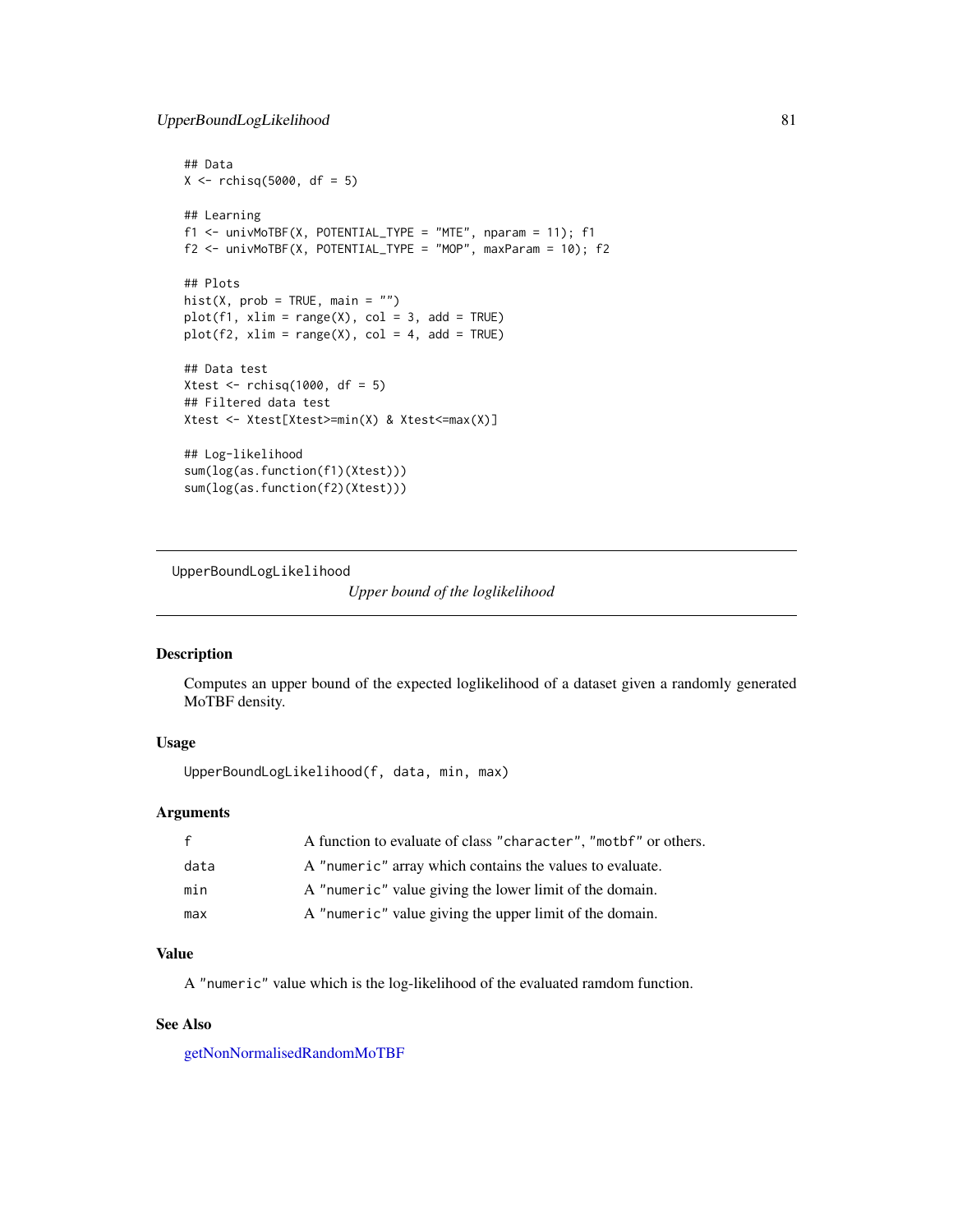```
## Data
X <- rchisq(5000, df = 5)

## Learning
f1 <- univMoTBF(X, POTENTIAL_TYPE = "MTE", nparam = 11); f1
f2 <- univMoTBF(X, POTENTIAL_TYPE = "MOP", maxParam = 10); f2

## Plots
hist(X, prob = TRUE, main = "")
plot(f1, xlim = range(X), col = 3, add = TRUE)
plot(f2, xlim = range(X), col = 4, add = TRUE)

## Data test
Xtest <- rchisq(1000, df = 5)
## Filtered data test
Xtest <- Xtest[Xtest>=min(X) & Xtest<=max(X)]

## Log-likelihood
sum(log(as.function(f1)(Xtest)))
sum(log(as.function(f2)(Xtest)))
```

---

## UpperBoundLogLikelihood

*Upper bound of the loglikelihood*

---

### Description

Computes an upper bound of the expected loglikelihood of a dataset given a randomly generated MoTBF density.

### Usage

```
UpperBoundLogLikelihood(f, data, min, max)
```

### Arguments

| | |
|---|---|
| f | A function to evaluate of class "character", "motbf" or others. |
| data | A "numeric" array which contains the values to evaluate. |
| min | A "numeric" value giving the lower limit of the domain. |
| max | A "numeric" value giving the upper limit of the domain. |

### Value

A "numeric" value which is the log-likelihood of the evaluated ramdom function.

### See Also

getNonNormalisedRandomMoTBF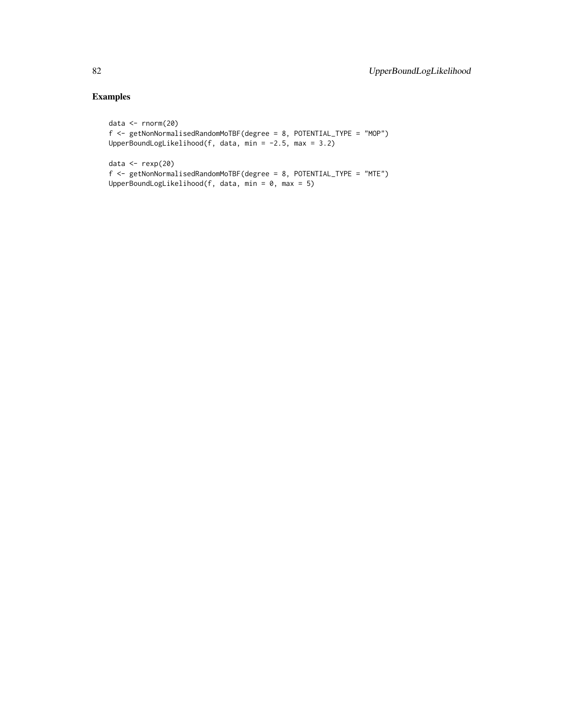## Examples

```
data <- rnorm(20)
f <- getNonNormalisedRandomMoTBF(degree = 8, POTENTIAL_TYPE = "MOP")
UpperBoundLogLikelihood(f, data, min = -2.5, max = 3.2)

data <- rexp(20)
f <- getNonNormalisedRandomMoTBF(degree = 8, POTENTIAL_TYPE = "MTE")
UpperBoundLogLikelihood(f, data, min = 0, max = 5)
```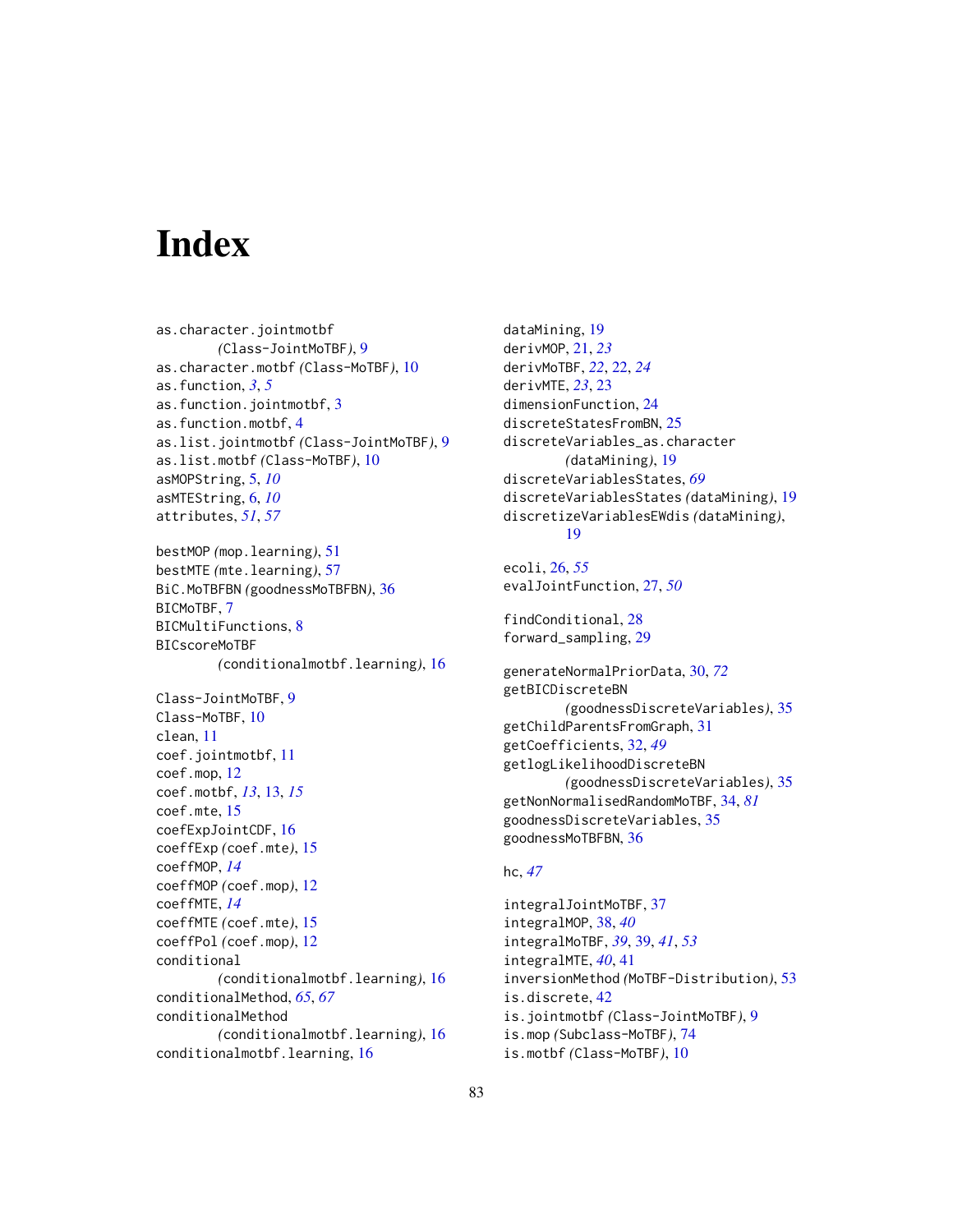# Index

as.character.jointmotbf (Class-JointMoTBF), 9
as.character.motbf (Class-MoTBF), 10
as.function, *3*, *5*
as.function.jointmotbf, 3
as.function.motbf, 4
as.list.jointmotbf (Class-JointMoTBF), 9
as.list.motbf (Class-MoTBF), 10
asMOPString, 5, *10*
asMTEString, 6, *10*
attributes, *51*, *57*

bestMOP (mop.learning), 51
bestMTE (mte.learning), 57
BiC.MoTBFBN (goodnessMoTBFBN), 36
BICMoTBF, 7
BICMultiFunctions, 8
BICscoreMoTBF (conditionalmotbf.learning), 16

Class-JointMoTBF, 9
Class-MoTBF, 10
clean, 11
coef.jointmotbf, 11
coef.mop, 12
coef.motbf, *13*, 13, *15*
coef.mte, 15
coefExpJointCDF, 16
coeffExp (coef.mte), 15
coeffMOP, *14*
coeffMOP (coef.mop), 12
coeffMTE, *14*
coeffMTE (coef.mte), 15
coeffPol (coef.mop), 12
conditional (conditionalmotbf.learning), 16
conditionalMethod, *65*, *67*
conditionalMethod (conditionalmotbf.learning), 16
conditionalmotbf.learning, 16

dataMining, 19
derivMOP, 21, *23*
derivMoTBF, *22*, 22, *24*
derivMTE, *23*, 23
dimensionFunction, 24
discreteStatesFromBN, 25
discreteVariables_as.character (dataMining), 19
discreteVariablesStates, *69*
discreteVariablesStates (dataMining), 19
discretizeVariablesEWdis (dataMining), 19

ecoli, 26, *55*
evalJointFunction, 27, *50*

findConditional, 28
forward_sampling, 29

generateNormalPriorData, 30, *72*
getBICDiscreteBN (goodnessDiscreteVariables), 35
getChildParentsFromGraph, 31
getCoefficients, 32, *49*
getlogLikelihoodDiscreteBN (goodnessDiscreteVariables), 35
getNonNormalisedRandomMoTBF, 34, *81*
goodnessDiscreteVariables, 35
goodnessMoTBFBN, 36

hc, *47*

integralJointMoTBF, 37
integralMOP, 38, *40*
integralMoTBF, *39*, 39, *41*, *53*
integralMTE, *40*, 41
inversionMethod (MoTBF-Distribution), 53
is.discrete, 42
is.jointmotbf (Class-JointMoTBF), 9
is.mop (Subclass-MoTBF), 74
is.motbf (Class-MoTBF), 10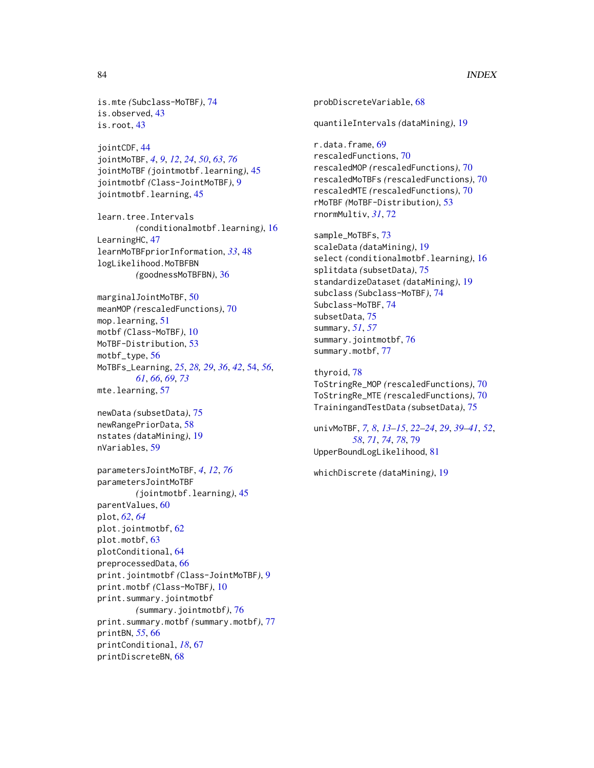is.mte (Subclass-MoTBF), 74
is.observed, 43
is.root, 43

jointCDF, 44
jointMoTBF, *4*, *9*, *12*, *24*, *50*, *63*, *76*
jointMoTBF (jointmotbf.learning), 45
jointmotbf (Class-JointMoTBF), 9
jointmotbf.learning, 45

learn.tree.Intervals
(conditionalmotbf.learning), 16
LearningHC, 47
learnMoTBFpriorInformation, *33*, 48
logLikelihood.MoTBFBN
(goodnessMoTBFBN), 36

marginalJointMoTBF, 50
meanMOP (rescaledFunctions), 70
mop.learning, 51
motbf (Class-MoTBF), 10
MoTBF-Distribution, 53
motbf_type, 56
MoTBFs_Learning, *25*, *28*, *29*, *36*, *42*, 54, *56*, *61*, *66*, *69*, *73*
mte.learning, 57

newData (subsetData), 75
newRangePriorData, 58
nstates (dataMining), 19
nVariables, 59

parametersJointMoTBF, *4*, *12*, *76*
parametersJointMoTBF
(jointmotbf.learning), 45
parentValues, 60
plot, *62*, *64*
plot.jointmotbf, 62
plot.motbf, 63
plotConditional, 64
preprocessedData, 66
print.jointmotbf (Class-JointMoTBF), 9
print.motbf (Class-MoTBF), 10
print.summary.jointmotbf
(summary.jointmotbf), 76
print.summary.motbf (summary.motbf), 77
printBN, *55*, 66
printConditional, *18*, 67
printDiscreteBN, 68

probDiscreteVariable, 68

quantileIntervals (dataMining), 19

r.data.frame, 69
rescaledFunctions, 70
rescaledMOP (rescaledFunctions), 70
rescaledMoTBFs (rescaledFunctions), 70
rescaledMTE (rescaledFunctions), 70
rMoTBF (MoTBF-Distribution), 53
rnormMultiv, *31*, 72

sample_MoTBFs, 73
scaleData (dataMining), 19
select (conditionalmotbf.learning), 16
splitdata (subsetData), 75
standardizeDataset (dataMining), 19
subclass (Subclass-MoTBF), 74
Subclass-MoTBF, 74
subsetData, 75
summary, *51*, *57*
summary.jointmotbf, 76
summary.motbf, 77

thyroid, 78
ToStringRe_MOP (rescaledFunctions), 70
ToStringRe_MTE (rescaledFunctions), 70
TrainingandTestData (subsetData), 75

univMoTBF, *7*, *8*, *13–15*, *22–24*, *29*, *39–41*, *52*, *58*, *71*, *74*, *78*, 79
UpperBoundLogLikelihood, 81

whichDiscrete (dataMining), 19